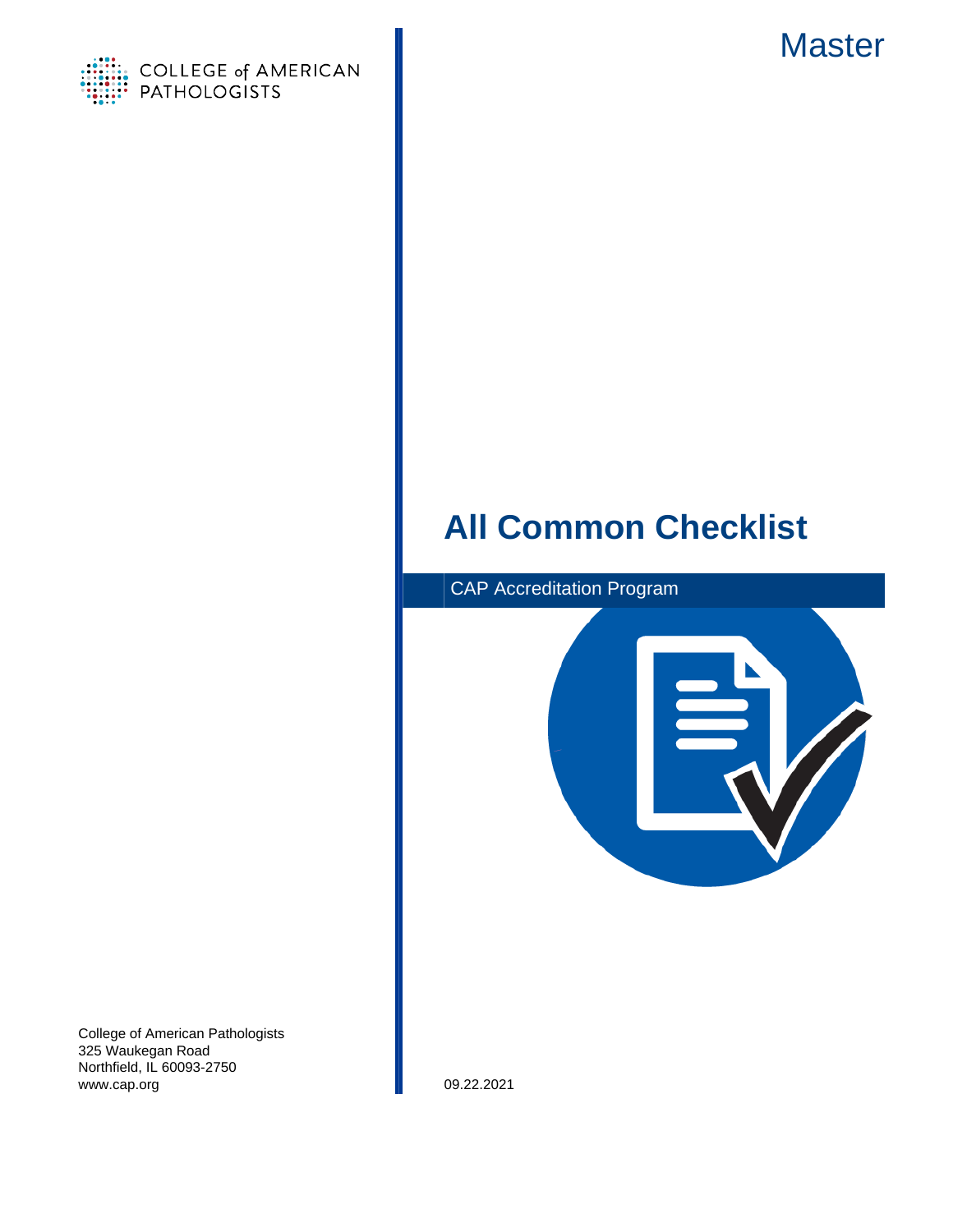COLLEGE of AMERICAN PATHOLOGISTS

Master

# All Common Checklist

CAP Accreditation Program

College of American Pathologists
325 Waukegan Road
Northfield, IL 60093-2750
www.cap.org

09.22.2021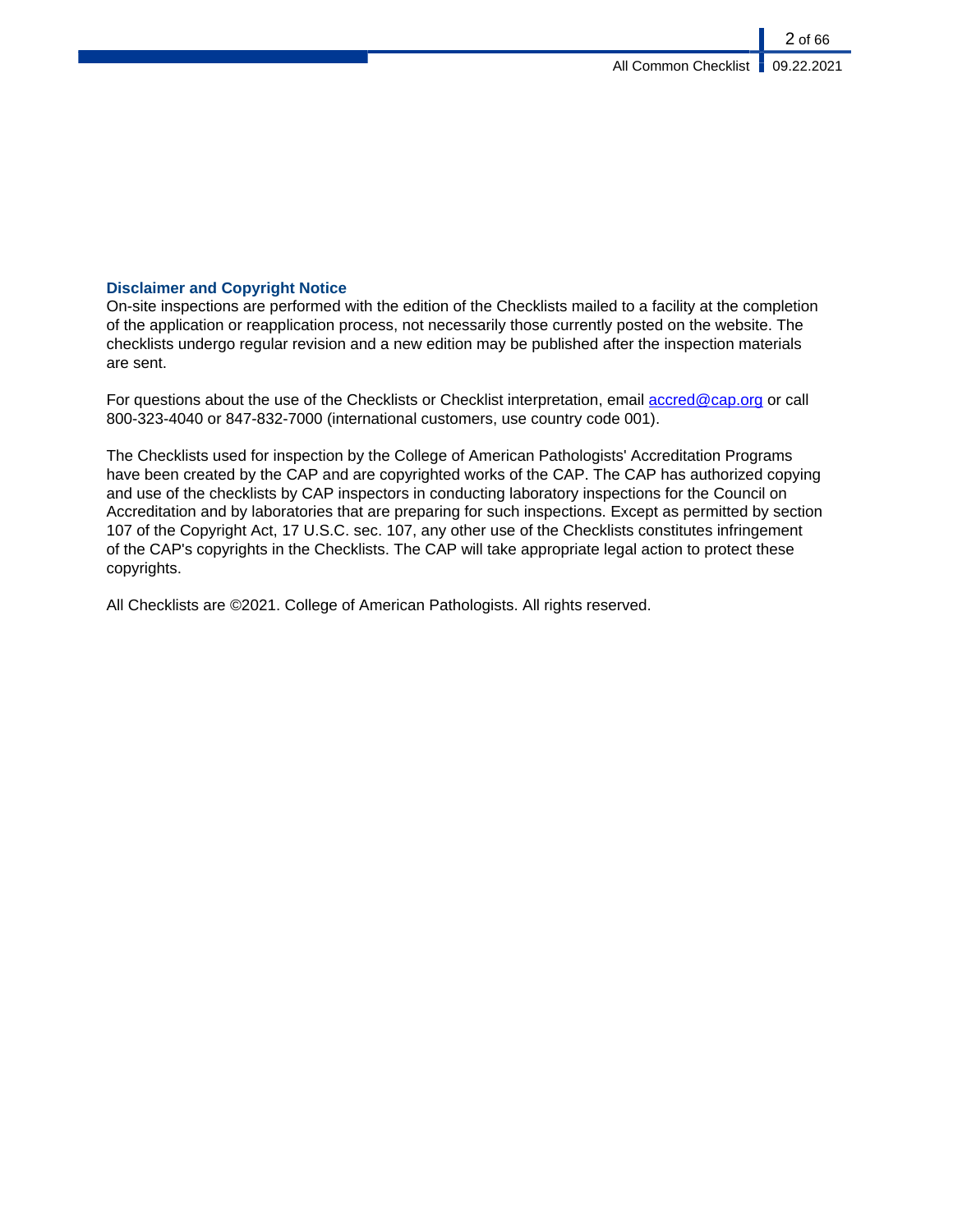## Disclaimer and Copyright Notice

On-site inspections are performed with the edition of the Checklists mailed to a facility at the completion of the application or reapplication process, not necessarily those currently posted on the website. The checklists undergo regular revision and a new edition may be published after the inspection materials are sent.

For questions about the use of the Checklists or Checklist interpretation, email accred@cap.org or call 800-323-4040 or 847-832-7000 (international customers, use country code 001).

The Checklists used for inspection by the College of American Pathologists' Accreditation Programs have been created by the CAP and are copyrighted works of the CAP. The CAP has authorized copying and use of the checklists by CAP inspectors in conducting laboratory inspections for the Council on Accreditation and by laboratories that are preparing for such inspections. Except as permitted by section 107 of the Copyright Act, 17 U.S.C. sec. 107, any other use of the Checklists constitutes infringement of the CAP's copyrights in the Checklists. The CAP will take appropriate legal action to protect these copyrights.

All Checklists are ©2021. College of American Pathologists. All rights reserved.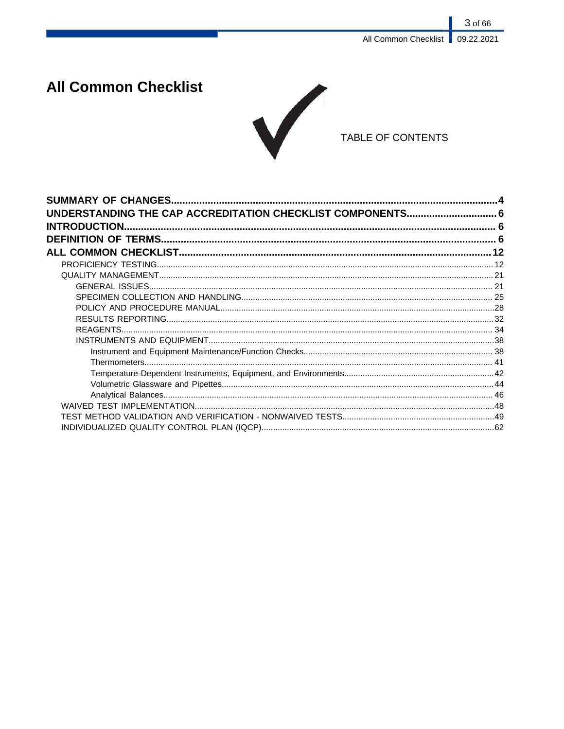# All Common Checklist

TABLE OF CONTENTS

**SUMMARY OF CHANGES....................................................................................................4**
**UNDERSTANDING THE CAP ACCREDITATION CHECKLIST COMPONENTS................................ 6**
**INTRODUCTION.................................................................................................................... 6**
**DEFINITION OF TERMS....................................................................................................... 6**
**ALL COMMON CHECKLIST..................................................................................................12**

- PROFICIENCY TESTING.................................................................................................12
- QUALITY MANAGEMENT...............................................................................................21
  - GENERAL ISSUES.....................................................................................................21
  - SPECIMEN COLLECTION AND HANDLING.................................................................. 25
  - POLICY AND PROCEDURE MANUAL..........................................................................28
  - RESULTS REPORTING.............................................................................................32
  - REAGENTS.............................................................................................................. 34
  - INSTRUMENTS AND EQUIPMENT.............................................................................38
    - Instrument and Equipment Maintenance/Function Checks..................................... 38
    - Thermometers...................................................................................................... 41
    - Temperature-Dependent Instruments, Equipment, and Environments.....................42
    - Volumetric Glassware and Pipettes.........................................................................44
    - Analytical Balances.............................................................................................. 46
- WAIVED TEST IMPLEMENTATION..................................................................................48
- TEST METHOD VALIDATION AND VERIFICATION - NONWAIVED TESTS..........................49
- INDIVIDUALIZED QUALITY CONTROL PLAN (IQCP)........................................................62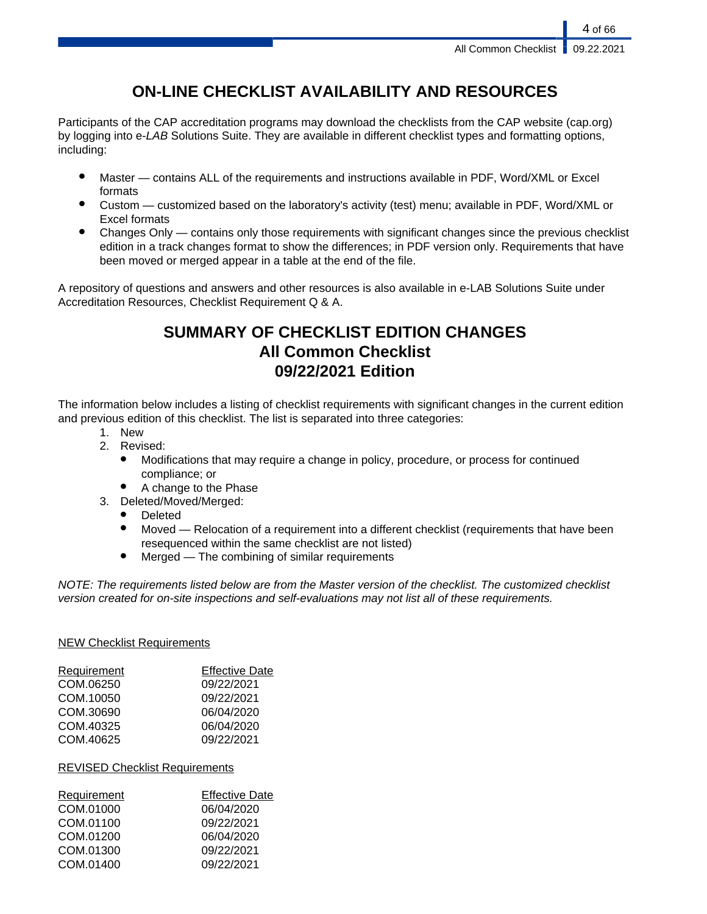# ON-LINE CHECKLIST AVAILABILITY AND RESOURCES

Participants of the CAP accreditation programs may download the checklists from the CAP website (cap.org) by logging into e-*LAB* Solutions Suite. They are available in different checklist types and formatting options, including:

- Master — contains ALL of the requirements and instructions available in PDF, Word/XML or Excel formats
- Custom — customized based on the laboratory's activity (test) menu; available in PDF, Word/XML or Excel formats
- Changes Only — contains only those requirements with significant changes since the previous checklist edition in a track changes format to show the differences; in PDF version only. Requirements that have been moved or merged appear in a table at the end of the file.

A repository of questions and answers and other resources is also available in e-LAB Solutions Suite under Accreditation Resources, Checklist Requirement Q & A.

# SUMMARY OF CHECKLIST EDITION CHANGES
# All Common Checklist
# 09/22/2021 Edition

The information below includes a listing of checklist requirements with significant changes in the current edition and previous edition of this checklist. The list is separated into three categories:

1. New
2. Revised:
   - Modifications that may require a change in policy, procedure, or process for continued compliance; or
   - A change to the Phase
3. Deleted/Moved/Merged:
   - Deleted
   - Moved — Relocation of a requirement into a different checklist (requirements that have been resequenced within the same checklist are not listed)
   - Merged — The combining of similar requirements

*NOTE: The requirements listed below are from the Master version of the checklist. The customized checklist version created for on-site inspections and self-evaluations may not list all of these requirements.*

NEW Checklist Requirements

| Requirement | Effective Date |
|---|---|
| COM.06250 | 09/22/2021 |
| COM.10050 | 09/22/2021 |
| COM.30690 | 06/04/2020 |
| COM.40325 | 06/04/2020 |
| COM.40625 | 09/22/2021 |

REVISED Checklist Requirements

| Requirement | Effective Date |
|---|---|
| COM.01000 | 06/04/2020 |
| COM.01100 | 09/22/2021 |
| COM.01200 | 06/04/2020 |
| COM.01300 | 09/22/2021 |
| COM.01400 | 09/22/2021 |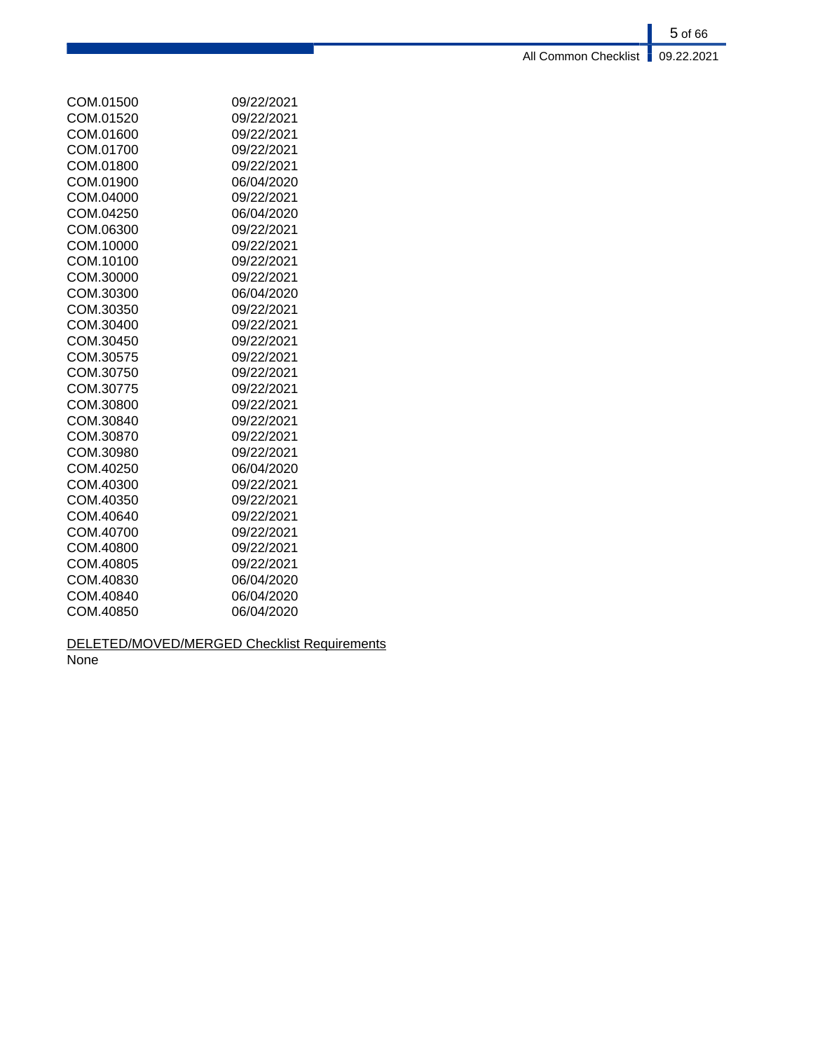| | |
|---|---|
| COM.01500 | 09/22/2021 |
| COM.01520 | 09/22/2021 |
| COM.01600 | 09/22/2021 |
| COM.01700 | 09/22/2021 |
| COM.01800 | 09/22/2021 |
| COM.01900 | 06/04/2020 |
| COM.04000 | 09/22/2021 |
| COM.04250 | 06/04/2020 |
| COM.06300 | 09/22/2021 |
| COM.10000 | 09/22/2021 |
| COM.10100 | 09/22/2021 |
| COM.30000 | 09/22/2021 |
| COM.30300 | 06/04/2020 |
| COM.30350 | 09/22/2021 |
| COM.30400 | 09/22/2021 |
| COM.30450 | 09/22/2021 |
| COM.30575 | 09/22/2021 |
| COM.30750 | 09/22/2021 |
| COM.30775 | 09/22/2021 |
| COM.30800 | 09/22/2021 |
| COM.30840 | 09/22/2021 |
| COM.30870 | 09/22/2021 |
| COM.30980 | 09/22/2021 |
| COM.40250 | 06/04/2020 |
| COM.40300 | 09/22/2021 |
| COM.40350 | 09/22/2021 |
| COM.40640 | 09/22/2021 |
| COM.40700 | 09/22/2021 |
| COM.40800 | 09/22/2021 |
| COM.40805 | 09/22/2021 |
| COM.40830 | 06/04/2020 |
| COM.40840 | 06/04/2020 |
| COM.40850 | 06/04/2020 |

<u>DELETED/MOVED/MERGED Checklist Requirements</u>

None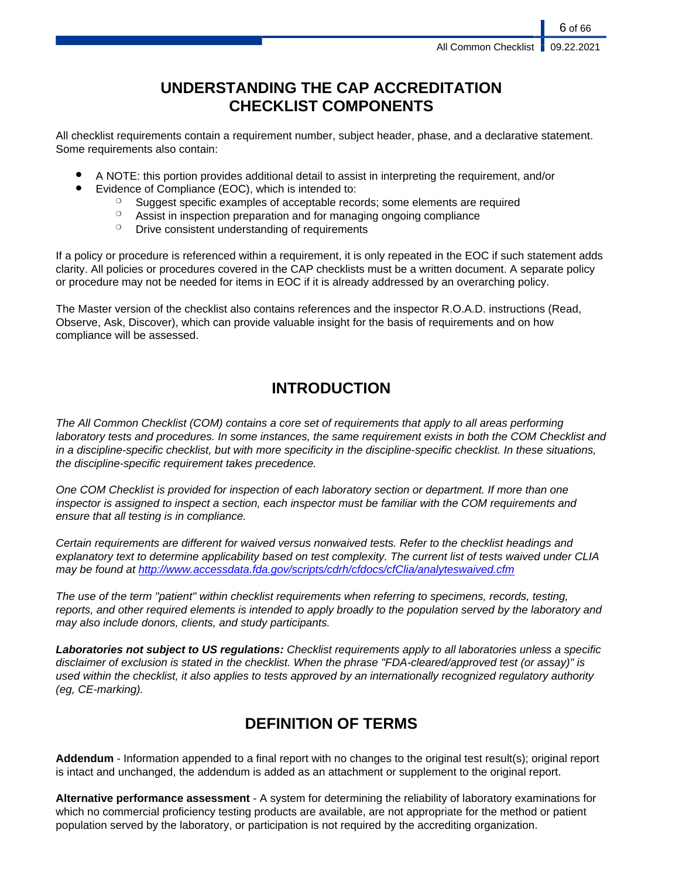# UNDERSTANDING THE CAP ACCREDITATION CHECKLIST COMPONENTS

All checklist requirements contain a requirement number, subject header, phase, and a declarative statement. Some requirements also contain:

- A NOTE: this portion provides additional detail to assist in interpreting the requirement, and/or
- Evidence of Compliance (EOC), which is intended to:
  - Suggest specific examples of acceptable records; some elements are required
  - Assist in inspection preparation and for managing ongoing compliance
  - Drive consistent understanding of requirements

If a policy or procedure is referenced within a requirement, it is only repeated in the EOC if such statement adds clarity. All policies or procedures covered in the CAP checklists must be a written document. A separate policy or procedure may not be needed for items in EOC if it is already addressed by an overarching policy.

The Master version of the checklist also contains references and the inspector R.O.A.D. instructions (Read, Observe, Ask, Discover), which can provide valuable insight for the basis of requirements and on how compliance will be assessed.

# INTRODUCTION

*The All Common Checklist (COM) contains a core set of requirements that apply to all areas performing laboratory tests and procedures. In some instances, the same requirement exists in both the COM Checklist and in a discipline-specific checklist, but with more specificity in the discipline-specific checklist. In these situations, the discipline-specific requirement takes precedence.*

*One COM Checklist is provided for inspection of each laboratory section or department. If more than one inspector is assigned to inspect a section, each inspector must be familiar with the COM requirements and ensure that all testing is in compliance.*

*Certain requirements are different for waived versus nonwaived tests. Refer to the checklist headings and explanatory text to determine applicability based on test complexity. The current list of tests waived under CLIA may be found at [http://www.accessdata.fda.gov/scripts/cdrh/cfdocs/cfClia/analyteswaived.cfm](http://www.accessdata.fda.gov/scripts/cdrh/cfdocs/cfClia/analyteswaived.cfm)*

*The use of the term "patient" within checklist requirements when referring to specimens, records, testing, reports, and other required elements is intended to apply broadly to the population served by the laboratory and may also include donors, clients, and study participants.*

***Laboratories not subject to US regulations:*** *Checklist requirements apply to all laboratories unless a specific disclaimer of exclusion is stated in the checklist. When the phrase "FDA-cleared/approved test (or assay)" is used within the checklist, it also applies to tests approved by an internationally recognized regulatory authority (eg, CE-marking).*

# DEFINITION OF TERMS

**Addendum** - Information appended to a final report with no changes to the original test result(s); original report is intact and unchanged, the addendum is added as an attachment or supplement to the original report.

**Alternative performance assessment** - A system for determining the reliability of laboratory examinations for which no commercial proficiency testing products are available, are not appropriate for the method or patient population served by the laboratory, or participation is not required by the accrediting organization.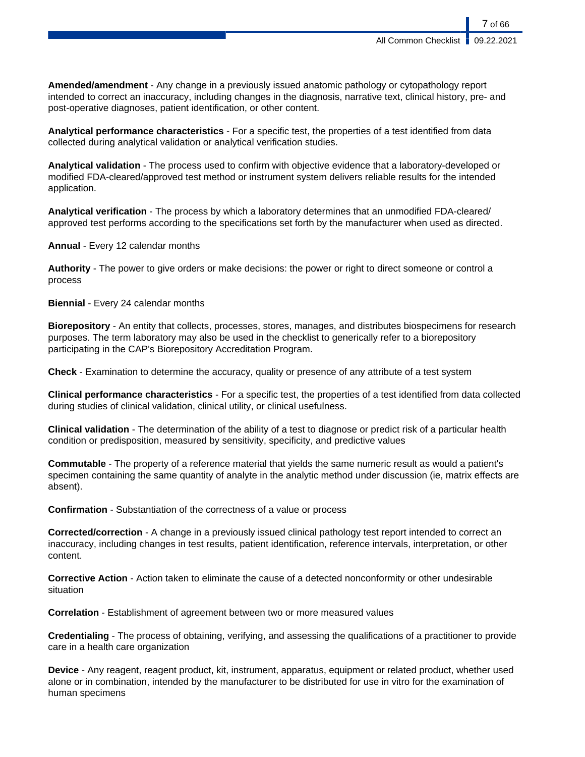**Amended/amendment** - Any change in a previously issued anatomic pathology or cytopathology report intended to correct an inaccuracy, including changes in the diagnosis, narrative text, clinical history, pre- and post-operative diagnoses, patient identification, or other content.

**Analytical performance characteristics** - For a specific test, the properties of a test identified from data collected during analytical validation or analytical verification studies.

**Analytical validation** - The process used to confirm with objective evidence that a laboratory-developed or modified FDA-cleared/approved test method or instrument system delivers reliable results for the intended application.

**Analytical verification** - The process by which a laboratory determines that an unmodified FDA-cleared/ approved test performs according to the specifications set forth by the manufacturer when used as directed.

**Annual** - Every 12 calendar months

**Authority** - The power to give orders or make decisions: the power or right to direct someone or control a process

**Biennial** - Every 24 calendar months

**Biorepository** - An entity that collects, processes, stores, manages, and distributes biospecimens for research purposes. The term laboratory may also be used in the checklist to generically refer to a biorepository participating in the CAP's Biorepository Accreditation Program.

**Check** - Examination to determine the accuracy, quality or presence of any attribute of a test system

**Clinical performance characteristics** - For a specific test, the properties of a test identified from data collected during studies of clinical validation, clinical utility, or clinical usefulness.

**Clinical validation** - The determination of the ability of a test to diagnose or predict risk of a particular health condition or predisposition, measured by sensitivity, specificity, and predictive values

**Commutable** - The property of a reference material that yields the same numeric result as would a patient's specimen containing the same quantity of analyte in the analytic method under discussion (ie, matrix effects are absent).

**Confirmation** - Substantiation of the correctness of a value or process

**Corrected/correction** - A change in a previously issued clinical pathology test report intended to correct an inaccuracy, including changes in test results, patient identification, reference intervals, interpretation, or other content.

**Corrective Action** - Action taken to eliminate the cause of a detected nonconformity or other undesirable situation

**Correlation** - Establishment of agreement between two or more measured values

**Credentialing** - The process of obtaining, verifying, and assessing the qualifications of a practitioner to provide care in a health care organization

**Device** - Any reagent, reagent product, kit, instrument, apparatus, equipment or related product, whether used alone or in combination, intended by the manufacturer to be distributed for use in vitro for the examination of human specimens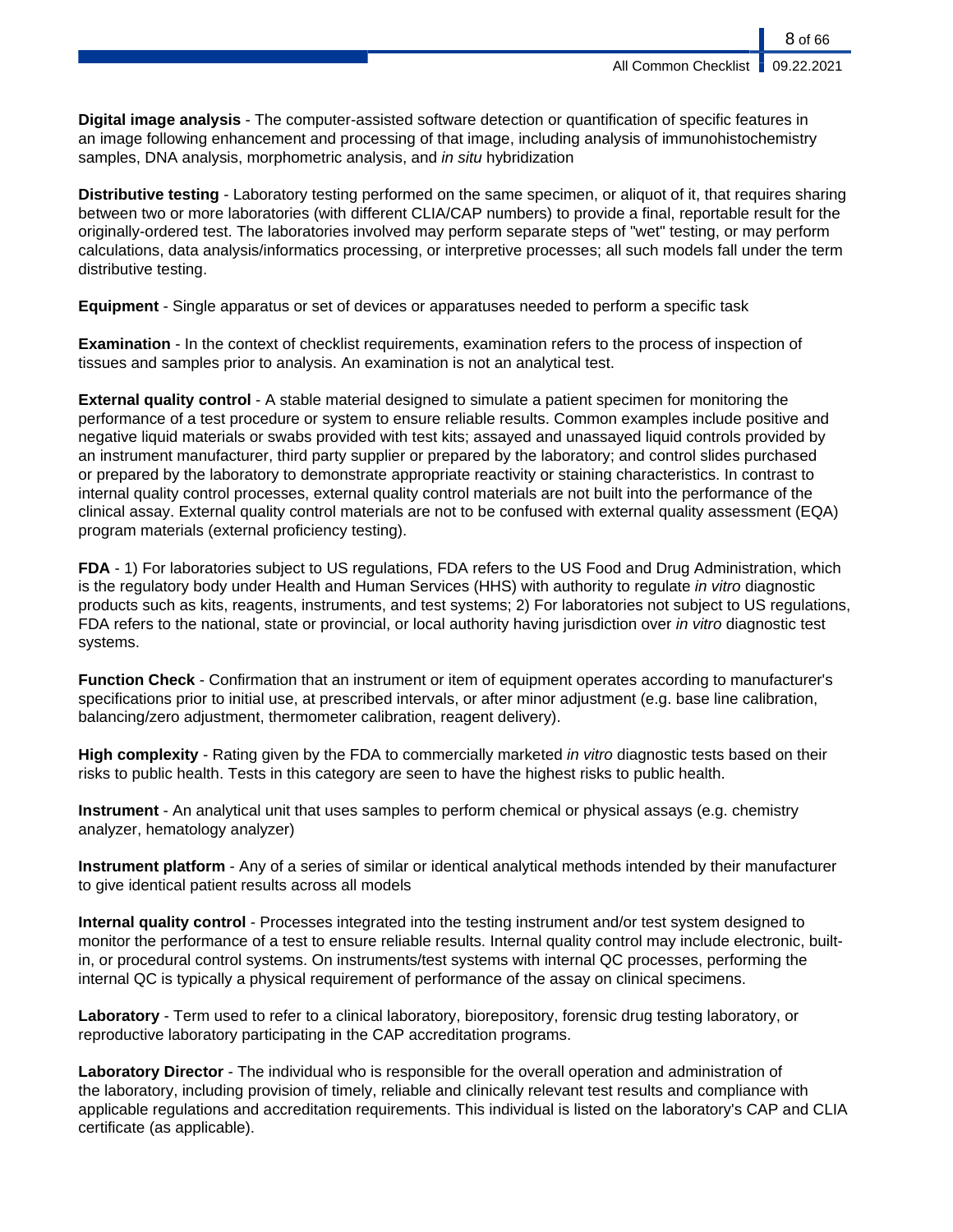**Digital image analysis** - The computer-assisted software detection or quantification of specific features in an image following enhancement and processing of that image, including analysis of immunohistochemistry samples, DNA analysis, morphometric analysis, and *in situ* hybridization

**Distributive testing** - Laboratory testing performed on the same specimen, or aliquot of it, that requires sharing between two or more laboratories (with different CLIA/CAP numbers) to provide a final, reportable result for the originally-ordered test. The laboratories involved may perform separate steps of "wet" testing, or may perform calculations, data analysis/informatics processing, or interpretive processes; all such models fall under the term distributive testing.

**Equipment** - Single apparatus or set of devices or apparatuses needed to perform a specific task

**Examination** - In the context of checklist requirements, examination refers to the process of inspection of tissues and samples prior to analysis. An examination is not an analytical test.

**External quality control** - A stable material designed to simulate a patient specimen for monitoring the performance of a test procedure or system to ensure reliable results. Common examples include positive and negative liquid materials or swabs provided with test kits; assayed and unassayed liquid controls provided by an instrument manufacturer, third party supplier or prepared by the laboratory; and control slides purchased or prepared by the laboratory to demonstrate appropriate reactivity or staining characteristics. In contrast to internal quality control processes, external quality control materials are not built into the performance of the clinical assay. External quality control materials are not to be confused with external quality assessment (EQA) program materials (external proficiency testing).

**FDA** - 1) For laboratories subject to US regulations, FDA refers to the US Food and Drug Administration, which is the regulatory body under Health and Human Services (HHS) with authority to regulate *in vitro* diagnostic products such as kits, reagents, instruments, and test systems; 2) For laboratories not subject to US regulations, FDA refers to the national, state or provincial, or local authority having jurisdiction over *in vitro* diagnostic test systems.

**Function Check** - Confirmation that an instrument or item of equipment operates according to manufacturer's specifications prior to initial use, at prescribed intervals, or after minor adjustment (e.g. base line calibration, balancing/zero adjustment, thermometer calibration, reagent delivery).

**High complexity** - Rating given by the FDA to commercially marketed *in vitro* diagnostic tests based on their risks to public health. Tests in this category are seen to have the highest risks to public health.

**Instrument** - An analytical unit that uses samples to perform chemical or physical assays (e.g. chemistry analyzer, hematology analyzer)

**Instrument platform** - Any of a series of similar or identical analytical methods intended by their manufacturer to give identical patient results across all models

**Internal quality control** - Processes integrated into the testing instrument and/or test system designed to monitor the performance of a test to ensure reliable results. Internal quality control may include electronic, built-in, or procedural control systems. On instruments/test systems with internal QC processes, performing the internal QC is typically a physical requirement of performance of the assay on clinical specimens.

**Laboratory** - Term used to refer to a clinical laboratory, biorepository, forensic drug testing laboratory, or reproductive laboratory participating in the CAP accreditation programs.

**Laboratory Director** - The individual who is responsible for the overall operation and administration of the laboratory, including provision of timely, reliable and clinically relevant test results and compliance with applicable regulations and accreditation requirements. This individual is listed on the laboratory's CAP and CLIA certificate (as applicable).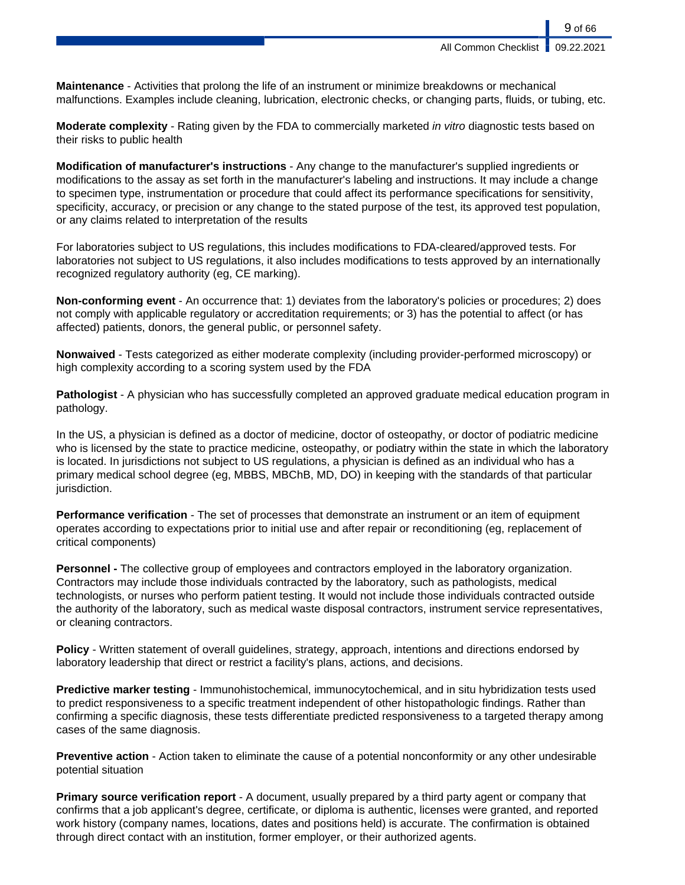**Maintenance** - Activities that prolong the life of an instrument or minimize breakdowns or mechanical malfunctions. Examples include cleaning, lubrication, electronic checks, or changing parts, fluids, or tubing, etc.

**Moderate complexity** - Rating given by the FDA to commercially marketed *in vitro* diagnostic tests based on their risks to public health

**Modification of manufacturer's instructions** - Any change to the manufacturer's supplied ingredients or modifications to the assay as set forth in the manufacturer's labeling and instructions. It may include a change to specimen type, instrumentation or procedure that could affect its performance specifications for sensitivity, specificity, accuracy, or precision or any change to the stated purpose of the test, its approved test population, or any claims related to interpretation of the results

For laboratories subject to US regulations, this includes modifications to FDA-cleared/approved tests. For laboratories not subject to US regulations, it also includes modifications to tests approved by an internationally recognized regulatory authority (eg, CE marking).

**Non-conforming event** - An occurrence that: 1) deviates from the laboratory's policies or procedures; 2) does not comply with applicable regulatory or accreditation requirements; or 3) has the potential to affect (or has affected) patients, donors, the general public, or personnel safety.

**Nonwaived** - Tests categorized as either moderate complexity (including provider-performed microscopy) or high complexity according to a scoring system used by the FDA

**Pathologist** - A physician who has successfully completed an approved graduate medical education program in pathology.

In the US, a physician is defined as a doctor of medicine, doctor of osteopathy, or doctor of podiatric medicine who is licensed by the state to practice medicine, osteopathy, or podiatry within the state in which the laboratory is located. In jurisdictions not subject to US regulations, a physician is defined as an individual who has a primary medical school degree (eg, MBBS, MBChB, MD, DO) in keeping with the standards of that particular jurisdiction.

**Performance verification** - The set of processes that demonstrate an instrument or an item of equipment operates according to expectations prior to initial use and after repair or reconditioning (eg, replacement of critical components)

**Personnel -** The collective group of employees and contractors employed in the laboratory organization. Contractors may include those individuals contracted by the laboratory, such as pathologists, medical technologists, or nurses who perform patient testing. It would not include those individuals contracted outside the authority of the laboratory, such as medical waste disposal contractors, instrument service representatives, or cleaning contractors.

**Policy** - Written statement of overall guidelines, strategy, approach, intentions and directions endorsed by laboratory leadership that direct or restrict a facility's plans, actions, and decisions.

**Predictive marker testing** - Immunohistochemical, immunocytochemical, and in situ hybridization tests used to predict responsiveness to a specific treatment independent of other histopathologic findings. Rather than confirming a specific diagnosis, these tests differentiate predicted responsiveness to a targeted therapy among cases of the same diagnosis.

**Preventive action** - Action taken to eliminate the cause of a potential nonconformity or any other undesirable potential situation

**Primary source verification report** - A document, usually prepared by a third party agent or company that confirms that a job applicant's degree, certificate, or diploma is authentic, licenses were granted, and reported work history (company names, locations, dates and positions held) is accurate. The confirmation is obtained through direct contact with an institution, former employer, or their authorized agents.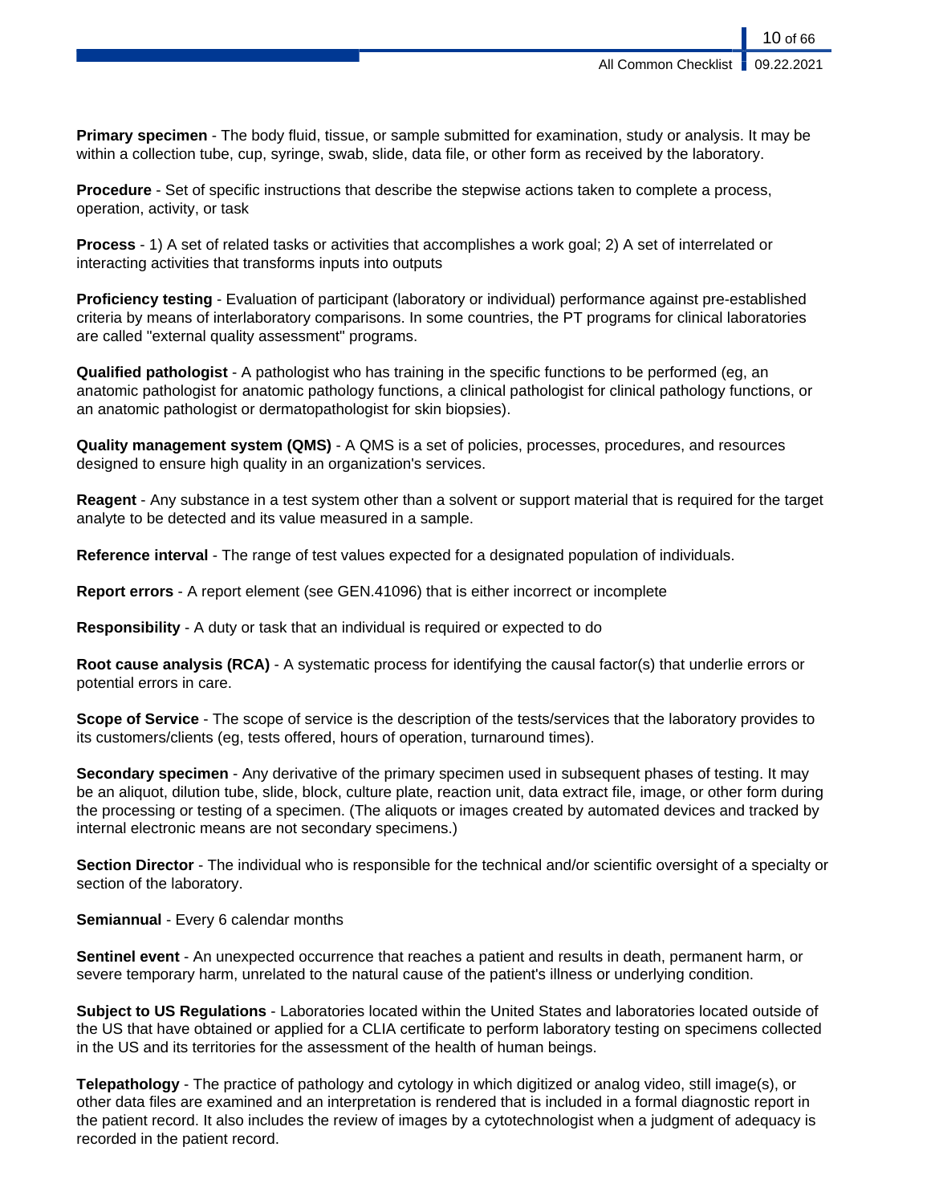**Primary specimen** - The body fluid, tissue, or sample submitted for examination, study or analysis. It may be within a collection tube, cup, syringe, swab, slide, data file, or other form as received by the laboratory.

**Procedure** - Set of specific instructions that describe the stepwise actions taken to complete a process, operation, activity, or task

**Process** - 1) A set of related tasks or activities that accomplishes a work goal; 2) A set of interrelated or interacting activities that transforms inputs into outputs

**Proficiency testing** - Evaluation of participant (laboratory or individual) performance against pre-established criteria by means of interlaboratory comparisons. In some countries, the PT programs for clinical laboratories are called "external quality assessment" programs.

**Qualified pathologist** - A pathologist who has training in the specific functions to be performed (eg, an anatomic pathologist for anatomic pathology functions, a clinical pathologist for clinical pathology functions, or an anatomic pathologist or dermatopathologist for skin biopsies).

**Quality management system (QMS)** - A QMS is a set of policies, processes, procedures, and resources designed to ensure high quality in an organization's services.

**Reagent** - Any substance in a test system other than a solvent or support material that is required for the target analyte to be detected and its value measured in a sample.

**Reference interval** - The range of test values expected for a designated population of individuals.

**Report errors** - A report element (see GEN.41096) that is either incorrect or incomplete

**Responsibility** - A duty or task that an individual is required or expected to do

**Root cause analysis (RCA)** - A systematic process for identifying the causal factor(s) that underlie errors or potential errors in care.

**Scope of Service** - The scope of service is the description of the tests/services that the laboratory provides to its customers/clients (eg, tests offered, hours of operation, turnaround times).

**Secondary specimen** - Any derivative of the primary specimen used in subsequent phases of testing. It may be an aliquot, dilution tube, slide, block, culture plate, reaction unit, data extract file, image, or other form during the processing or testing of a specimen. (The aliquots or images created by automated devices and tracked by internal electronic means are not secondary specimens.)

**Section Director** - The individual who is responsible for the technical and/or scientific oversight of a specialty or section of the laboratory.

**Semiannual** - Every 6 calendar months

**Sentinel event** - An unexpected occurrence that reaches a patient and results in death, permanent harm, or severe temporary harm, unrelated to the natural cause of the patient's illness or underlying condition.

**Subject to US Regulations** - Laboratories located within the United States and laboratories located outside of the US that have obtained or applied for a CLIA certificate to perform laboratory testing on specimens collected in the US and its territories for the assessment of the health of human beings.

**Telepathology** - The practice of pathology and cytology in which digitized or analog video, still image(s), or other data files are examined and an interpretation is rendered that is included in a formal diagnostic report in the patient record. It also includes the review of images by a cytotechnologist when a judgment of adequacy is recorded in the patient record.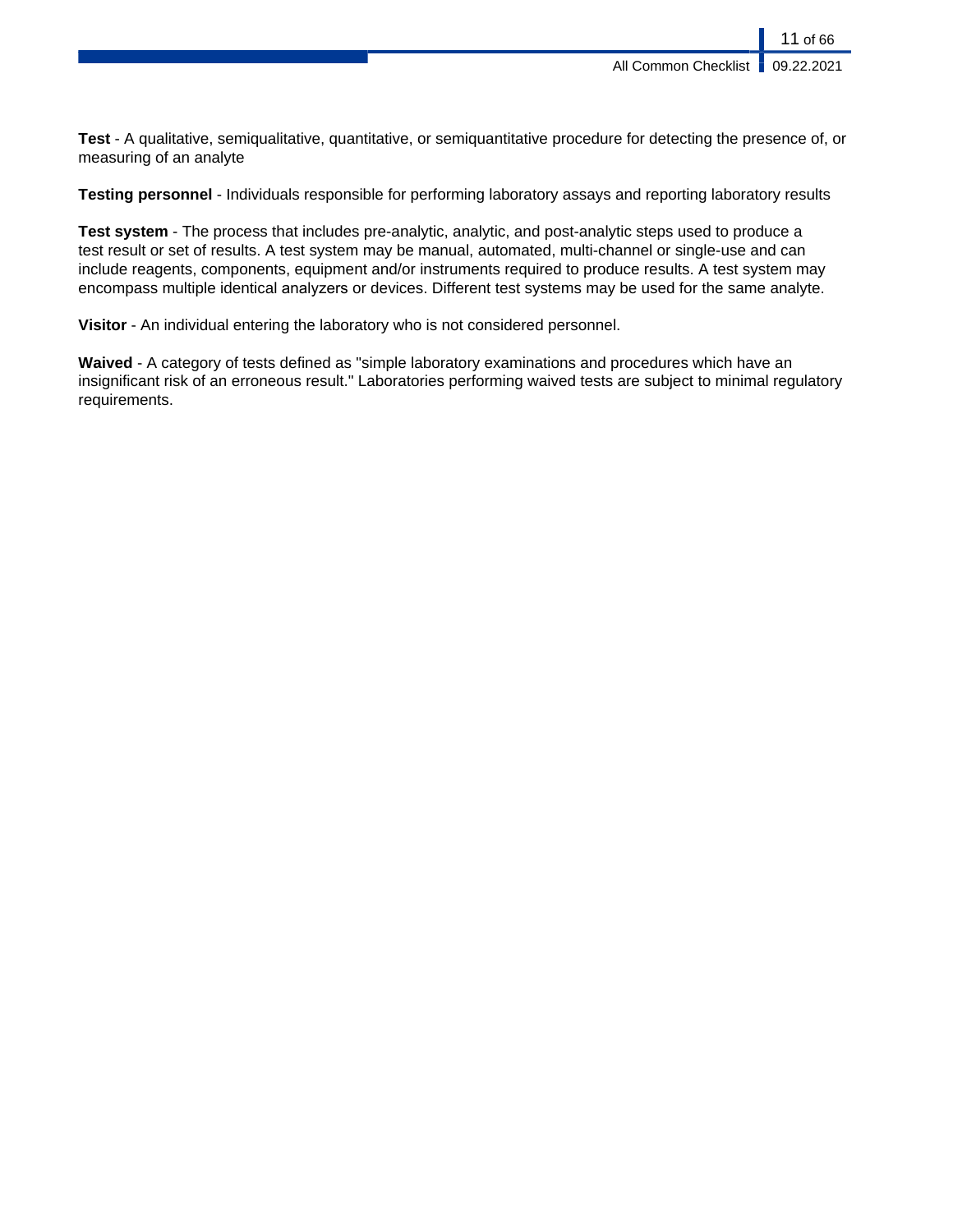**Test** - A qualitative, semiqualitative, quantitative, or semiquantitative procedure for detecting the presence of, or measuring of an analyte

**Testing personnel** - Individuals responsible for performing laboratory assays and reporting laboratory results

**Test system** - The process that includes pre-analytic, analytic, and post-analytic steps used to produce a test result or set of results. A test system may be manual, automated, multi-channel or single-use and can include reagents, components, equipment and/or instruments required to produce results. A test system may encompass multiple identical analyzers or devices. Different test systems may be used for the same analyte.

**Visitor** - An individual entering the laboratory who is not considered personnel.

**Waived** - A category of tests defined as "simple laboratory examinations and procedures which have an insignificant risk of an erroneous result." Laboratories performing waived tests are subject to minimal regulatory requirements.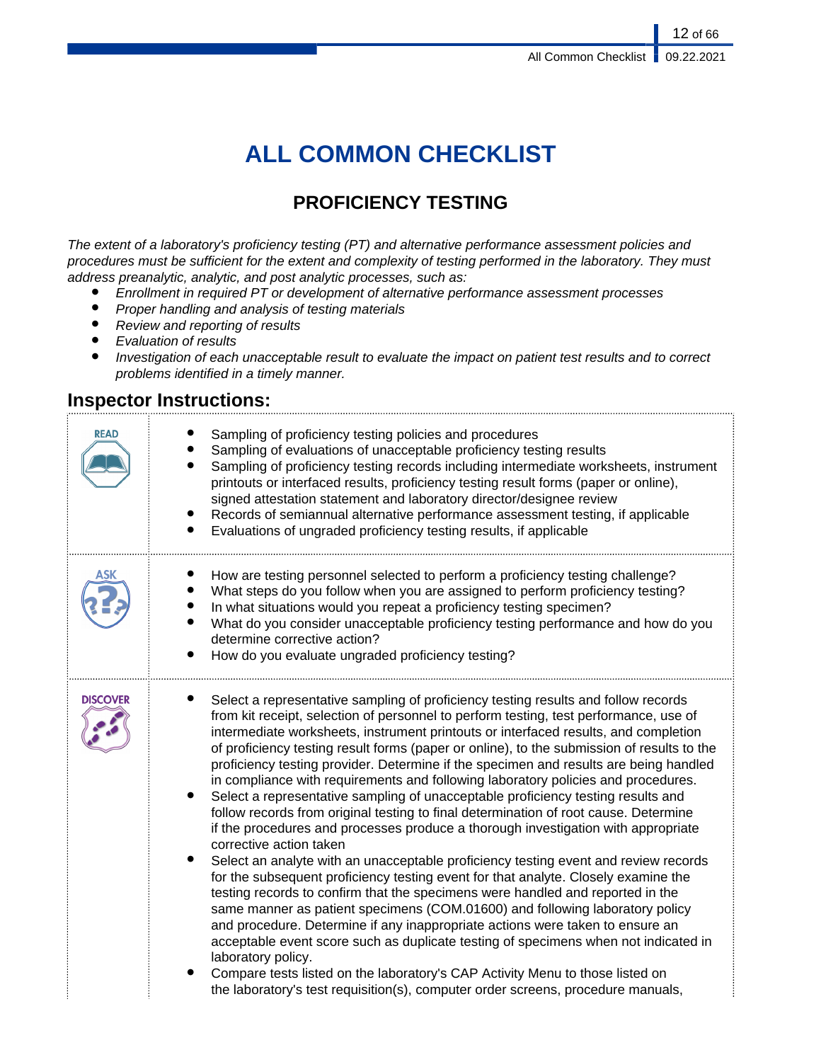# ALL COMMON CHECKLIST

## PROFICIENCY TESTING

*The extent of a laboratory's proficiency testing (PT) and alternative performance assessment policies and procedures must be sufficient for the extent and complexity of testing performed in the laboratory. They must address preanalytic, analytic, and post analytic processes, such as:*

- *Enrollment in required PT or development of alternative performance assessment processes*
- *Proper handling and analysis of testing materials*
- *Review and reporting of results*
- *Evaluation of results*
- *Investigation of each unacceptable result to evaluate the impact on patient test results and to correct problems identified in a timely manner.*

### Inspector Instructions:

| | |
|---|---|
| READ | • Sampling of proficiency testing policies and procedures<br>• Sampling of evaluations of unacceptable proficiency testing results<br>• Sampling of proficiency testing records including intermediate worksheets, instrument printouts or interfaced results, proficiency testing result forms (paper or online), signed attestation statement and laboratory director/designee review<br>• Records of semiannual alternative performance assessment testing, if applicable<br>• Evaluations of ungraded proficiency testing results, if applicable |
| ASK | • How are testing personnel selected to perform a proficiency testing challenge?<br>• What steps do you follow when you are assigned to perform proficiency testing?<br>• In what situations would you repeat a proficiency testing specimen?<br>• What do you consider unacceptable proficiency testing performance and how do you determine corrective action?<br>• How do you evaluate ungraded proficiency testing? |
| DISCOVER | • Select a representative sampling of proficiency testing results and follow records from kit receipt, selection of personnel to perform testing, test performance, use of intermediate worksheets, instrument printouts or interfaced results, and completion of proficiency testing result forms (paper or online), to the submission of results to the proficiency testing provider. Determine if the specimen and results are being handled in compliance with requirements and following laboratory policies and procedures.<br>• Select a representative sampling of unacceptable proficiency testing results and follow records from original testing to final determination of root cause. Determine if the procedures and processes produce a thorough investigation with appropriate corrective action taken<br>• Select an analyte with an unacceptable proficiency testing event and review records for the subsequent proficiency testing event for that analyte. Closely examine the testing records to confirm that the specimens were handled and reported in the same manner as patient specimens (COM.01600) and following laboratory policy and procedure. Determine if any inappropriate actions were taken to ensure an acceptable event score such as duplicate testing of specimens when not indicated in laboratory policy.<br>• Compare tests listed on the laboratory's CAP Activity Menu to those listed on the laboratory's test requisition(s), computer order screens, procedure manuals, |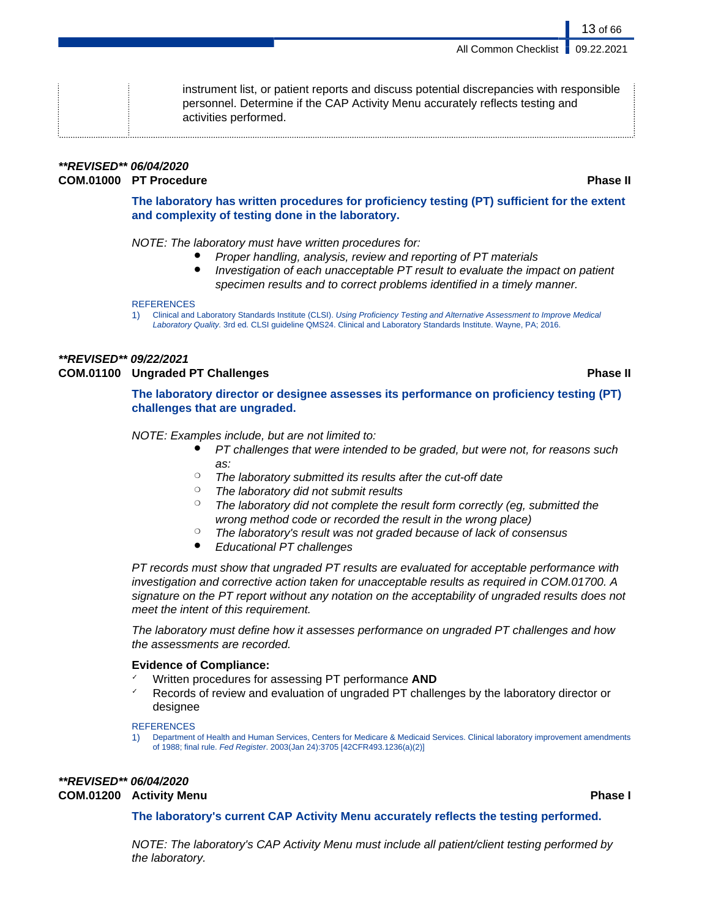instrument list, or patient reports and discuss potential discrepancies with responsible personnel. Determine if the CAP Activity Menu accurately reflects testing and activities performed.

***\*\*REVISED\*\* 06/04/2020***

**COM.01000 PT Procedure** **Phase II**

**The laboratory has written procedures for proficiency testing (PT) sufficient for the extent and complexity of testing done in the laboratory.**

*NOTE: The laboratory must have written procedures for:*

- *Proper handling, analysis, review and reporting of PT materials*
- *Investigation of each unacceptable PT result to evaluate the impact on patient specimen results and to correct problems identified in a timely manner.*

REFERENCES

1) Clinical and Laboratory Standards Institute (CLSI). *Using Proficiency Testing and Alternative Assessment to Improve Medical Laboratory Quality*. 3rd ed. CLSI guideline QMS24. Clinical and Laboratory Standards Institute. Wayne, PA; 2016.

***\*\*REVISED\*\* 09/22/2021***

**COM.01100 Ungraded PT Challenges** **Phase II**

**The laboratory director or designee assesses its performance on proficiency testing (PT) challenges that are ungraded.**

*NOTE: Examples include, but are not limited to:*

- *PT challenges that were intended to be graded, but were not, for reasons such as:*
  - *The laboratory submitted its results after the cut-off date*
  - *The laboratory did not submit results*
  - *The laboratory did not complete the result form correctly (eg, submitted the wrong method code or recorded the result in the wrong place)*
  - *The laboratory's result was not graded because of lack of consensus*
- *Educational PT challenges*

*PT records must show that ungraded PT results are evaluated for acceptable performance with investigation and corrective action taken for unacceptable results as required in COM.01700. A signature on the PT report without any notation on the acceptability of ungraded results does not meet the intent of this requirement.*

*The laboratory must define how it assesses performance on ungraded PT challenges and how the assessments are recorded.*

**Evidence of Compliance:**

- ✓ Written procedures for assessing PT performance **AND**
- ✓ Records of review and evaluation of ungraded PT challenges by the laboratory director or designee

REFERENCES

1) Department of Health and Human Services, Centers for Medicare & Medicaid Services. Clinical laboratory improvement amendments of 1988; final rule. *Fed Register*. 2003(Jan 24):3705 [42CFR493.1236(a)(2)]

***\*\*REVISED\*\* 06/04/2020***

**COM.01200 Activity Menu** **Phase I**

**The laboratory's current CAP Activity Menu accurately reflects the testing performed.**

*NOTE: The laboratory's CAP Activity Menu must include all patient/client testing performed by the laboratory.*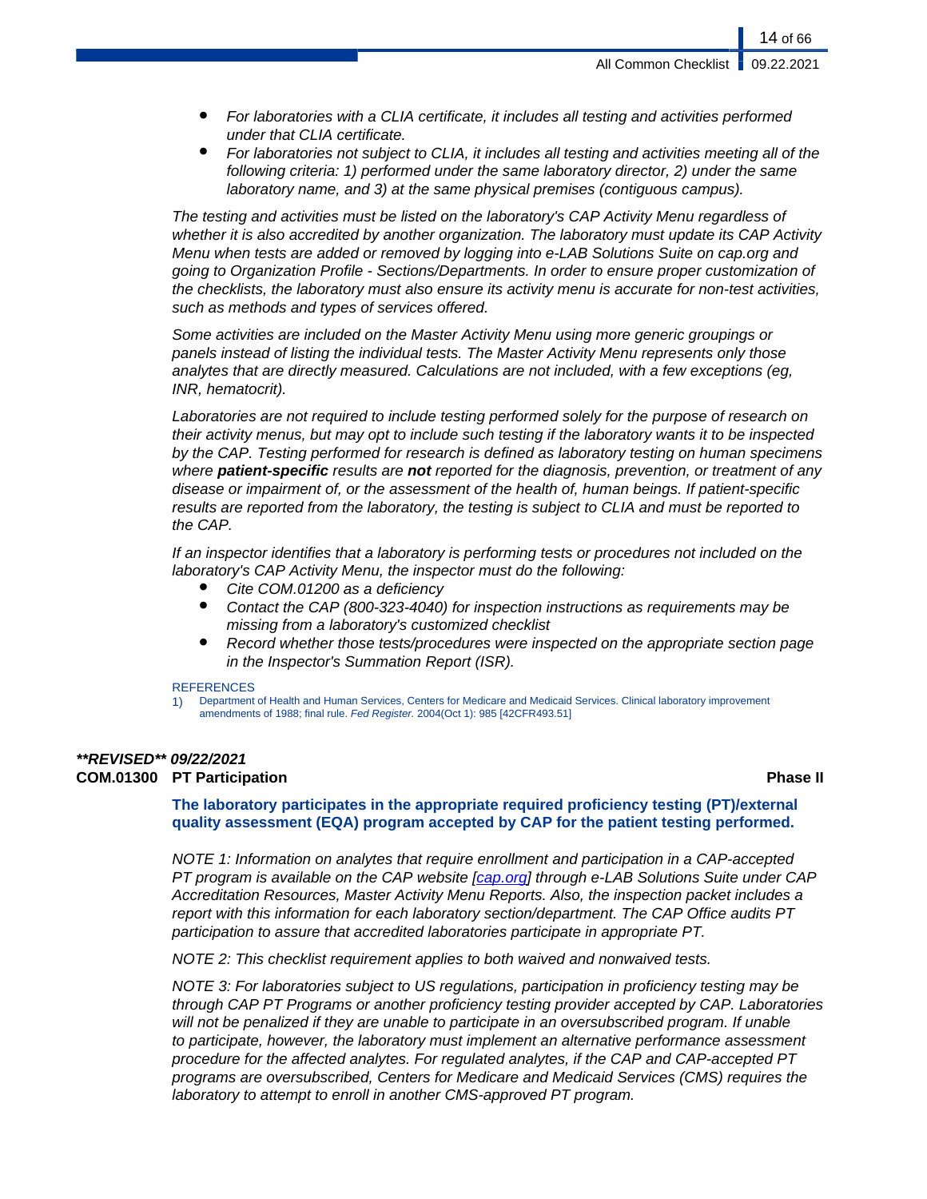- *For laboratories with a CLIA certificate, it includes all testing and activities performed under that CLIA certificate.*
- *For laboratories not subject to CLIA, it includes all testing and activities meeting all of the following criteria: 1) performed under the same laboratory director, 2) under the same laboratory name, and 3) at the same physical premises (contiguous campus).*

*The testing and activities must be listed on the laboratory's CAP Activity Menu regardless of whether it is also accredited by another organization. The laboratory must update its CAP Activity Menu when tests are added or removed by logging into e-LAB Solutions Suite on cap.org and going to Organization Profile - Sections/Departments. In order to ensure proper customization of the checklists, the laboratory must also ensure its activity menu is accurate for non-test activities, such as methods and types of services offered.*

*Some activities are included on the Master Activity Menu using more generic groupings or panels instead of listing the individual tests. The Master Activity Menu represents only those analytes that are directly measured. Calculations are not included, with a few exceptions (eg, INR, hematocrit).*

*Laboratories are not required to include testing performed solely for the purpose of research on their activity menus, but may opt to include such testing if the laboratory wants it to be inspected by the CAP. Testing performed for research is defined as laboratory testing on human specimens where **patient-specific** results are **not** reported for the diagnosis, prevention, or treatment of any disease or impairment of, or the assessment of the health of, human beings. If patient-specific results are reported from the laboratory, the testing is subject to CLIA and must be reported to the CAP.*

*If an inspector identifies that a laboratory is performing tests or procedures not included on the laboratory's CAP Activity Menu, the inspector must do the following:*

- *Cite COM.01200 as a deficiency*
- *Contact the CAP (800-323-4040) for inspection instructions as requirements may be missing from a laboratory's customized checklist*
- *Record whether those tests/procedures were inspected on the appropriate section page in the Inspector's Summation Report (ISR).*

REFERENCES

1) Department of Health and Human Services, Centers for Medicare and Medicaid Services. Clinical laboratory improvement amendments of 1988; final rule. *Fed Register.* 2004(Oct 1): 985 [42CFR493.51]

***\*\*REVISED\*\* 09/22/2021***

**COM.01300 PT Participation** — **Phase II**

**The laboratory participates in the appropriate required proficiency testing (PT)/external quality assessment (EQA) program accepted by CAP for the patient testing performed.**

*NOTE 1: Information on analytes that require enrollment and participation in a CAP-accepted PT program is available on the CAP website [cap.org] through e-LAB Solutions Suite under CAP Accreditation Resources, Master Activity Menu Reports. Also, the inspection packet includes a report with this information for each laboratory section/department. The CAP Office audits PT participation to assure that accredited laboratories participate in appropriate PT.*

*NOTE 2: This checklist requirement applies to both waived and nonwaived tests.*

*NOTE 3: For laboratories subject to US regulations, participation in proficiency testing may be through CAP PT Programs or another proficiency testing provider accepted by CAP. Laboratories will not be penalized if they are unable to participate in an oversubscribed program. If unable to participate, however, the laboratory must implement an alternative performance assessment procedure for the affected analytes. For regulated analytes, if the CAP and CAP-accepted PT programs are oversubscribed, Centers for Medicare and Medicaid Services (CMS) requires the laboratory to attempt to enroll in another CMS-approved PT program.*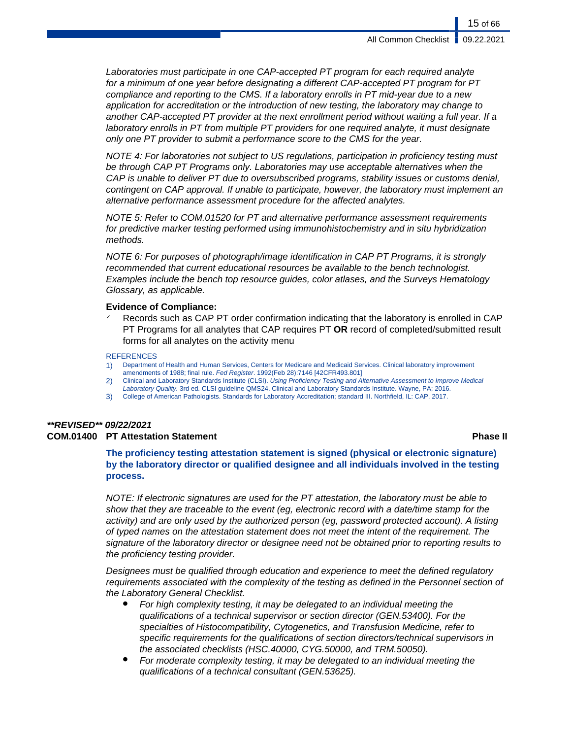*Laboratories must participate in one CAP-accepted PT program for each required analyte for a minimum of one year before designating a different CAP-accepted PT program for PT compliance and reporting to the CMS. If a laboratory enrolls in PT mid-year due to a new application for accreditation or the introduction of new testing, the laboratory may change to another CAP-accepted PT provider at the next enrollment period without waiting a full year. If a laboratory enrolls in PT from multiple PT providers for one required analyte, it must designate only one PT provider to submit a performance score to the CMS for the year.*

*NOTE 4: For laboratories not subject to US regulations, participation in proficiency testing must be through CAP PT Programs only. Laboratories may use acceptable alternatives when the CAP is unable to deliver PT due to oversubscribed programs, stability issues or customs denial, contingent on CAP approval. If unable to participate, however, the laboratory must implement an alternative performance assessment procedure for the affected analytes.*

*NOTE 5: Refer to COM.01520 for PT and alternative performance assessment requirements for predictive marker testing performed using immunohistochemistry and in situ hybridization methods.*

*NOTE 6: For purposes of photograph/image identification in CAP PT Programs, it is strongly recommended that current educational resources be available to the bench technologist. Examples include the bench top resource guides, color atlases, and the Surveys Hematology Glossary, as applicable.*

**Evidence of Compliance:**

- ✓ Records such as CAP PT order confirmation indicating that the laboratory is enrolled in CAP PT Programs for all analytes that CAP requires PT **OR** record of completed/submitted result forms for all analytes on the activity menu

REFERENCES

1) Department of Health and Human Services, Centers for Medicare and Medicaid Services. Clinical laboratory improvement amendments of 1988; final rule. *Fed Register*. 1992(Feb 28):7146 [42CFR493.801]
2) Clinical and Laboratory Standards Institute (CLSI). *Using Proficiency Testing and Alternative Assessment to Improve Medical Laboratory Quality.* 3rd ed. CLSI guideline QMS24. Clinical and Laboratory Standards Institute. Wayne, PA; 2016.
3) College of American Pathologists. Standards for Laboratory Accreditation; standard III. Northfield, IL: CAP, 2017.

***\*\*REVISED\*\* 09/22/2021***

**COM.01400 PT Attestation Statement** **Phase II**

**The proficiency testing attestation statement is signed (physical or electronic signature) by the laboratory director or qualified designee and all individuals involved in the testing process.**

*NOTE: If electronic signatures are used for the PT attestation, the laboratory must be able to show that they are traceable to the event (eg, electronic record with a date/time stamp for the activity) and are only used by the authorized person (eg, password protected account). A listing of typed names on the attestation statement does not meet the intent of the requirement. The signature of the laboratory director or designee need not be obtained prior to reporting results to the proficiency testing provider.*

*Designees must be qualified through education and experience to meet the defined regulatory requirements associated with the complexity of the testing as defined in the Personnel section of the Laboratory General Checklist.*

- *For high complexity testing, it may be delegated to an individual meeting the qualifications of a technical supervisor or section director (GEN.53400). For the specialties of Histocompatibility, Cytogenetics, and Transfusion Medicine, refer to specific requirements for the qualifications of section directors/technical supervisors in the associated checklists (HSC.40000, CYG.50000, and TRM.50050).*
- *For moderate complexity testing, it may be delegated to an individual meeting the qualifications of a technical consultant (GEN.53625).*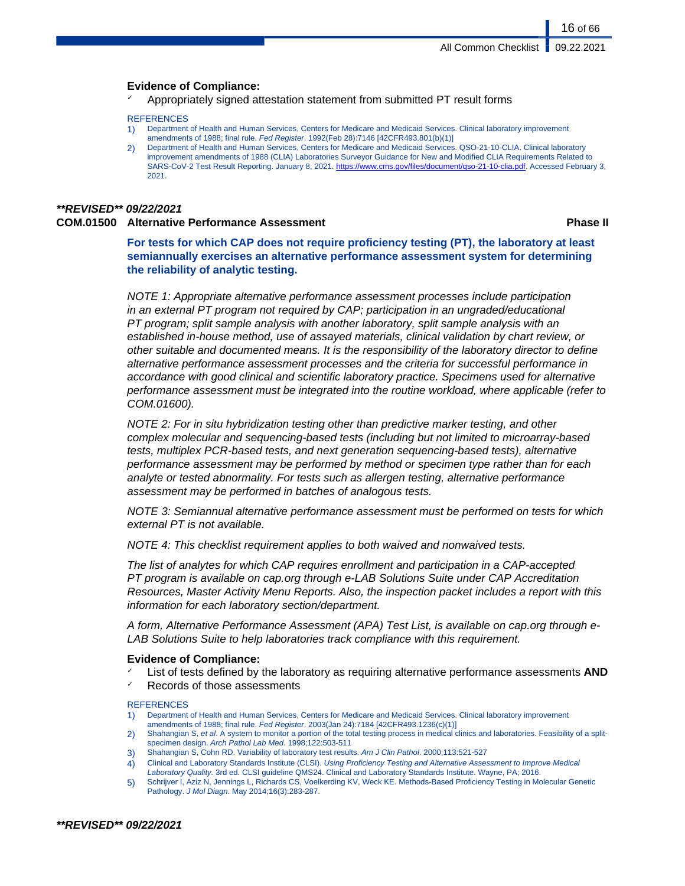**Evidence of Compliance:**

- ✓ Appropriately signed attestation statement from submitted PT result forms

REFERENCES

1) Department of Health and Human Services, Centers for Medicare and Medicaid Services. Clinical laboratory improvement amendments of 1988; final rule. *Fed Register*. 1992(Feb 28):7146 [42CFR493.801(b)(1)]
2) Department of Health and Human Services, Centers for Medicare and Medicaid Services. QSO-21-10-CLIA. Clinical laboratory improvement amendments of 1988 (CLIA) Laboratories Surveyor Guidance for New and Modified CLIA Requirements Related to SARS-CoV-2 Test Result Reporting. January 8, 2021. https://www.cms.gov/files/document/qso-21-10-clia.pdf. Accessed February 3, 2021.

***\*\*REVISED\*\* 09/22/2021***

### COM.01500 Alternative Performance Assessment — Phase II

**For tests for which CAP does not require proficiency testing (PT), the laboratory at least semiannually exercises an alternative performance assessment system for determining the reliability of analytic testing.**

*NOTE 1: Appropriate alternative performance assessment processes include participation in an external PT program not required by CAP; participation in an ungraded/educational PT program; split sample analysis with another laboratory, split sample analysis with an established in-house method, use of assayed materials, clinical validation by chart review, or other suitable and documented means. It is the responsibility of the laboratory director to define alternative performance assessment processes and the criteria for successful performance in accordance with good clinical and scientific laboratory practice. Specimens used for alternative performance assessment must be integrated into the routine workload, where applicable (refer to COM.01600).*

*NOTE 2: For in situ hybridization testing other than predictive marker testing, and other complex molecular and sequencing-based tests (including but not limited to microarray-based tests, multiplex PCR-based tests, and next generation sequencing-based tests), alternative performance assessment may be performed by method or specimen type rather than for each analyte or tested abnormality. For tests such as allergen testing, alternative performance assessment may be performed in batches of analogous tests.*

*NOTE 3: Semiannual alternative performance assessment must be performed on tests for which external PT is not available.*

*NOTE 4: This checklist requirement applies to both waived and nonwaived tests.*

*The list of analytes for which CAP requires enrollment and participation in a CAP-accepted PT program is available on cap.org through e-LAB Solutions Suite under CAP Accreditation Resources, Master Activity Menu Reports. Also, the inspection packet includes a report with this information for each laboratory section/department.*

*A form, Alternative Performance Assessment (APA) Test List, is available on cap.org through e-LAB Solutions Suite to help laboratories track compliance with this requirement.*

**Evidence of Compliance:**

- ✓ List of tests defined by the laboratory as requiring alternative performance assessments **AND**
- ✓ Records of those assessments

REFERENCES

1) Department of Health and Human Services, Centers for Medicare and Medicaid Services. Clinical laboratory improvement amendments of 1988; final rule. *Fed Register*. 2003(Jan 24):7184 [42CFR493.1236(c)(1)]
2) Shahangian S, *et al*. A system to monitor a portion of the total testing process in medical clinics and laboratories. Feasibility of a split-specimen design. *Arch Pathol Lab Med*. 1998;122:503-511
3) Shahangian S, Cohn RD. Variability of laboratory test results. *Am J Clin Pathol*. 2000;113:521-527
4) Clinical and Laboratory Standards Institute (CLSI). *Using Proficiency Testing and Alternative Assessment to Improve Medical Laboratory Quality*. 3rd ed. CLSI guideline QMS24. Clinical and Laboratory Standards Institute. Wayne, PA; 2016.
5) Schrijver I, Aziz N, Jennings L, Richards CS, Voelkerding KV, Weck KE. Methods-Based Proficiency Testing in Molecular Genetic Pathology. *J Mol Diagn*. May 2014;16(3):283-287.

***\*\*REVISED\*\* 09/22/2021***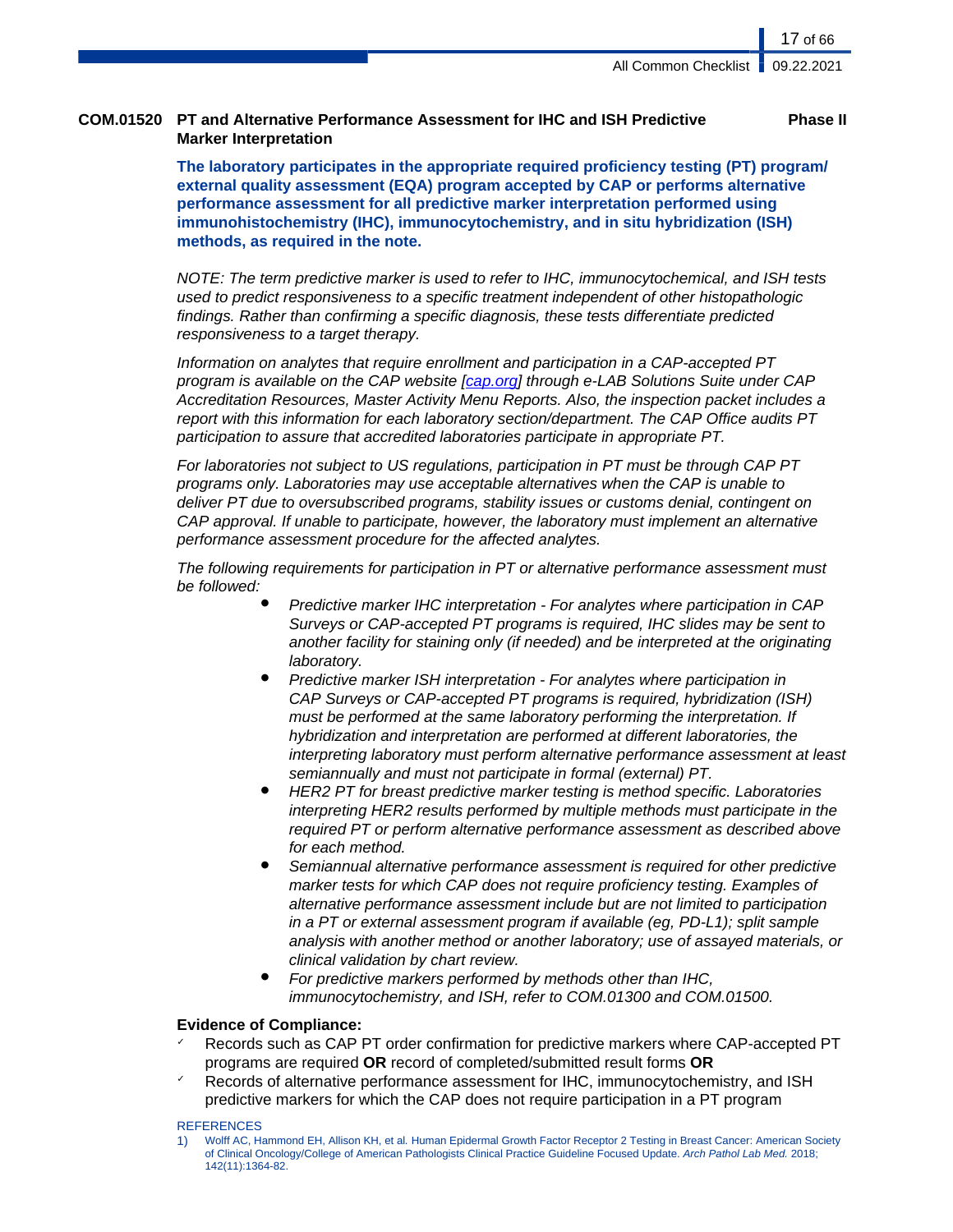**COM.01520 PT and Alternative Performance Assessment for IHC and ISH Predictive Marker Interpretation** **Phase II**

**The laboratory participates in the appropriate required proficiency testing (PT) program/ external quality assessment (EQA) program accepted by CAP or performs alternative performance assessment for all predictive marker interpretation performed using immunohistochemistry (IHC), immunocytochemistry, and in situ hybridization (ISH) methods, as required in the note.**

*NOTE: The term predictive marker is used to refer to IHC, immunocytochemical, and ISH tests used to predict responsiveness to a specific treatment independent of other histopathologic findings. Rather than confirming a specific diagnosis, these tests differentiate predicted responsiveness to a target therapy.*

*Information on analytes that require enrollment and participation in a CAP-accepted PT program is available on the CAP website [cap.org] through e-LAB Solutions Suite under CAP Accreditation Resources, Master Activity Menu Reports. Also, the inspection packet includes a report with this information for each laboratory section/department. The CAP Office audits PT participation to assure that accredited laboratories participate in appropriate PT.*

*For laboratories not subject to US regulations, participation in PT must be through CAP PT programs only. Laboratories may use acceptable alternatives when the CAP is unable to deliver PT due to oversubscribed programs, stability issues or customs denial, contingent on CAP approval. If unable to participate, however, the laboratory must implement an alternative performance assessment procedure for the affected analytes.*

*The following requirements for participation in PT or alternative performance assessment must be followed:*

- *Predictive marker IHC interpretation - For analytes where participation in CAP Surveys or CAP-accepted PT programs is required, IHC slides may be sent to another facility for staining only (if needed) and be interpreted at the originating laboratory.*
- *Predictive marker ISH interpretation - For analytes where participation in CAP Surveys or CAP-accepted PT programs is required, hybridization (ISH) must be performed at the same laboratory performing the interpretation. If hybridization and interpretation are performed at different laboratories, the interpreting laboratory must perform alternative performance assessment at least semiannually and must not participate in formal (external) PT.*
- *HER2 PT for breast predictive marker testing is method specific. Laboratories interpreting HER2 results performed by multiple methods must participate in the required PT or perform alternative performance assessment as described above for each method.*
- *Semiannual alternative performance assessment is required for other predictive marker tests for which CAP does not require proficiency testing. Examples of alternative performance assessment include but are not limited to participation in a PT or external assessment program if available (eg, PD-L1); split sample analysis with another method or another laboratory; use of assayed materials, or clinical validation by chart review.*
- *For predictive markers performed by methods other than IHC, immunocytochemistry, and ISH, refer to COM.01300 and COM.01500.*

**Evidence of Compliance:**

- ✓ Records such as CAP PT order confirmation for predictive markers where CAP-accepted PT programs are required **OR** record of completed/submitted result forms **OR**
- ✓ Records of alternative performance assessment for IHC, immunocytochemistry, and ISH predictive markers for which the CAP does not require participation in a PT program

REFERENCES

1) Wolff AC, Hammond EH, Allison KH, et al. Human Epidermal Growth Factor Receptor 2 Testing in Breast Cancer: American Society of Clinical Oncology/College of American Pathologists Clinical Practice Guideline Focused Update. *Arch Pathol Lab Med.* 2018; 142(11):1364-82.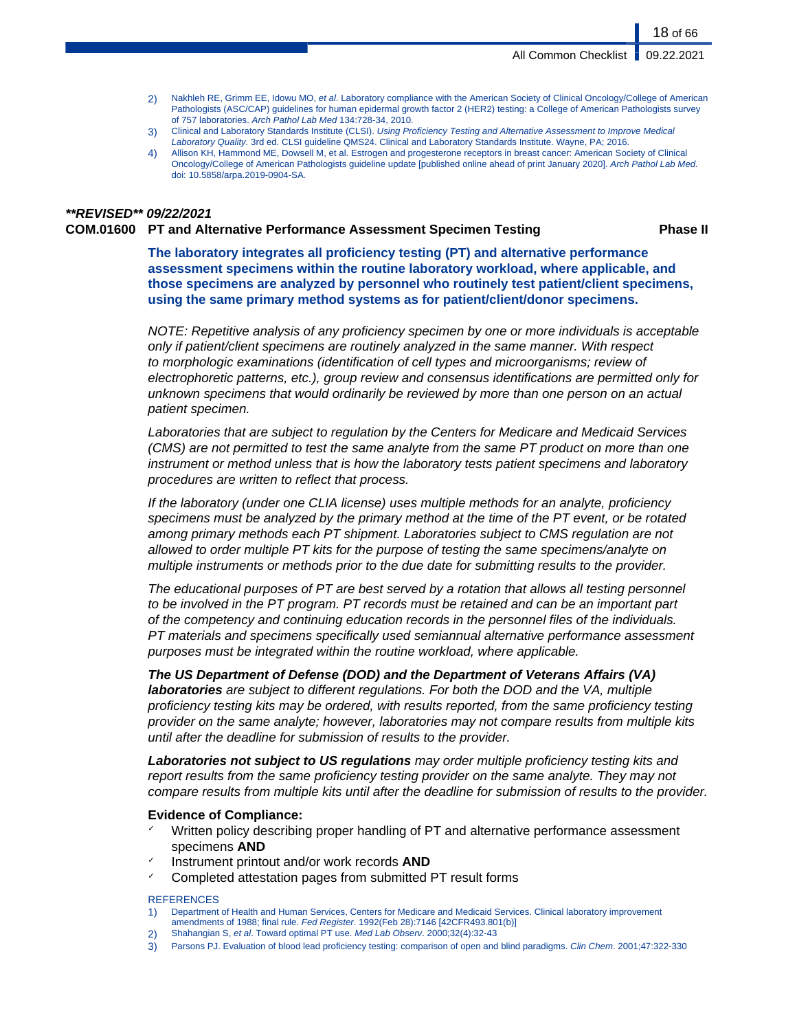2) Nakhleh RE, Grimm EE, Idowu MO, *et al*. Laboratory compliance with the American Society of Clinical Oncology/College of American Pathologists (ASC/CAP) guidelines for human epidermal growth factor 2 (HER2) testing: a College of American Pathologists survey of 757 laboratories. *Arch Pathol Lab Med* 134:728-34, 2010.
3) Clinical and Laboratory Standards Institute (CLSI). *Using Proficiency Testing and Alternative Assessment to Improve Medical Laboratory Quality.* 3rd ed. CLSI guideline QMS24. Clinical and Laboratory Standards Institute. Wayne, PA; 2016.
4) Allison KH, Hammond ME, Dowsell M, et al. Estrogen and progesterone receptors in breast cancer: American Society of Clinical Oncology/College of American Pathologists guideline update [published online ahead of print January 2020]. *Arch Pathol Lab Med.* doi: 10.5858/arpa.2019-0904-SA.

***\*\*REVISED\*\* 09/22/2021***

### COM.01600 PT and Alternative Performance Assessment Specimen Testing — Phase II

**The laboratory integrates all proficiency testing (PT) and alternative performance assessment specimens within the routine laboratory workload, where applicable, and those specimens are analyzed by personnel who routinely test patient/client specimens, using the same primary method systems as for patient/client/donor specimens.**

*NOTE: Repetitive analysis of any proficiency specimen by one or more individuals is acceptable only if patient/client specimens are routinely analyzed in the same manner. With respect to morphologic examinations (identification of cell types and microorganisms; review of electrophoretic patterns, etc.), group review and consensus identifications are permitted only for unknown specimens that would ordinarily be reviewed by more than one person on an actual patient specimen.*

*Laboratories that are subject to regulation by the Centers for Medicare and Medicaid Services (CMS) are not permitted to test the same analyte from the same PT product on more than one instrument or method unless that is how the laboratory tests patient specimens and laboratory procedures are written to reflect that process.*

*If the laboratory (under one CLIA license) uses multiple methods for an analyte, proficiency specimens must be analyzed by the primary method at the time of the PT event, or be rotated among primary methods each PT shipment. Laboratories subject to CMS regulation are not allowed to order multiple PT kits for the purpose of testing the same specimens/analyte on multiple instruments or methods prior to the due date for submitting results to the provider.*

*The educational purposes of PT are best served by a rotation that allows all testing personnel to be involved in the PT program. PT records must be retained and can be an important part of the competency and continuing education records in the personnel files of the individuals. PT materials and specimens specifically used semiannual alternative performance assessment purposes must be integrated within the routine workload, where applicable.*

***The US Department of Defense (DOD) and the Department of Veterans Affairs (VA) laboratories*** *are subject to different regulations. For both the DOD and the VA, multiple proficiency testing kits may be ordered, with results reported, from the same proficiency testing provider on the same analyte; however, laboratories may not compare results from multiple kits until after the deadline for submission of results to the provider.*

***Laboratories not subject to US regulations*** *may order multiple proficiency testing kits and report results from the same proficiency testing provider on the same analyte. They may not compare results from multiple kits until after the deadline for submission of results to the provider.*

**Evidence of Compliance:**

- ✓ Written policy describing proper handling of PT and alternative performance assessment specimens **AND**
- ✓ Instrument printout and/or work records **AND**
- ✓ Completed attestation pages from submitted PT result forms

REFERENCES

1) Department of Health and Human Services, Centers for Medicare and Medicaid Services. Clinical laboratory improvement amendments of 1988; final rule. *Fed Register*. 1992(Feb 28):7146 [42CFR493.801(b)]
2) Shahangian S, *et al*. Toward optimal PT use. *Med Lab Observ*. 2000;32(4):32-43
3) Parsons PJ. Evaluation of blood lead proficiency testing: comparison of open and blind paradigms. *Clin Chem*. 2001;47:322-330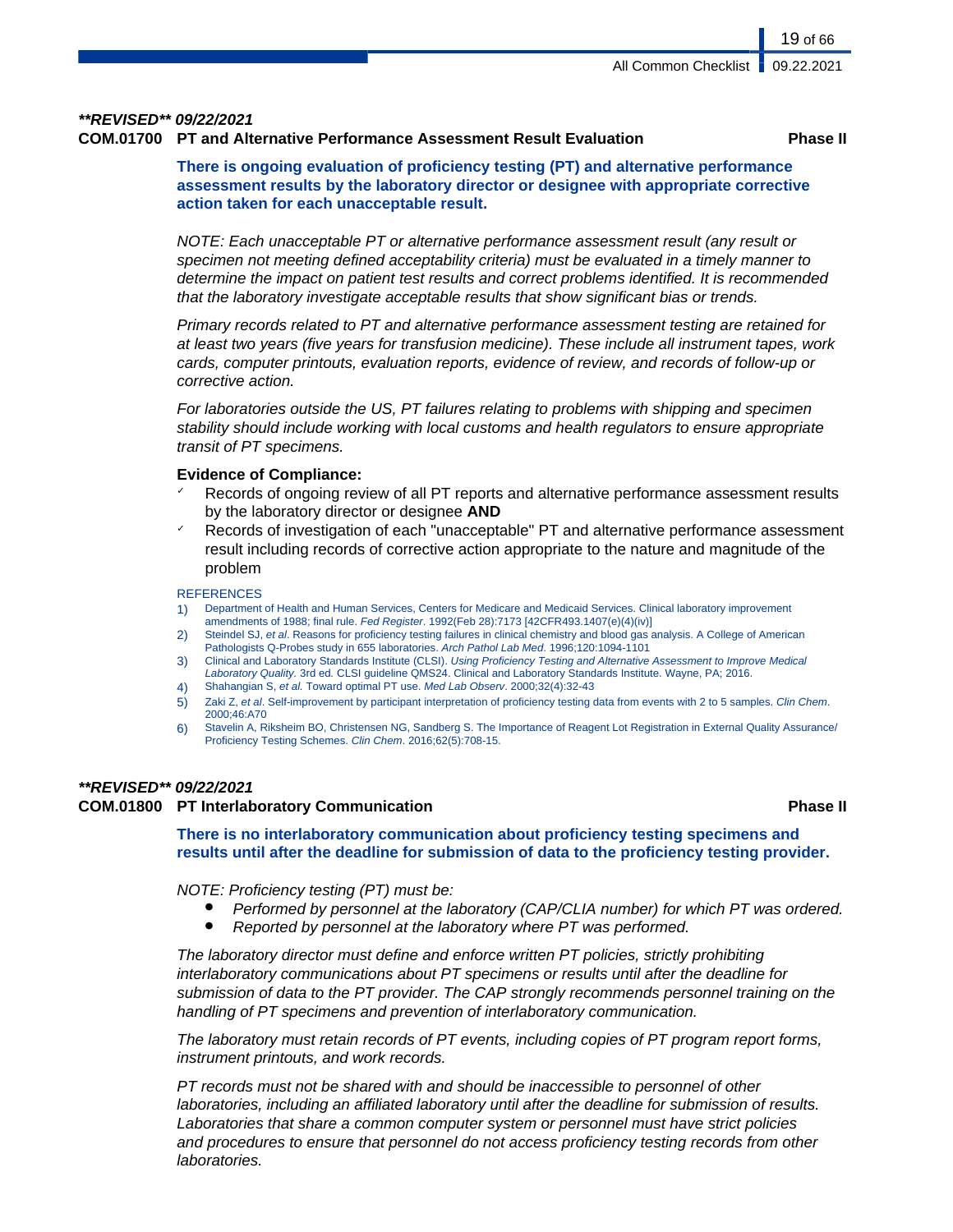***\*\*REVISED\*\* 09/22/2021***

**COM.01700 PT and Alternative Performance Assessment Result Evaluation** **Phase II**

**There is ongoing evaluation of proficiency testing (PT) and alternative performance assessment results by the laboratory director or designee with appropriate corrective action taken for each unacceptable result.**

*NOTE: Each unacceptable PT or alternative performance assessment result (any result or specimen not meeting defined acceptability criteria) must be evaluated in a timely manner to determine the impact on patient test results and correct problems identified. It is recommended that the laboratory investigate acceptable results that show significant bias or trends.*

*Primary records related to PT and alternative performance assessment testing are retained for at least two years (five years for transfusion medicine). These include all instrument tapes, work cards, computer printouts, evaluation reports, evidence of review, and records of follow-up or corrective action.*

*For laboratories outside the US, PT failures relating to problems with shipping and specimen stability should include working with local customs and health regulators to ensure appropriate transit of PT specimens.*

**Evidence of Compliance:**

- ✓ Records of ongoing review of all PT reports and alternative performance assessment results by the laboratory director or designee **AND**
- ✓ Records of investigation of each "unacceptable" PT and alternative performance assessment result including records of corrective action appropriate to the nature and magnitude of the problem

REFERENCES

1) Department of Health and Human Services, Centers for Medicare and Medicaid Services. Clinical laboratory improvement amendments of 1988; final rule. *Fed Register*. 1992(Feb 28):7173 [42CFR493.1407(e)(4)(iv)]
2) Steindel SJ, *et al*. Reasons for proficiency testing failures in clinical chemistry and blood gas analysis. A College of American Pathologists Q-Probes study in 655 laboratories. *Arch Pathol Lab Med*. 1996;120:1094-1101
3) Clinical and Laboratory Standards Institute (CLSI). *Using Proficiency Testing and Alternative Assessment to Improve Medical Laboratory Quality*. 3rd ed. CLSI guideline QMS24. Clinical and Laboratory Standards Institute. Wayne, PA; 2016.
4) Shahangian S, *et al.* Toward optimal PT use. *Med Lab Observ*. 2000;32(4):32-43
5) Zaki Z, *et al*. Self-improvement by participant interpretation of proficiency testing data from events with 2 to 5 samples. *Clin Chem*. 2000;46:A70
6) Stavelin A, Riksheim BO, Christensen NG, Sandberg S. The Importance of Reagent Lot Registration in External Quality Assurance/Proficiency Testing Schemes. *Clin Chem*. 2016;62(5):708-15.

***\*\*REVISED\*\* 09/22/2021***

**COM.01800 PT Interlaboratory Communication** **Phase II**

**There is no interlaboratory communication about proficiency testing specimens and results until after the deadline for submission of data to the proficiency testing provider.**

*NOTE: Proficiency testing (PT) must be:*

- *Performed by personnel at the laboratory (CAP/CLIA number) for which PT was ordered.*
- *Reported by personnel at the laboratory where PT was performed.*

*The laboratory director must define and enforce written PT policies, strictly prohibiting interlaboratory communications about PT specimens or results until after the deadline for submission of data to the PT provider. The CAP strongly recommends personnel training on the handling of PT specimens and prevention of interlaboratory communication.*

*The laboratory must retain records of PT events, including copies of PT program report forms, instrument printouts, and work records.*

*PT records must not be shared with and should be inaccessible to personnel of other laboratories, including an affiliated laboratory until after the deadline for submission of results. Laboratories that share a common computer system or personnel must have strict policies and procedures to ensure that personnel do not access proficiency testing records from other laboratories.*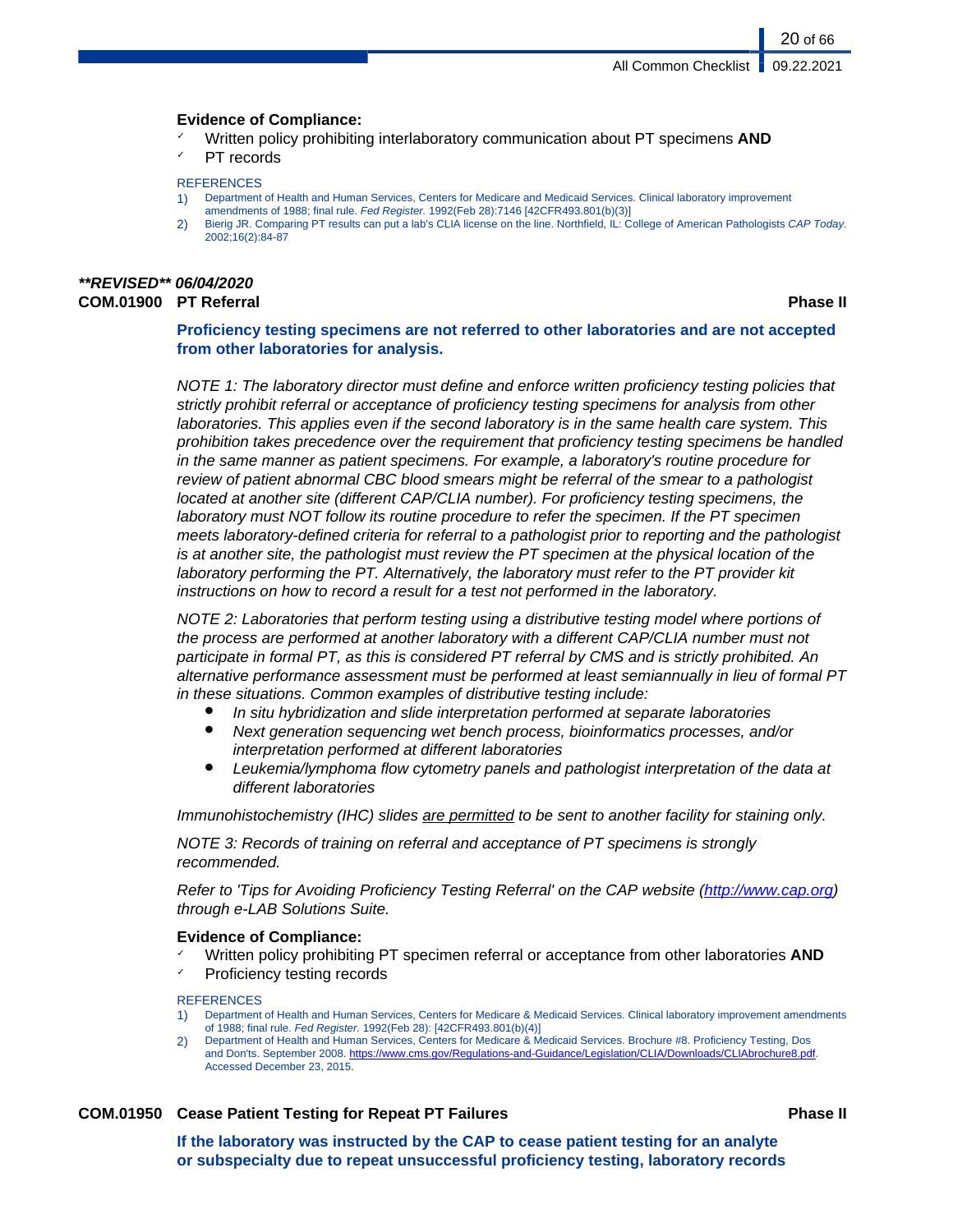**Evidence of Compliance:**

- ✓ Written policy prohibiting interlaboratory communication about PT specimens **AND**
- ✓ PT records

REFERENCES

1) Department of Health and Human Services, Centers for Medicare and Medicaid Services. Clinical laboratory improvement amendments of 1988; final rule. *Fed Register.* 1992(Feb 28):7146 [42CFR493.801(b)(3)]
2) Bierig JR. Comparing PT results can put a lab's CLIA license on the line. Northfield, IL: College of American Pathologists *CAP Today.* 2002;16(2):84-87

***\*\*REVISED\*\* 06/04/2020***

### COM.01900 PT Referral — Phase II

**Proficiency testing specimens are not referred to other laboratories and are not accepted from other laboratories for analysis.**

*NOTE 1: The laboratory director must define and enforce written proficiency testing policies that strictly prohibit referral or acceptance of proficiency testing specimens for analysis from other laboratories. This applies even if the second laboratory is in the same health care system. This prohibition takes precedence over the requirement that proficiency testing specimens be handled in the same manner as patient specimens. For example, a laboratory's routine procedure for review of patient abnormal CBC blood smears might be referral of the smear to a pathologist located at another site (different CAP/CLIA number). For proficiency testing specimens, the laboratory must NOT follow its routine procedure to refer the specimen. If the PT specimen meets laboratory-defined criteria for referral to a pathologist prior to reporting and the pathologist is at another site, the pathologist must review the PT specimen at the physical location of the laboratory performing the PT. Alternatively, the laboratory must refer to the PT provider kit instructions on how to record a result for a test not performed in the laboratory.*

*NOTE 2: Laboratories that perform testing using a distributive testing model where portions of the process are performed at another laboratory with a different CAP/CLIA number must not participate in formal PT, as this is considered PT referral by CMS and is strictly prohibited. An alternative performance assessment must be performed at least semiannually in lieu of formal PT in these situations. Common examples of distributive testing include:*

- *In situ hybridization and slide interpretation performed at separate laboratories*
- *Next generation sequencing wet bench process, bioinformatics processes, and/or interpretation performed at different laboratories*
- *Leukemia/lymphoma flow cytometry panels and pathologist interpretation of the data at different laboratories*

*Immunohistochemistry (IHC) slides are permitted to be sent to another facility for staining only.*

*NOTE 3: Records of training on referral and acceptance of PT specimens is strongly recommended.*

*Refer to 'Tips for Avoiding Proficiency Testing Referral' on the CAP website (http://www.cap.org) through e-LAB Solutions Suite.*

**Evidence of Compliance:**

- ✓ Written policy prohibiting PT specimen referral or acceptance from other laboratories **AND**
- ✓ Proficiency testing records

REFERENCES

1) Department of Health and Human Services, Centers for Medicare & Medicaid Services. Clinical laboratory improvement amendments of 1988; final rule. *Fed Register.* 1992(Feb 28): [42CFR493.801(b)(4)]
2) Department of Health and Human Services, Centers for Medicare & Medicaid Services. Brochure #8. Proficiency Testing, Dos and Don'ts. September 2008. https://www.cms.gov/Regulations-and-Guidance/Legislation/CLIA/Downloads/CLIAbrochure8.pdf. Accessed December 23, 2015.

### COM.01950 Cease Patient Testing for Repeat PT Failures — Phase II

**If the laboratory was instructed by the CAP to cease patient testing for an analyte or subspecialty due to repeat unsuccessful proficiency testing, laboratory records**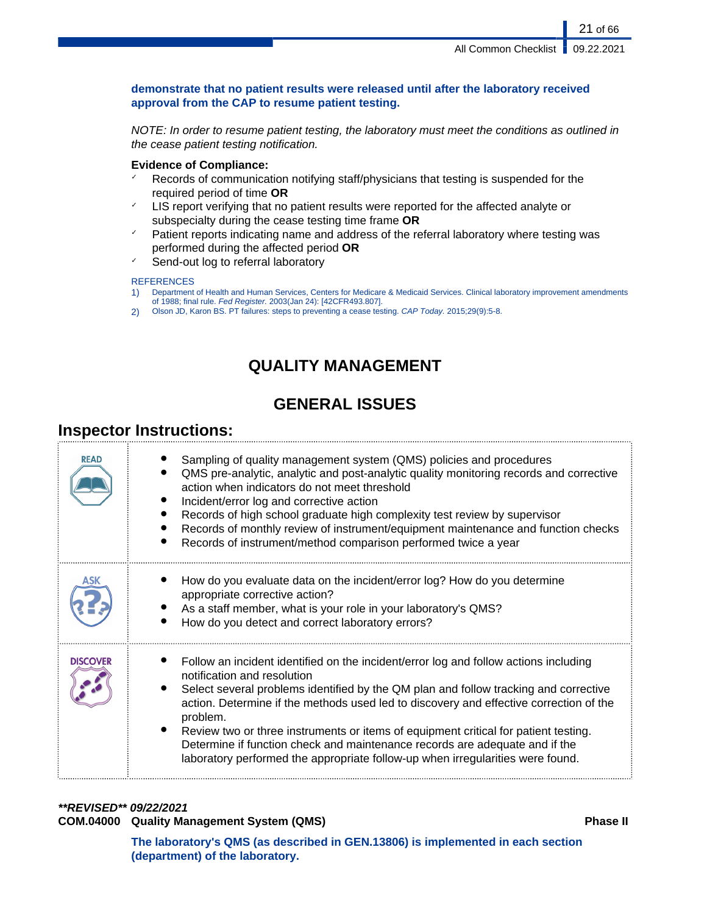**demonstrate that no patient results were released until after the laboratory received approval from the CAP to resume patient testing.**

*NOTE: In order to resume patient testing, the laboratory must meet the conditions as outlined in the cease patient testing notification.*

**Evidence of Compliance:**

- ✓ Records of communication notifying staff/physicians that testing is suspended for the required period of time **OR**
- ✓ LIS report verifying that no patient results were reported for the affected analyte or subspecialty during the cease testing time frame **OR**
- ✓ Patient reports indicating name and address of the referral laboratory where testing was performed during the affected period **OR**
- ✓ Send-out log to referral laboratory

REFERENCES

1) Department of Health and Human Services, Centers for Medicare & Medicaid Services. Clinical laboratory improvement amendments of 1988; final rule. *Fed Register.* 2003(Jan 24): [42CFR493.807].
2) Olson JD, Karon BS. PT failures: steps to preventing a cease testing. *CAP Today.* 2015;29(9):5-8.

# QUALITY MANAGEMENT

## GENERAL ISSUES

### Inspector Instructions:

| | |
|---|---|
| READ | • Sampling of quality management system (QMS) policies and procedures<br>• QMS pre-analytic, analytic and post-analytic quality monitoring records and corrective action when indicators do not meet threshold<br>• Incident/error log and corrective action<br>• Records of high school graduate high complexity test review by supervisor<br>• Records of monthly review of instrument/equipment maintenance and function checks<br>• Records of instrument/method comparison performed twice a year |
| ASK | • How do you evaluate data on the incident/error log? How do you determine appropriate corrective action?<br>• As a staff member, what is your role in your laboratory's QMS?<br>• How do you detect and correct laboratory errors? |
| DISCOVER | • Follow an incident identified on the incident/error log and follow actions including notification and resolution<br>• Select several problems identified by the QM plan and follow tracking and corrective action. Determine if the methods used led to discovery and effective correction of the problem.<br>• Review two or three instruments or items of equipment critical for patient testing. Determine if function check and maintenance records are adequate and if the laboratory performed the appropriate follow-up when irregularities were found. |

***\*\*REVISED\*\* 09/22/2021***

**COM.04000 Quality Management System (QMS)** — **Phase II**

**The laboratory's QMS (as described in GEN.13806) is implemented in each section (department) of the laboratory.**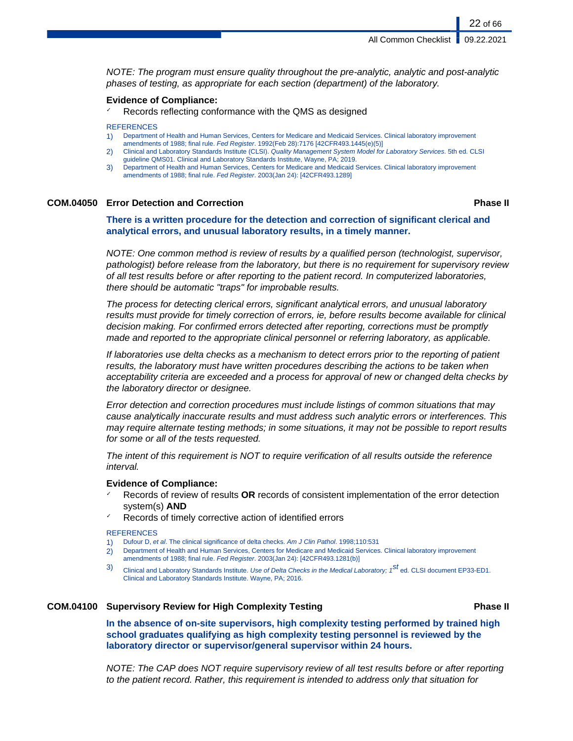*NOTE: The program must ensure quality throughout the pre-analytic, analytic and post-analytic phases of testing, as appropriate for each section (department) of the laboratory.*

**Evidence of Compliance:**

- Records reflecting conformance with the QMS as designed

REFERENCES

1) Department of Health and Human Services, Centers for Medicare and Medicaid Services. Clinical laboratory improvement amendments of 1988; final rule. *Fed Register*. 1992(Feb 28):7176 [42CFR493.1445(e)(5)]
2) Clinical and Laboratory Standards Institute (CLSI). *Quality Management System Model for Laboratory Services*. 5th ed. CLSI guideline QMS01. Clinical and Laboratory Standards Institute, Wayne, PA; 2019.
3) Department of Health and Human Services, Centers for Medicare and Medicaid Services. Clinical laboratory improvement amendments of 1988; final rule. *Fed Register*. 2003(Jan 24): [42CFR493.1289]

## COM.04050 Error Detection and Correction — Phase II

**There is a written procedure for the detection and correction of significant clerical and analytical errors, and unusual laboratory results, in a timely manner.**

*NOTE: One common method is review of results by a qualified person (technologist, supervisor, pathologist) before release from the laboratory, but there is no requirement for supervisory review of all test results before or after reporting to the patient record. In computerized laboratories, there should be automatic "traps" for improbable results.*

*The process for detecting clerical errors, significant analytical errors, and unusual laboratory results must provide for timely correction of errors, ie, before results become available for clinical decision making. For confirmed errors detected after reporting, corrections must be promptly made and reported to the appropriate clinical personnel or referring laboratory, as applicable.*

*If laboratories use delta checks as a mechanism to detect errors prior to the reporting of patient results, the laboratory must have written procedures describing the actions to be taken when acceptability criteria are exceeded and a process for approval of new or changed delta checks by the laboratory director or designee.*

*Error detection and correction procedures must include listings of common situations that may cause analytically inaccurate results and must address such analytic errors or interferences. This may require alternate testing methods; in some situations, it may not be possible to report results for some or all of the tests requested.*

*The intent of this requirement is NOT to require verification of all results outside the reference interval.*

**Evidence of Compliance:**

- Records of review of results **OR** records of consistent implementation of the error detection system(s) **AND**
- Records of timely corrective action of identified errors

REFERENCES

1) Dufour D, *et al*. The clinical significance of delta checks. *Am J Clin Pathol*. 1998;110:531
2) Department of Health and Human Services, Centers for Medicare and Medicaid Services. Clinical laboratory improvement amendments of 1988; final rule. *Fed Register*. 2003(Jan 24): [42CFR493.1281(b)]
3) Clinical and Laboratory Standards Institute. *Use of Delta Checks in the Medical Laboratory; 1st* ed. CLSI document EP33-ED1. Clinical and Laboratory Standards Institute. Wayne, PA; 2016.

## COM.04100 Supervisory Review for High Complexity Testing — Phase II

**In the absence of on-site supervisors, high complexity testing performed by trained high school graduates qualifying as high complexity testing personnel is reviewed by the laboratory director or supervisor/general supervisor within 24 hours.**

*NOTE: The CAP does NOT require supervisory review of all test results before or after reporting to the patient record. Rather, this requirement is intended to address only that situation for*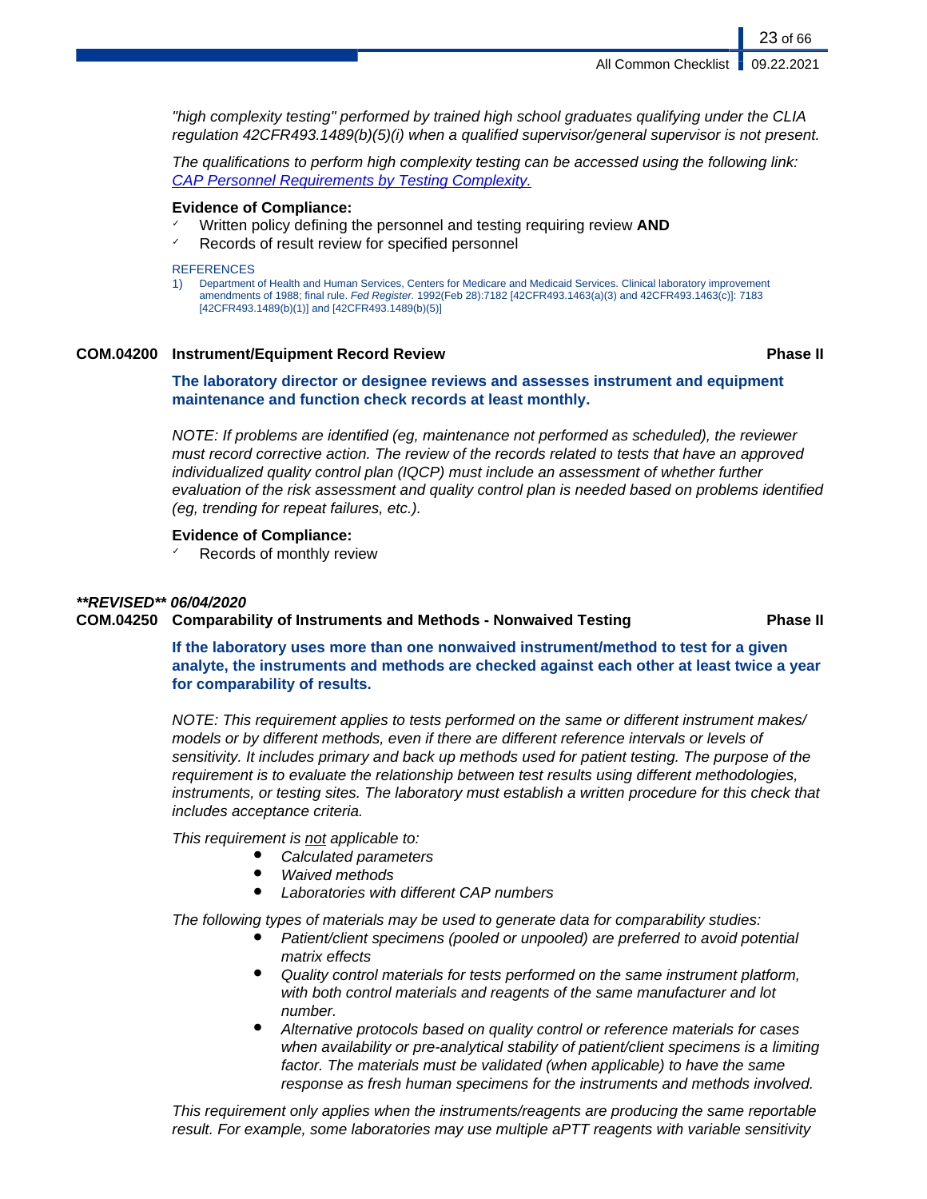*"high complexity testing" performed by trained high school graduates qualifying under the CLIA regulation 42CFR493.1489(b)(5)(i) when a qualified supervisor/general supervisor is not present.*

*The qualifications to perform high complexity testing can be accessed using the following link: [CAP Personnel Requirements by Testing Complexity.](CAP Personnel Requirements by Testing Complexity.)*

**Evidence of Compliance:**

- ✓ Written policy defining the personnel and testing requiring review **AND**
- ✓ Records of result review for specified personnel

REFERENCES

1) Department of Health and Human Services, Centers for Medicare and Medicaid Services. Clinical laboratory improvement amendments of 1988; final rule. *Fed Register.* 1992(Feb 28):7182 [42CFR493.1463(a)(3) and 42CFR493.1463(c)]: 7183 [42CFR493.1489(b)(1)] and [42CFR493.1489(b)(5)]

### COM.04200 Instrument/Equipment Record Review — Phase II

**The laboratory director or designee reviews and assesses instrument and equipment maintenance and function check records at least monthly.**

*NOTE: If problems are identified (eg, maintenance not performed as scheduled), the reviewer must record corrective action. The review of the records related to tests that have an approved individualized quality control plan (IQCP) must include an assessment of whether further evaluation of the risk assessment and quality control plan is needed based on problems identified (eg, trending for repeat failures, etc.).*

**Evidence of Compliance:**

- ✓ Records of monthly review

***\*\*REVISED\*\* 06/04/2020***

### COM.04250 Comparability of Instruments and Methods - Nonwaived Testing — Phase II

**If the laboratory uses more than one nonwaived instrument/method to test for a given analyte, the instruments and methods are checked against each other at least twice a year for comparability of results.**

*NOTE: This requirement applies to tests performed on the same or different instrument makes/ models or by different methods, even if there are different reference intervals or levels of sensitivity. It includes primary and back up methods used for patient testing. The purpose of the requirement is to evaluate the relationship between test results using different methodologies, instruments, or testing sites. The laboratory must establish a written procedure for this check that includes acceptance criteria.*

*This requirement is <u>not</u> applicable to:*

- *Calculated parameters*
- *Waived methods*
- *Laboratories with different CAP numbers*

*The following types of materials may be used to generate data for comparability studies:*

- *Patient/client specimens (pooled or unpooled) are preferred to avoid potential matrix effects*
- *Quality control materials for tests performed on the same instrument platform, with both control materials and reagents of the same manufacturer and lot number.*
- *Alternative protocols based on quality control or reference materials for cases when availability or pre-analytical stability of patient/client specimens is a limiting factor. The materials must be validated (when applicable) to have the same response as fresh human specimens for the instruments and methods involved.*

*This requirement only applies when the instruments/reagents are producing the same reportable result. For example, some laboratories may use multiple aPTT reagents with variable sensitivity*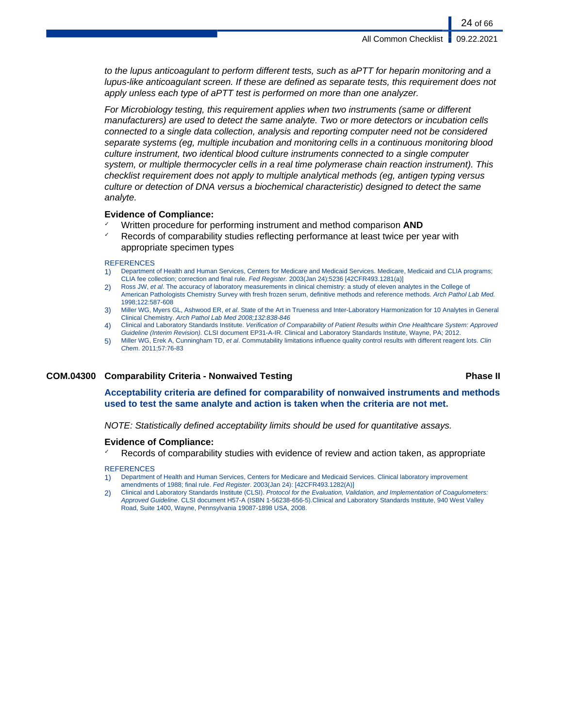*to the lupus anticoagulant to perform different tests, such as aPTT for heparin monitoring and a lupus-like anticoagulant screen. If these are defined as separate tests, this requirement does not apply unless each type of aPTT test is performed on more than one analyzer.*

*For Microbiology testing, this requirement applies when two instruments (same or different manufacturers) are used to detect the same analyte. Two or more detectors or incubation cells connected to a single data collection, analysis and reporting computer need not be considered separate systems (eg, multiple incubation and monitoring cells in a continuous monitoring blood culture instrument, two identical blood culture instruments connected to a single computer system, or multiple thermocycler cells in a real time polymerase chain reaction instrument). This checklist requirement does not apply to multiple analytical methods (eg, antigen typing versus culture or detection of DNA versus a biochemical characteristic) designed to detect the same analyte.*

**Evidence of Compliance:**

- ✓ Written procedure for performing instrument and method comparison **AND**
- ✓ Records of comparability studies reflecting performance at least twice per year with appropriate specimen types

REFERENCES

1) Department of Health and Human Services, Centers for Medicare and Medicaid Services. Medicare, Medicaid and CLIA programs; CLIA fee collection; correction and final rule. *Fed Register.* 2003(Jan 24):5236 [42CFR493.1281(a)]
2) Ross JW, *et al*. The accuracy of laboratory measurements in clinical chemistry: a study of eleven analytes in the College of American Pathologists Chemistry Survey with fresh frozen serum, definitive methods and reference methods. *Arch Pathol Lab Med.* 1998;122:587-608
3) Miller WG, Myers GL, Ashwood ER, *et al*. State of the Art in Trueness and Inter-Laboratory Harmonization for 10 Analytes in General Clinical Chemistry. *Arch Pathol Lab Med 2008;132:838-846*
4) Clinical and Laboratory Standards Institute. *Verification of Comparability of Patient Results within One Healthcare System: Approved Guideline (Interim Revision).* CLSI document EP31-A-IR. Clinical and Laboratory Standards Institute, Wayne, PA; 2012.
5) Miller WG, Erek A, Cunningham TD, *et al*. Commutability limitations influence quality control results with different reagent lots. *Clin Chem*. 2011;57:76-83

## COM.04300 Comparability Criteria - Nonwaived Testing — Phase II

**Acceptability criteria are defined for comparability of nonwaived instruments and methods used to test the same analyte and action is taken when the criteria are not met.**

*NOTE: Statistically defined acceptability limits should be used for quantitative assays.*

**Evidence of Compliance:**

- ✓ Records of comparability studies with evidence of review and action taken, as appropriate

REFERENCES

1) Department of Health and Human Services, Centers for Medicare and Medicaid Services. Clinical laboratory improvement amendments of 1988; final rule. *Fed Register*. 2003(Jan 24): [42CFR493.1282(A)]
2) Clinical and Laboratory Standards Institute (CLSI). *Protocol for the Evaluation, Validation, and Implementation of Coagulometers: Approved Guideline*. CLSI document H57-A (ISBN 1-56238-656-5).Clinical and Laboratory Standards Institute, 940 West Valley Road, Suite 1400, Wayne, Pennsylvania 19087-1898 USA, 2008.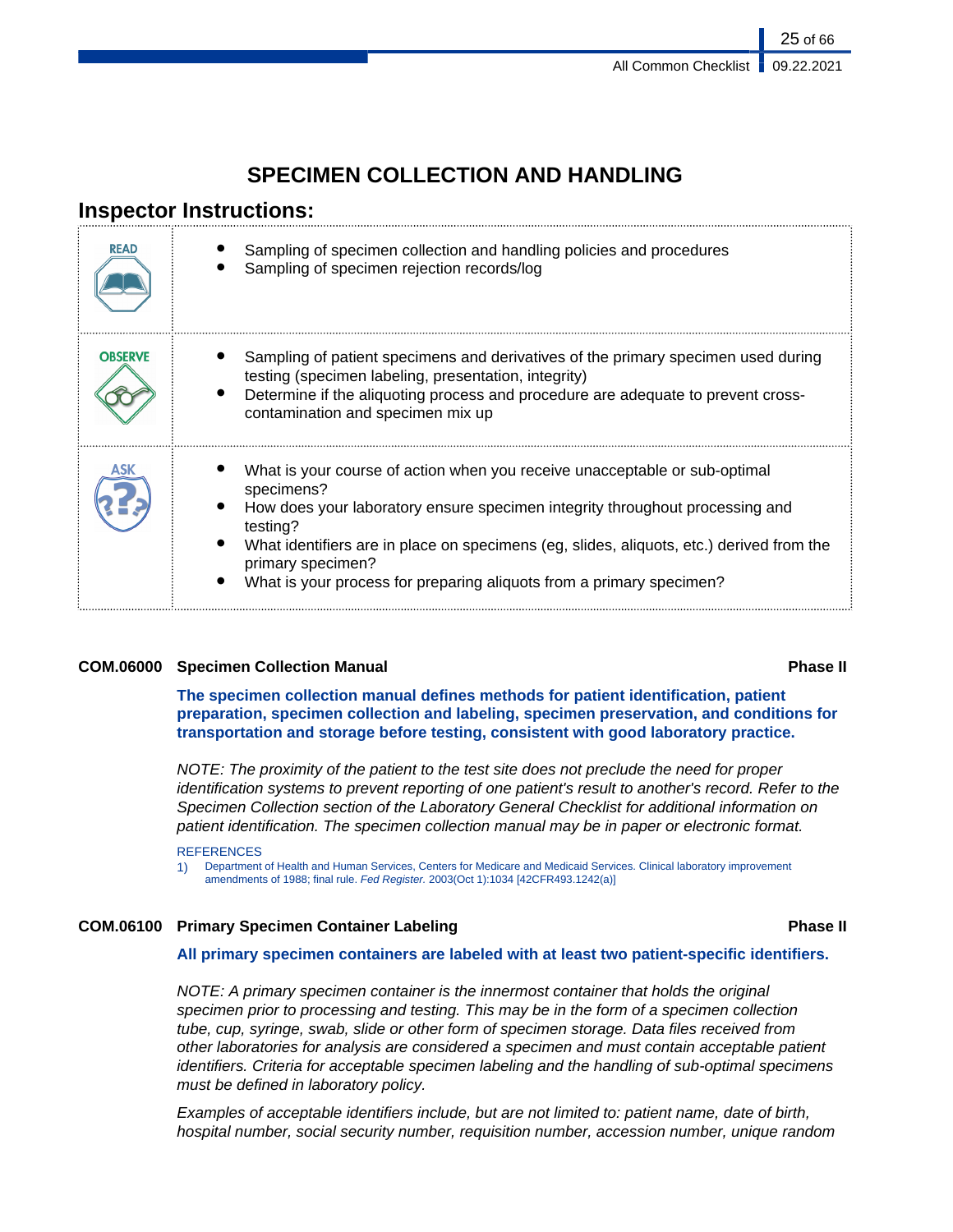# SPECIMEN COLLECTION AND HANDLING

## Inspector Instructions:

| | |
|---|---|
| READ | - Sampling of specimen collection and handling policies and procedures<br>- Sampling of specimen rejection records/log |
| OBSERVE | - Sampling of patient specimens and derivatives of the primary specimen used during testing (specimen labeling, presentation, integrity)<br>- Determine if the aliquoting process and procedure are adequate to prevent cross-contamination and specimen mix up |
| ASK | - What is your course of action when you receive unacceptable or sub-optimal specimens?<br>- How does your laboratory ensure specimen integrity throughout processing and testing?<br>- What identifiers are in place on specimens (eg, slides, aliquots, etc.) derived from the primary specimen?<br>- What is your process for preparing aliquots from a primary specimen? |

### COM.06000 Specimen Collection Manual — Phase II

**The specimen collection manual defines methods for patient identification, patient preparation, specimen collection and labeling, specimen preservation, and conditions for transportation and storage before testing, consistent with good laboratory practice.**

*NOTE: The proximity of the patient to the test site does not preclude the need for proper identification systems to prevent reporting of one patient's result to another's record. Refer to the Specimen Collection section of the Laboratory General Checklist for additional information on patient identification. The specimen collection manual may be in paper or electronic format.*

REFERENCES

1) Department of Health and Human Services, Centers for Medicare and Medicaid Services. Clinical laboratory improvement amendments of 1988; final rule. *Fed Register.* 2003(Oct 1):1034 [42CFR493.1242(a)]

### COM.06100 Primary Specimen Container Labeling — Phase II

**All primary specimen containers are labeled with at least two patient-specific identifiers.**

*NOTE: A primary specimen container is the innermost container that holds the original specimen prior to processing and testing. This may be in the form of a specimen collection tube, cup, syringe, swab, slide or other form of specimen storage. Data files received from other laboratories for analysis are considered a specimen and must contain acceptable patient identifiers. Criteria for acceptable specimen labeling and the handling of sub-optimal specimens must be defined in laboratory policy.*

*Examples of acceptable identifiers include, but are not limited to: patient name, date of birth, hospital number, social security number, requisition number, accession number, unique random*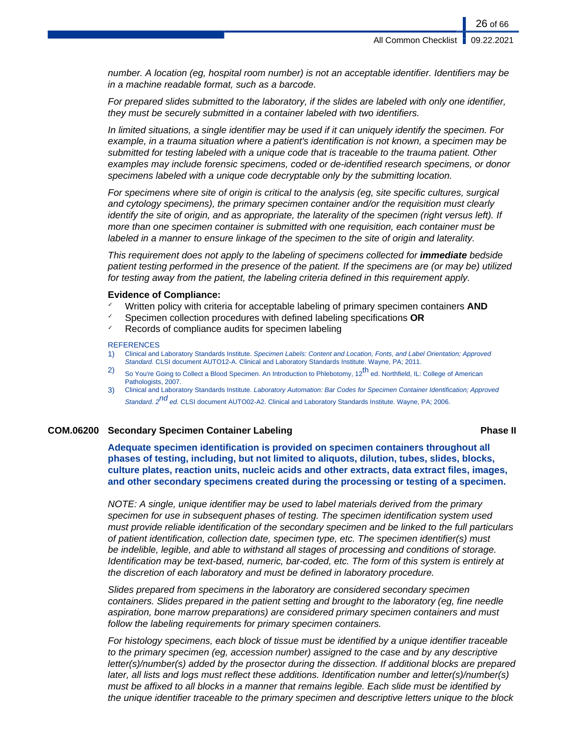*number. A location (eg, hospital room number) is not an acceptable identifier. Identifiers may be in a machine readable format, such as a barcode.*

*For prepared slides submitted to the laboratory, if the slides are labeled with only one identifier, they must be securely submitted in a container labeled with two identifiers.*

*In limited situations, a single identifier may be used if it can uniquely identify the specimen. For example, in a trauma situation where a patient's identification is not known, a specimen may be submitted for testing labeled with a unique code that is traceable to the trauma patient. Other examples may include forensic specimens, coded or de-identified research specimens, or donor specimens labeled with a unique code decryptable only by the submitting location.*

*For specimens where site of origin is critical to the analysis (eg, site specific cultures, surgical and cytology specimens), the primary specimen container and/or the requisition must clearly identify the site of origin, and as appropriate, the laterality of the specimen (right versus left). If more than one specimen container is submitted with one requisition, each container must be labeled in a manner to ensure linkage of the specimen to the site of origin and laterality.*

*This requirement does not apply to the labeling of specimens collected for* ***immediate*** *bedside patient testing performed in the presence of the patient. If the specimens are (or may be) utilized for testing away from the patient, the labeling criteria defined in this requirement apply.*

**Evidence of Compliance:**

- ✓ Written policy with criteria for acceptable labeling of primary specimen containers **AND**
- ✓ Specimen collection procedures with defined labeling specifications **OR**
- ✓ Records of compliance audits for specimen labeling

REFERENCES

1) Clinical and Laboratory Standards Institute. *Specimen Labels: Content and Location, Fonts, and Label Orientation; Approved Standard.* CLSI document AUTO12-A. Clinical and Laboratory Standards Institute. Wayne, PA; 2011.
2) So You're Going to Collect a Blood Specimen. An Introduction to Phlebotomy, 12th ed. Northfield, IL: College of American Pathologists, 2007.
3) Clinical and Laboratory Standards Institute. *Laboratory Automation: Bar Codes for Specimen Container Identification; Approved Standard. 2nd ed.* CLSI document AUTO02-A2. Clinical and Laboratory Standards Institute. Wayne, PA; 2006.

## COM.06200 Secondary Specimen Container Labeling — Phase II

**Adequate specimen identification is provided on specimen containers throughout all phases of testing, including, but not limited to aliquots, dilution, tubes, slides, blocks, culture plates, reaction units, nucleic acids and other extracts, data extract files, images, and other secondary specimens created during the processing or testing of a specimen.**

*NOTE: A single, unique identifier may be used to label materials derived from the primary specimen for use in subsequent phases of testing. The specimen identification system used must provide reliable identification of the secondary specimen and be linked to the full particulars of patient identification, collection date, specimen type, etc. The specimen identifier(s) must be indelible, legible, and able to withstand all stages of processing and conditions of storage. Identification may be text-based, numeric, bar-coded, etc. The form of this system is entirely at the discretion of each laboratory and must be defined in laboratory procedure.*

*Slides prepared from specimens in the laboratory are considered secondary specimen containers. Slides prepared in the patient setting and brought to the laboratory (eg, fine needle aspiration, bone marrow preparations) are considered primary specimen containers and must follow the labeling requirements for primary specimen containers.*

*For histology specimens, each block of tissue must be identified by a unique identifier traceable to the primary specimen (eg, accession number) assigned to the case and by any descriptive letter(s)/number(s) added by the prosector during the dissection. If additional blocks are prepared later, all lists and logs must reflect these additions. Identification number and letter(s)/number(s) must be affixed to all blocks in a manner that remains legible. Each slide must be identified by the unique identifier traceable to the primary specimen and descriptive letters unique to the block*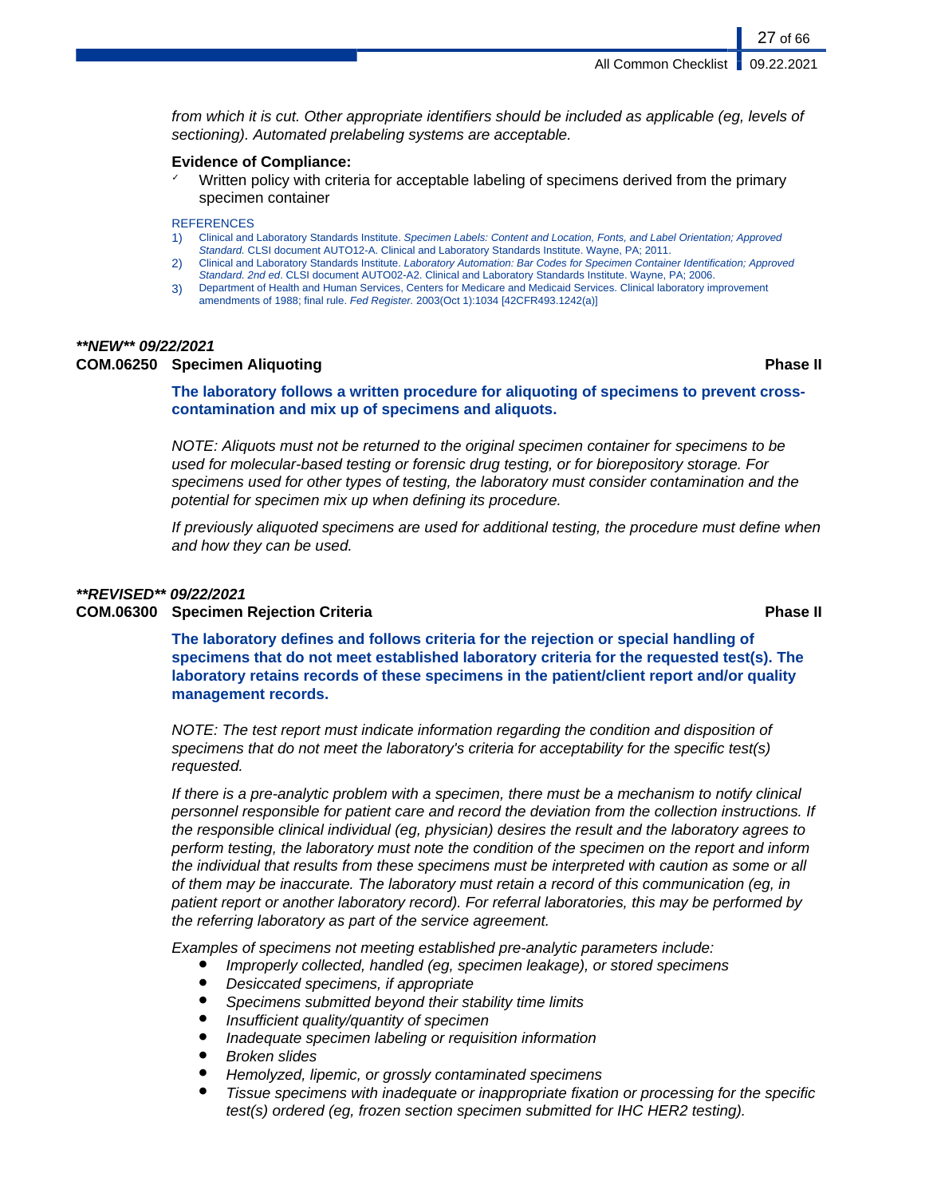*from which it is cut. Other appropriate identifiers should be included as applicable (eg, levels of sectioning). Automated prelabeling systems are acceptable.*

**Evidence of Compliance:**

- ✓ Written policy with criteria for acceptable labeling of specimens derived from the primary specimen container

REFERENCES

1) Clinical and Laboratory Standards Institute. *Specimen Labels: Content and Location, Fonts, and Label Orientation; Approved Standard.* CLSI document AUTO12-A. Clinical and Laboratory Standards Institute. Wayne, PA; 2011.
2) Clinical and Laboratory Standards Institute. *Laboratory Automation: Bar Codes for Specimen Container Identification; Approved Standard. 2nd ed.* CLSI document AUTO02-A2. Clinical and Laboratory Standards Institute. Wayne, PA; 2006.
3) Department of Health and Human Services, Centers for Medicare and Medicaid Services. Clinical laboratory improvement amendments of 1988; final rule. *Fed Register.* 2003(Oct 1):1034 [42CFR493.1242(a)]

***\*\*NEW\*\* 09/22/2021***

### COM.06250 Specimen Aliquoting — Phase II

**The laboratory follows a written procedure for aliquoting of specimens to prevent cross-contamination and mix up of specimens and aliquots.**

*NOTE: Aliquots must not be returned to the original specimen container for specimens to be used for molecular-based testing or forensic drug testing, or for biorepository storage. For specimens used for other types of testing, the laboratory must consider contamination and the potential for specimen mix up when defining its procedure.*

*If previously aliquoted specimens are used for additional testing, the procedure must define when and how they can be used.*

***\*\*REVISED\*\* 09/22/2021***

### COM.06300 Specimen Rejection Criteria — Phase II

**The laboratory defines and follows criteria for the rejection or special handling of specimens that do not meet established laboratory criteria for the requested test(s). The laboratory retains records of these specimens in the patient/client report and/or quality management records.**

*NOTE: The test report must indicate information regarding the condition and disposition of specimens that do not meet the laboratory's criteria for acceptability for the specific test(s) requested.*

*If there is a pre-analytic problem with a specimen, there must be a mechanism to notify clinical personnel responsible for patient care and record the deviation from the collection instructions. If the responsible clinical individual (eg, physician) desires the result and the laboratory agrees to perform testing, the laboratory must note the condition of the specimen on the report and inform the individual that results from these specimens must be interpreted with caution as some or all of them may be inaccurate. The laboratory must retain a record of this communication (eg, in patient report or another laboratory record). For referral laboratories, this may be performed by the referring laboratory as part of the service agreement.*

*Examples of specimens not meeting established pre-analytic parameters include:*

- *Improperly collected, handled (eg, specimen leakage), or stored specimens*
- *Desiccated specimens, if appropriate*
- *Specimens submitted beyond their stability time limits*
- *Insufficient quality/quantity of specimen*
- *Inadequate specimen labeling or requisition information*
- *Broken slides*
- *Hemolyzed, lipemic, or grossly contaminated specimens*
- *Tissue specimens with inadequate or inappropriate fixation or processing for the specific test(s) ordered (eg, frozen section specimen submitted for IHC HER2 testing).*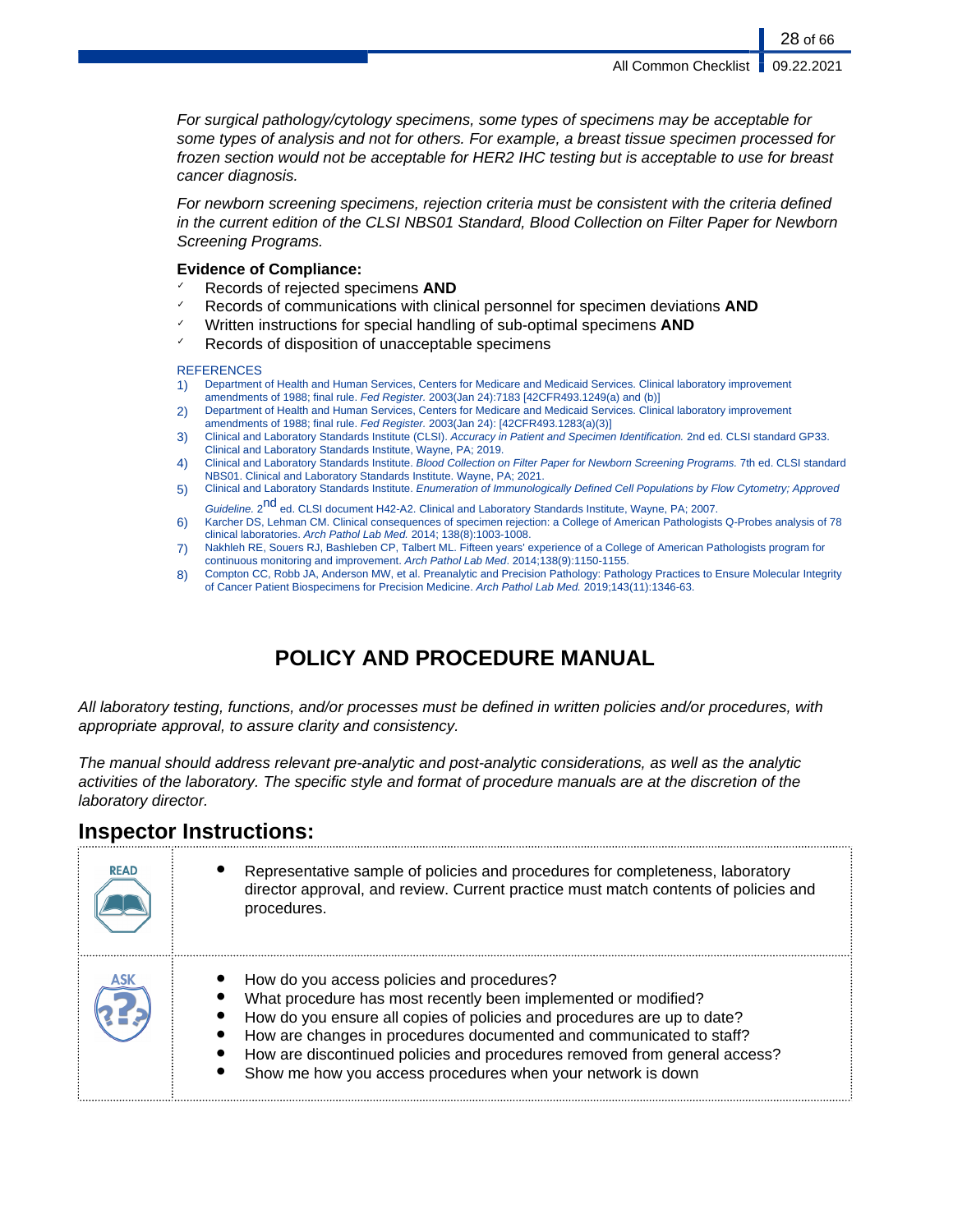*For surgical pathology/cytology specimens, some types of specimens may be acceptable for some types of analysis and not for others. For example, a breast tissue specimen processed for frozen section would not be acceptable for HER2 IHC testing but is acceptable to use for breast cancer diagnosis.*

*For newborn screening specimens, rejection criteria must be consistent with the criteria defined in the current edition of the CLSI NBS01 Standard, Blood Collection on Filter Paper for Newborn Screening Programs.*

**Evidence of Compliance:**

- ✓ Records of rejected specimens **AND**
- ✓ Records of communications with clinical personnel for specimen deviations **AND**
- ✓ Written instructions for special handling of sub-optimal specimens **AND**
- ✓ Records of disposition of unacceptable specimens

REFERENCES

1) Department of Health and Human Services, Centers for Medicare and Medicaid Services. Clinical laboratory improvement amendments of 1988; final rule. *Fed Register.* 2003(Jan 24):7183 [42CFR493.1249(a) and (b)]
2) Department of Health and Human Services, Centers for Medicare and Medicaid Services. Clinical laboratory improvement amendments of 1988; final rule. *Fed Register.* 2003(Jan 24): [42CFR493.1283(a)(3)]
3) Clinical and Laboratory Standards Institute (CLSI). *Accuracy in Patient and Specimen Identification.* 2nd ed. CLSI standard GP33. Clinical and Laboratory Standards Institute, Wayne, PA; 2019.
4) Clinical and Laboratory Standards Institute. *Blood Collection on Filter Paper for Newborn Screening Programs.* 7th ed. CLSI standard NBS01. Clinical and Laboratory Standards Institute. Wayne, PA; 2021.
5) Clinical and Laboratory Standards Institute. *Enumeration of Immunologically Defined Cell Populations by Flow Cytometry; Approved Guideline.* 2nd ed. CLSI document H42-A2. Clinical and Laboratory Standards Institute, Wayne, PA; 2007.
6) Karcher DS, Lehman CM. Clinical consequences of specimen rejection: a College of American Pathologists Q-Probes analysis of 78 clinical laboratories. *Arch Pathol Lab Med.* 2014; 138(8):1003-1008.
7) Nakhleh RE, Souers RJ, Bashleben CP, Talbert ML. Fifteen years' experience of a College of American Pathologists program for continuous monitoring and improvement. *Arch Pathol Lab Med*. 2014;138(9):1150-1155.
8) Compton CC, Robb JA, Anderson MW, et al. Preanalytic and Precision Pathology: Pathology Practices to Ensure Molecular Integrity of Cancer Patient Biospecimens for Precision Medicine. *Arch Pathol Lab Med.* 2019;143(11):1346-63.

# POLICY AND PROCEDURE MANUAL

*All laboratory testing, functions, and/or processes must be defined in written policies and/or procedures, with appropriate approval, to assure clarity and consistency.*

*The manual should address relevant pre-analytic and post-analytic considerations, as well as the analytic activities of the laboratory. The specific style and format of procedure manuals are at the discretion of the laboratory director.*

## Inspector Instructions:

| | |
|---|---|
| READ | • Representative sample of policies and procedures for completeness, laboratory director approval, and review. Current practice must match contents of policies and procedures. |
| ASK | • How do you access policies and procedures?<br>• What procedure has most recently been implemented or modified?<br>• How do you ensure all copies of policies and procedures are up to date?<br>• How are changes in procedures documented and communicated to staff?<br>• How are discontinued policies and procedures removed from general access?<br>• Show me how you access procedures when your network is down |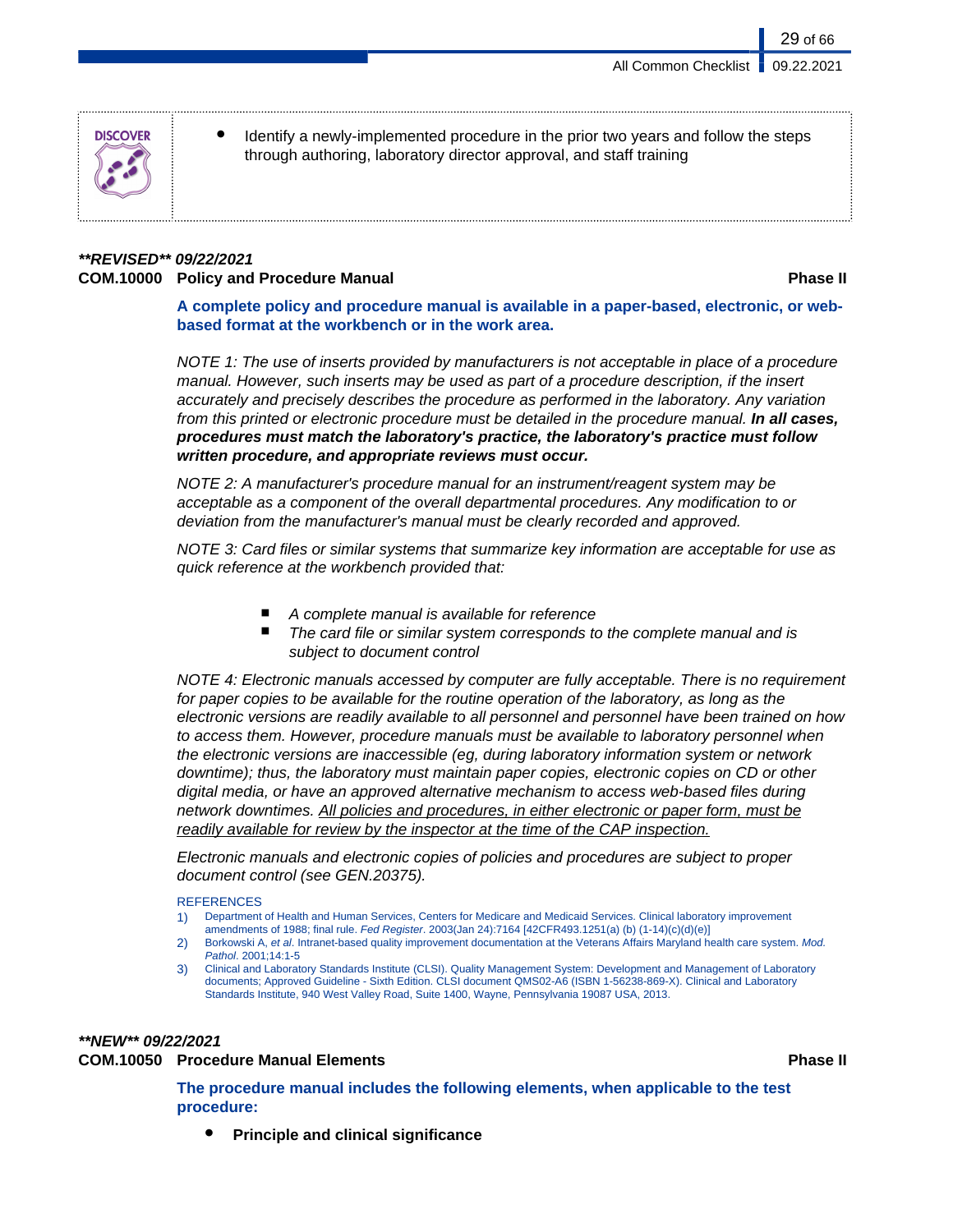**DISCOVER**

- Identify a newly-implemented procedure in the prior two years and follow the steps through authoring, laboratory director approval, and staff training

***\*\*REVISED\*\* 09/22/2021***

**COM.10000 Policy and Procedure Manual** **Phase II**

**A complete policy and procedure manual is available in a paper-based, electronic, or web-based format at the workbench or in the work area.**

*NOTE 1: The use of inserts provided by manufacturers is not acceptable in place of a procedure manual. However, such inserts may be used as part of a procedure description, if the insert accurately and precisely describes the procedure as performed in the laboratory. Any variation from this printed or electronic procedure must be detailed in the procedure manual.* ***In all cases, procedures must match the laboratory's practice, the laboratory's practice must follow written procedure, and appropriate reviews must occur.***

*NOTE 2: A manufacturer's procedure manual for an instrument/reagent system may be acceptable as a component of the overall departmental procedures. Any modification to or deviation from the manufacturer's manual must be clearly recorded and approved.*

*NOTE 3: Card files or similar systems that summarize key information are acceptable for use as quick reference at the workbench provided that:*

- *A complete manual is available for reference*
- *The card file or similar system corresponds to the complete manual and is subject to document control*

*NOTE 4: Electronic manuals accessed by computer are fully acceptable. There is no requirement for paper copies to be available for the routine operation of the laboratory, as long as the electronic versions are readily available to all personnel and personnel have been trained on how to access them. However, procedure manuals must be available to laboratory personnel when the electronic versions are inaccessible (eg, during laboratory information system or network downtime); thus, the laboratory must maintain paper copies, electronic copies on CD or other digital media, or have an approved alternative mechanism to access web-based files during network downtimes. <u>All policies and procedures, in either electronic or paper form, must be readily available for review by the inspector at the time of the CAP inspection.</u>*

*Electronic manuals and electronic copies of policies and procedures are subject to proper document control (see GEN.20375).*

REFERENCES

1) Department of Health and Human Services, Centers for Medicare and Medicaid Services. Clinical laboratory improvement amendments of 1988; final rule. *Fed Register*. 2003(Jan 24):7164 [42CFR493.1251(a) (b) (1-14)(c)(d)(e)]
2) Borkowski A, *et al*. Intranet-based quality improvement documentation at the Veterans Affairs Maryland health care system. *Mod. Pathol*. 2001;14:1-5
3) Clinical and Laboratory Standards Institute (CLSI). Quality Management System: Development and Management of Laboratory documents; Approved Guideline - Sixth Edition. CLSI document QMS02-A6 (ISBN 1-56238-869-X). Clinical and Laboratory Standards Institute, 940 West Valley Road, Suite 1400, Wayne, Pennsylvania 19087 USA, 2013.

***\*\*NEW\*\* 09/22/2021***

**COM.10050 Procedure Manual Elements** **Phase II**

**The procedure manual includes the following elements, when applicable to the test procedure:**

- **Principle and clinical significance**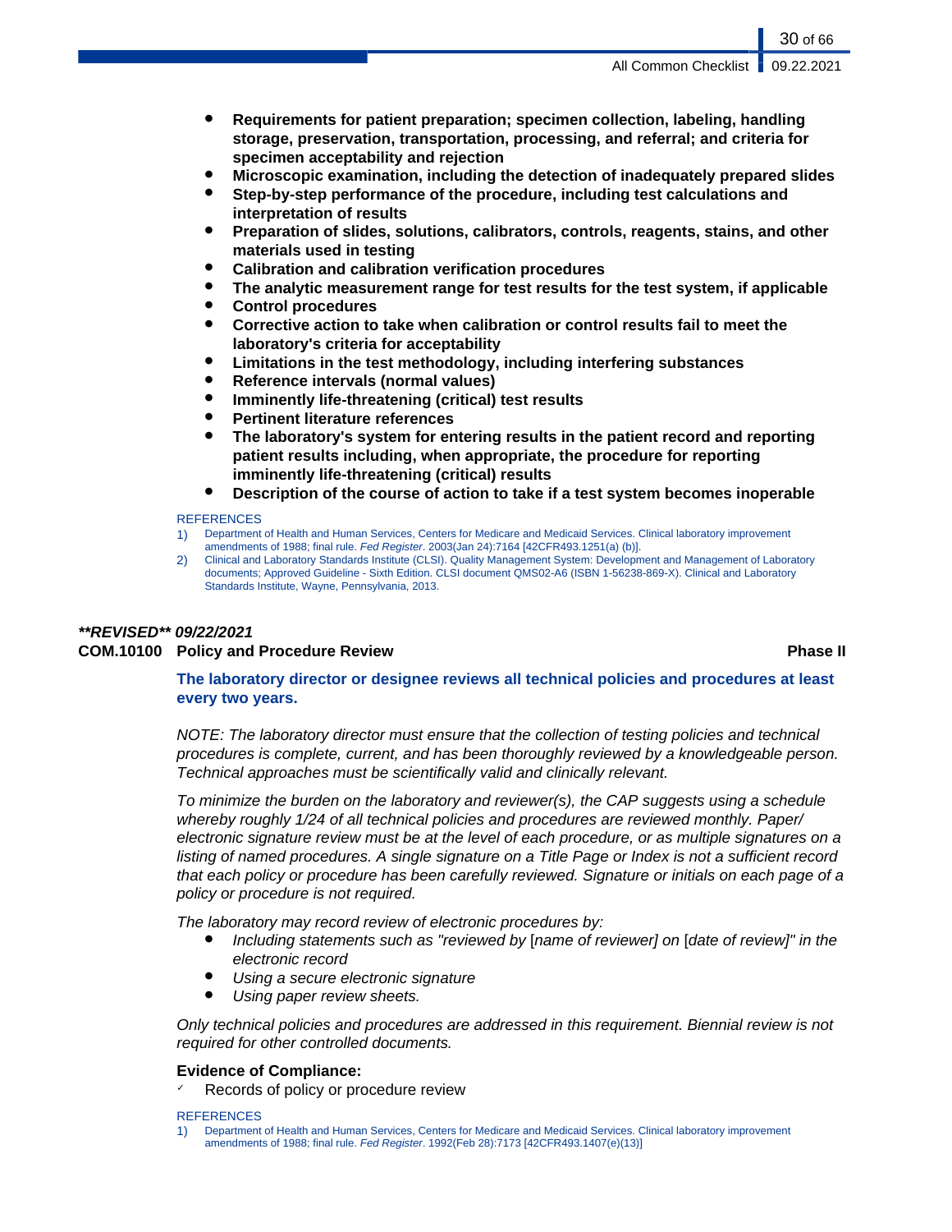- **Requirements for patient preparation; specimen collection, labeling, handling storage, preservation, transportation, processing, and referral; and criteria for specimen acceptability and rejection**
- **Microscopic examination, including the detection of inadequately prepared slides**
- **Step-by-step performance of the procedure, including test calculations and interpretation of results**
- **Preparation of slides, solutions, calibrators, controls, reagents, stains, and other materials used in testing**
- **Calibration and calibration verification procedures**
- **The analytic measurement range for test results for the test system, if applicable**
- **Control procedures**
- **Corrective action to take when calibration or control results fail to meet the laboratory's criteria for acceptability**
- **Limitations in the test methodology, including interfering substances**
- **Reference intervals (normal values)**
- **Imminently life-threatening (critical) test results**
- **Pertinent literature references**
- **The laboratory's system for entering results in the patient record and reporting patient results including, when appropriate, the procedure for reporting imminently life-threatening (critical) results**
- **Description of the course of action to take if a test system becomes inoperable**

REFERENCES

1) Department of Health and Human Services, Centers for Medicare and Medicaid Services. Clinical laboratory improvement amendments of 1988; final rule. *Fed Register*. 2003(Jan 24):7164 [42CFR493.1251(a) (b)].
2) Clinical and Laboratory Standards Institute (CLSI). Quality Management System: Development and Management of Laboratory documents; Approved Guideline - Sixth Edition. CLSI document QMS02-A6 (ISBN 1-56238-869-X). Clinical and Laboratory Standards Institute, Wayne, Pennsylvania, 2013.

***\*\*REVISED\*\* 09/22/2021***

### COM.10100 Policy and Procedure Review — Phase II

**The laboratory director or designee reviews all technical policies and procedures at least every two years.**

*NOTE: The laboratory director must ensure that the collection of testing policies and technical procedures is complete, current, and has been thoroughly reviewed by a knowledgeable person. Technical approaches must be scientifically valid and clinically relevant.*

*To minimize the burden on the laboratory and reviewer(s), the CAP suggests using a schedule whereby roughly 1/24 of all technical policies and procedures are reviewed monthly. Paper/ electronic signature review must be at the level of each procedure, or as multiple signatures on a listing of named procedures. A single signature on a Title Page or Index is not a sufficient record that each policy or procedure has been carefully reviewed. Signature or initials on each page of a policy or procedure is not required.*

*The laboratory may record review of electronic procedures by:*

- *Including statements such as "reviewed by [name of reviewer] on [date of review]" in the electronic record*
- *Using a secure electronic signature*
- *Using paper review sheets.*

*Only technical policies and procedures are addressed in this requirement. Biennial review is not required for other controlled documents.*

**Evidence of Compliance:**

✓ Records of policy or procedure review

REFERENCES

1) Department of Health and Human Services, Centers for Medicare and Medicaid Services. Clinical laboratory improvement amendments of 1988; final rule. *Fed Register*. 1992(Feb 28):7173 [42CFR493.1407(e)(13)]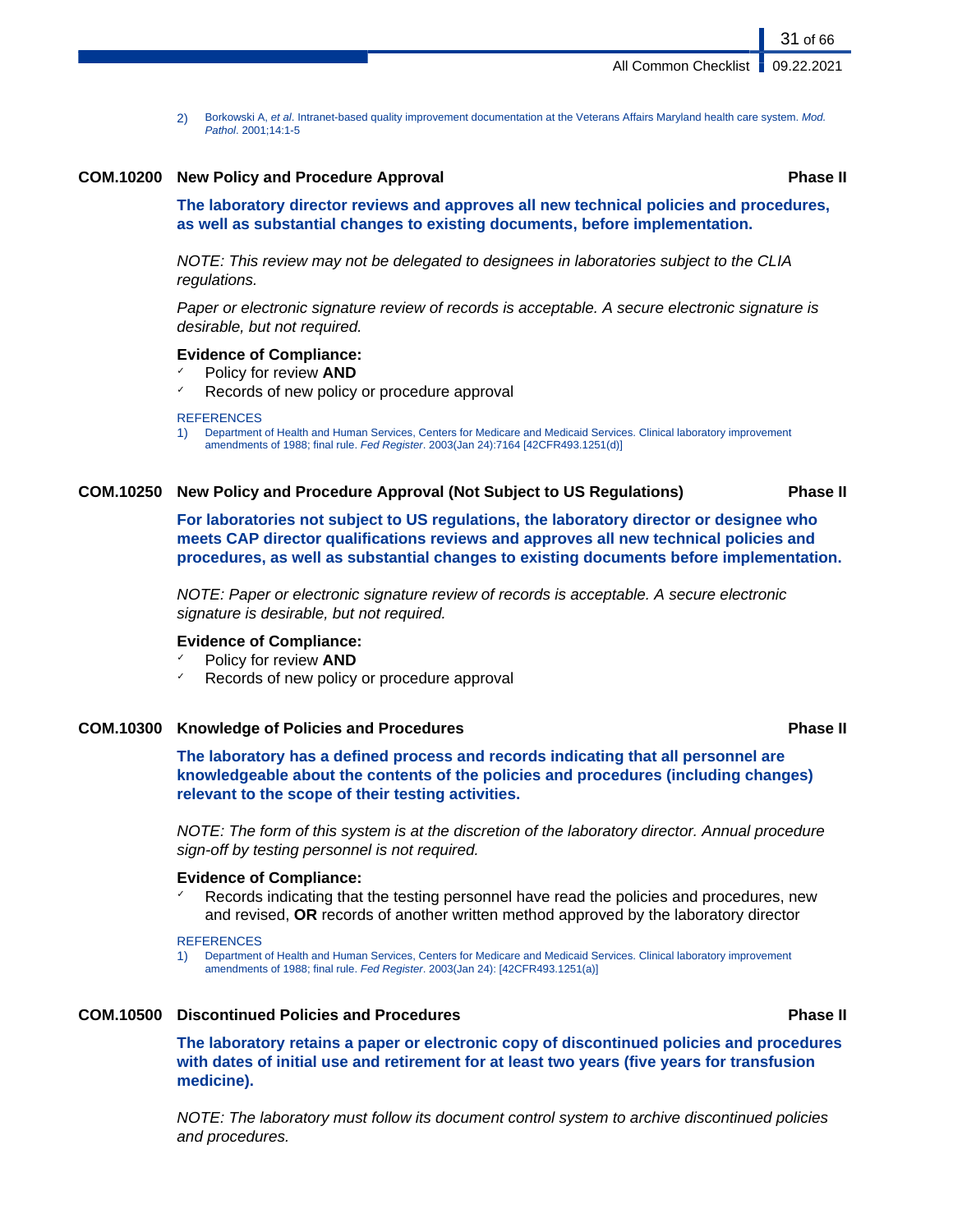2) Borkowski A, *et al*. Intranet-based quality improvement documentation at the Veterans Affairs Maryland health care system. *Mod. Pathol*. 2001;14:1-5

### COM.10200 New Policy and Procedure Approval — Phase II

**The laboratory director reviews and approves all new technical policies and procedures, as well as substantial changes to existing documents, before implementation.**

*NOTE: This review may not be delegated to designees in laboratories subject to the CLIA regulations.*

*Paper or electronic signature review of records is acceptable. A secure electronic signature is desirable, but not required.*

**Evidence of Compliance:**

- ✓ Policy for review **AND**
- ✓ Records of new policy or procedure approval

REFERENCES

1) Department of Health and Human Services, Centers for Medicare and Medicaid Services. Clinical laboratory improvement amendments of 1988; final rule. *Fed Register*. 2003(Jan 24):7164 [42CFR493.1251(d)]

### COM.10250 New Policy and Procedure Approval (Not Subject to US Regulations) — Phase II

**For laboratories not subject to US regulations, the laboratory director or designee who meets CAP director qualifications reviews and approves all new technical policies and procedures, as well as substantial changes to existing documents before implementation.**

*NOTE: Paper or electronic signature review of records is acceptable. A secure electronic signature is desirable, but not required.*

**Evidence of Compliance:**

- ✓ Policy for review **AND**
- ✓ Records of new policy or procedure approval

### COM.10300 Knowledge of Policies and Procedures — Phase II

**The laboratory has a defined process and records indicating that all personnel are knowledgeable about the contents of the policies and procedures (including changes) relevant to the scope of their testing activities.**

*NOTE: The form of this system is at the discretion of the laboratory director. Annual procedure sign-off by testing personnel is not required.*

**Evidence of Compliance:**

- ✓ Records indicating that the testing personnel have read the policies and procedures, new and revised, **OR** records of another written method approved by the laboratory director

REFERENCES

1) Department of Health and Human Services, Centers for Medicare and Medicaid Services. Clinical laboratory improvement amendments of 1988; final rule. *Fed Register*. 2003(Jan 24): [42CFR493.1251(a)]

### COM.10500 Discontinued Policies and Procedures — Phase II

**The laboratory retains a paper or electronic copy of discontinued policies and procedures with dates of initial use and retirement for at least two years (five years for transfusion medicine).**

*NOTE: The laboratory must follow its document control system to archive discontinued policies and procedures.*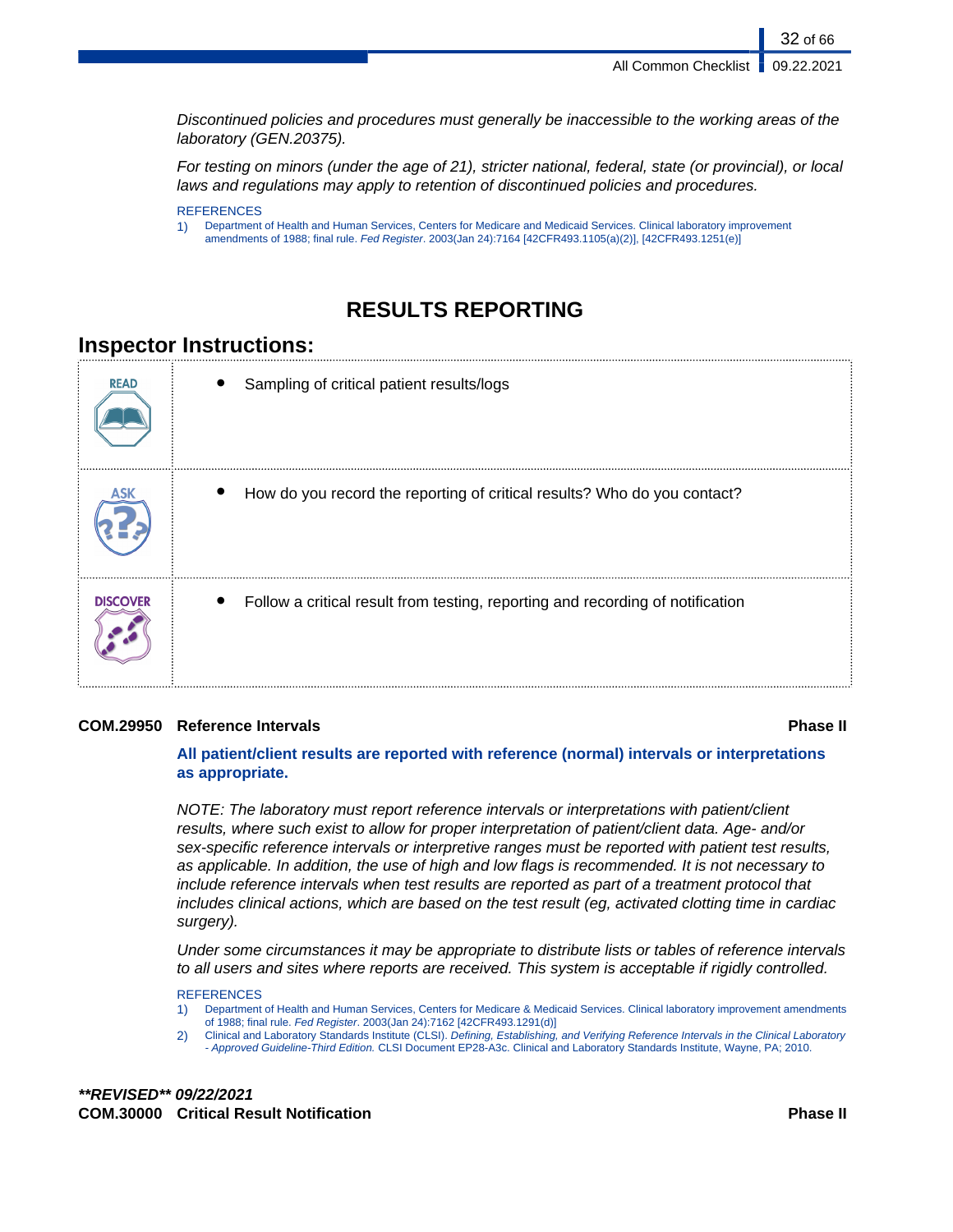*Discontinued policies and procedures must generally be inaccessible to the working areas of the laboratory (GEN.20375).*

*For testing on minors (under the age of 21), stricter national, federal, state (or provincial), or local laws and regulations may apply to retention of discontinued policies and procedures.*

REFERENCES

1) Department of Health and Human Services, Centers for Medicare and Medicaid Services. Clinical laboratory improvement amendments of 1988; final rule. *Fed Register*. 2003(Jan 24):7164 [42CFR493.1105(a)(2)], [42CFR493.1251(e)]

# RESULTS REPORTING

## Inspector Instructions:

| | |
|---|---|
| READ | • Sampling of critical patient results/logs |
| ASK | • How do you record the reporting of critical results? Who do you contact? |
| DISCOVER | • Follow a critical result from testing, reporting and recording of notification |

**COM.29950 Reference Intervals** **Phase II**

**All patient/client results are reported with reference (normal) intervals or interpretations as appropriate.**

*NOTE: The laboratory must report reference intervals or interpretations with patient/client results, where such exist to allow for proper interpretation of patient/client data. Age- and/or sex-specific reference intervals or interpretive ranges must be reported with patient test results, as applicable. In addition, the use of high and low flags is recommended. It is not necessary to include reference intervals when test results are reported as part of a treatment protocol that includes clinical actions, which are based on the test result (eg, activated clotting time in cardiac surgery).*

*Under some circumstances it may be appropriate to distribute lists or tables of reference intervals to all users and sites where reports are received. This system is acceptable if rigidly controlled.*

REFERENCES

1) Department of Health and Human Services, Centers for Medicare & Medicaid Services. Clinical laboratory improvement amendments of 1988; final rule. *Fed Register*. 2003(Jan 24):7162 [42CFR493.1291(d)]
2) Clinical and Laboratory Standards Institute (CLSI). *Defining, Establishing, and Verifying Reference Intervals in the Clinical Laboratory - Approved Guideline-Third Edition.* CLSI Document EP28-A3c. Clinical and Laboratory Standards Institute, Wayne, PA; 2010.

***\*\*REVISED\*\* 09/22/2021***

**COM.30000 Critical Result Notification** **Phase II**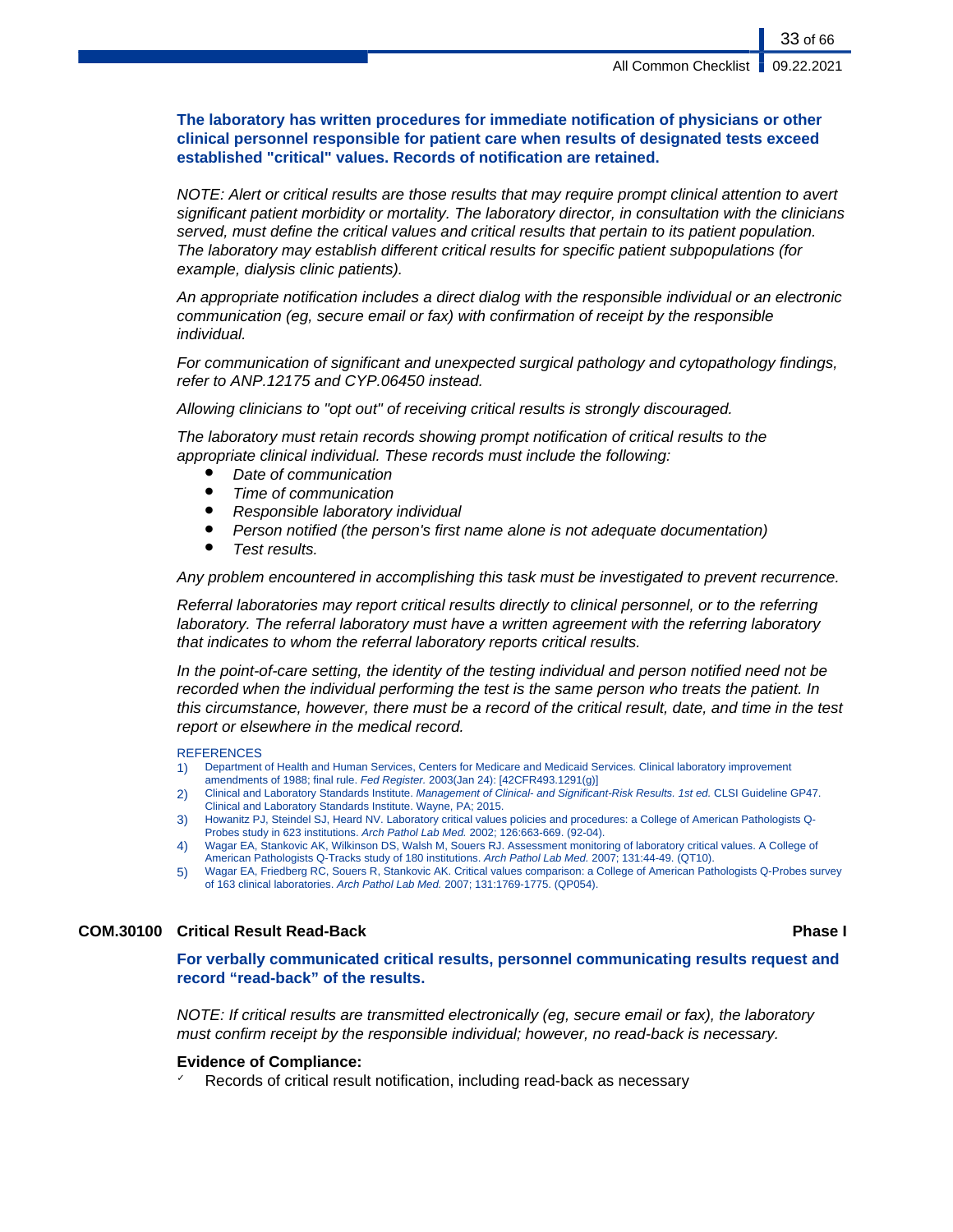**The laboratory has written procedures for immediate notification of physicians or other clinical personnel responsible for patient care when results of designated tests exceed established "critical" values. Records of notification are retained.**

*NOTE: Alert or critical results are those results that may require prompt clinical attention to avert significant patient morbidity or mortality. The laboratory director, in consultation with the clinicians served, must define the critical values and critical results that pertain to its patient population. The laboratory may establish different critical results for specific patient subpopulations (for example, dialysis clinic patients).*

*An appropriate notification includes a direct dialog with the responsible individual or an electronic communication (eg, secure email or fax) with confirmation of receipt by the responsible individual.*

*For communication of significant and unexpected surgical pathology and cytopathology findings, refer to ANP.12175 and CYP.06450 instead.*

*Allowing clinicians to "opt out" of receiving critical results is strongly discouraged.*

*The laboratory must retain records showing prompt notification of critical results to the appropriate clinical individual. These records must include the following:*

- *Date of communication*
- *Time of communication*
- *Responsible laboratory individual*
- *Person notified (the person's first name alone is not adequate documentation)*
- *Test results.*

*Any problem encountered in accomplishing this task must be investigated to prevent recurrence.*

*Referral laboratories may report critical results directly to clinical personnel, or to the referring laboratory. The referral laboratory must have a written agreement with the referring laboratory that indicates to whom the referral laboratory reports critical results.*

*In the point-of-care setting, the identity of the testing individual and person notified need not be recorded when the individual performing the test is the same person who treats the patient. In this circumstance, however, there must be a record of the critical result, date, and time in the test report or elsewhere in the medical record.*

REFERENCES

1) Department of Health and Human Services, Centers for Medicare and Medicaid Services. Clinical laboratory improvement amendments of 1988; final rule. *Fed Register.* 2003(Jan 24): [42CFR493.1291(g)]
2) Clinical and Laboratory Standards Institute. *Management of Clinical- and Significant-Risk Results. 1st ed.* CLSI Guideline GP47. Clinical and Laboratory Standards Institute. Wayne, PA; 2015.
3) Howanitz PJ, Steindel SJ, Heard NV. Laboratory critical values policies and procedures: a College of American Pathologists Q-Probes study in 623 institutions. *Arch Pathol Lab Med.* 2002; 126:663-669. (92-04).
4) Wagar EA, Stankovic AK, Wilkinson DS, Walsh M, Souers RJ. Assessment monitoring of laboratory critical values. A College of American Pathologists Q-Tracks study of 180 institutions. *Arch Pathol Lab Med.* 2007; 131:44-49. (QT10).
5) Wagar EA, Friedberg RC, Souers R, Stankovic AK. Critical values comparison: a College of American Pathologists Q-Probes survey of 163 clinical laboratories. *Arch Pathol Lab Med.* 2007; 131:1769-1775. (QP054).

### COM.30100 Critical Result Read-Back — Phase I

**For verbally communicated critical results, personnel communicating results request and record "read-back" of the results.**

*NOTE: If critical results are transmitted electronically (eg, secure email or fax), the laboratory must confirm receipt by the responsible individual; however, no read-back is necessary.*

**Evidence of Compliance:**

- ✓ Records of critical result notification, including read-back as necessary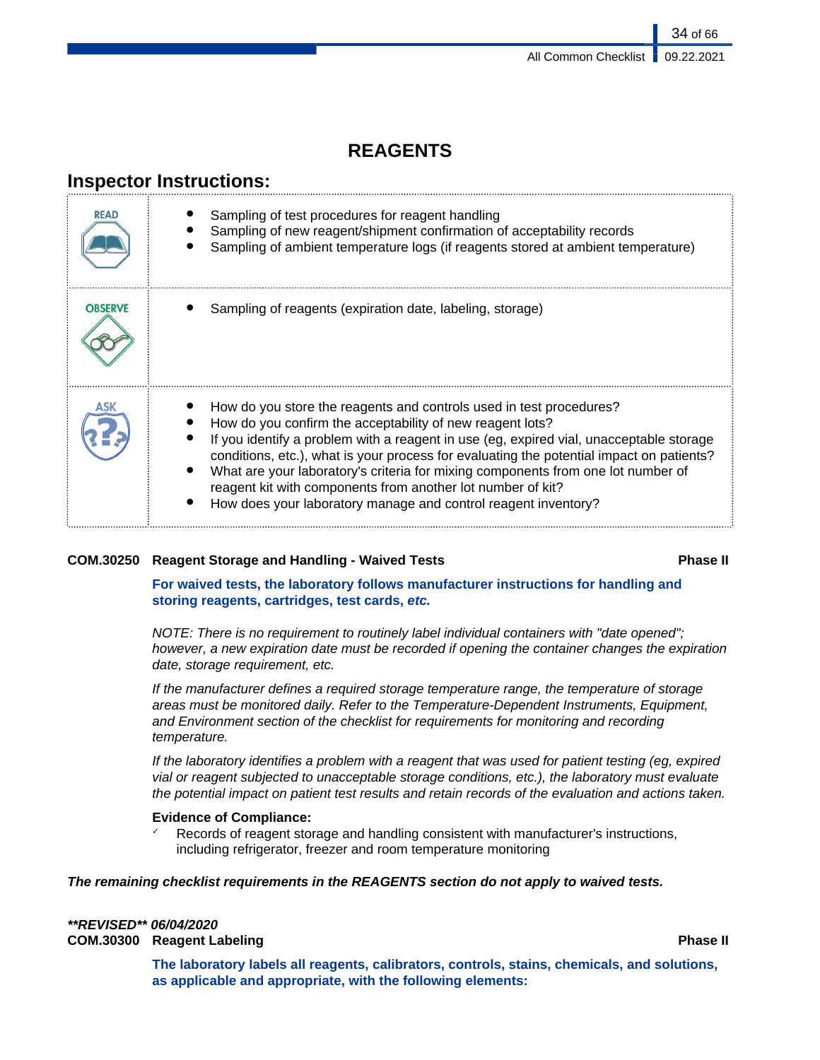# REAGENTS

## Inspector Instructions:

| | |
|---|---|
| READ | • Sampling of test procedures for reagent handling<br>• Sampling of new reagent/shipment confirmation of acceptability records<br>• Sampling of ambient temperature logs (if reagents stored at ambient temperature) |
| OBSERVE | • Sampling of reagents (expiration date, labeling, storage) |
| ASK | • How do you store the reagents and controls used in test procedures?<br>• How do you confirm the acceptability of new reagent lots?<br>• If you identify a problem with a reagent in use (eg, expired vial, unacceptable storage conditions, etc.), what is your process for evaluating the potential impact on patients?<br>• What are your laboratory's criteria for mixing components from one lot number of reagent kit with components from another lot number of kit?<br>• How does your laboratory manage and control reagent inventory? |

**COM.30250 Reagent Storage and Handling - Waived Tests** **Phase II**

**For waived tests, the laboratory follows manufacturer instructions for handling and storing reagents, cartridges, test cards, *etc.***

*NOTE: There is no requirement to routinely label individual containers with "date opened"; however, a new expiration date must be recorded if opening the container changes the expiration date, storage requirement, etc.*

*If the manufacturer defines a required storage temperature range, the temperature of storage areas must be monitored daily. Refer to the Temperature-Dependent Instruments, Equipment, and Environment section of the checklist for requirements for monitoring and recording temperature.*

*If the laboratory identifies a problem with a reagent that was used for patient testing (eg, expired vial or reagent subjected to unacceptable storage conditions, etc.), the laboratory must evaluate the potential impact on patient test results and retain records of the evaluation and actions taken.*

**Evidence of Compliance:**

✓ Records of reagent storage and handling consistent with manufacturer's instructions, including refrigerator, freezer and room temperature monitoring

***The remaining checklist requirements in the REAGENTS section do not apply to waived tests.***

***\*\*REVISED\*\* 06/04/2020***

**COM.30300 Reagent Labeling** **Phase II**

**The laboratory labels all reagents, calibrators, controls, stains, chemicals, and solutions, as applicable and appropriate, with the following elements:**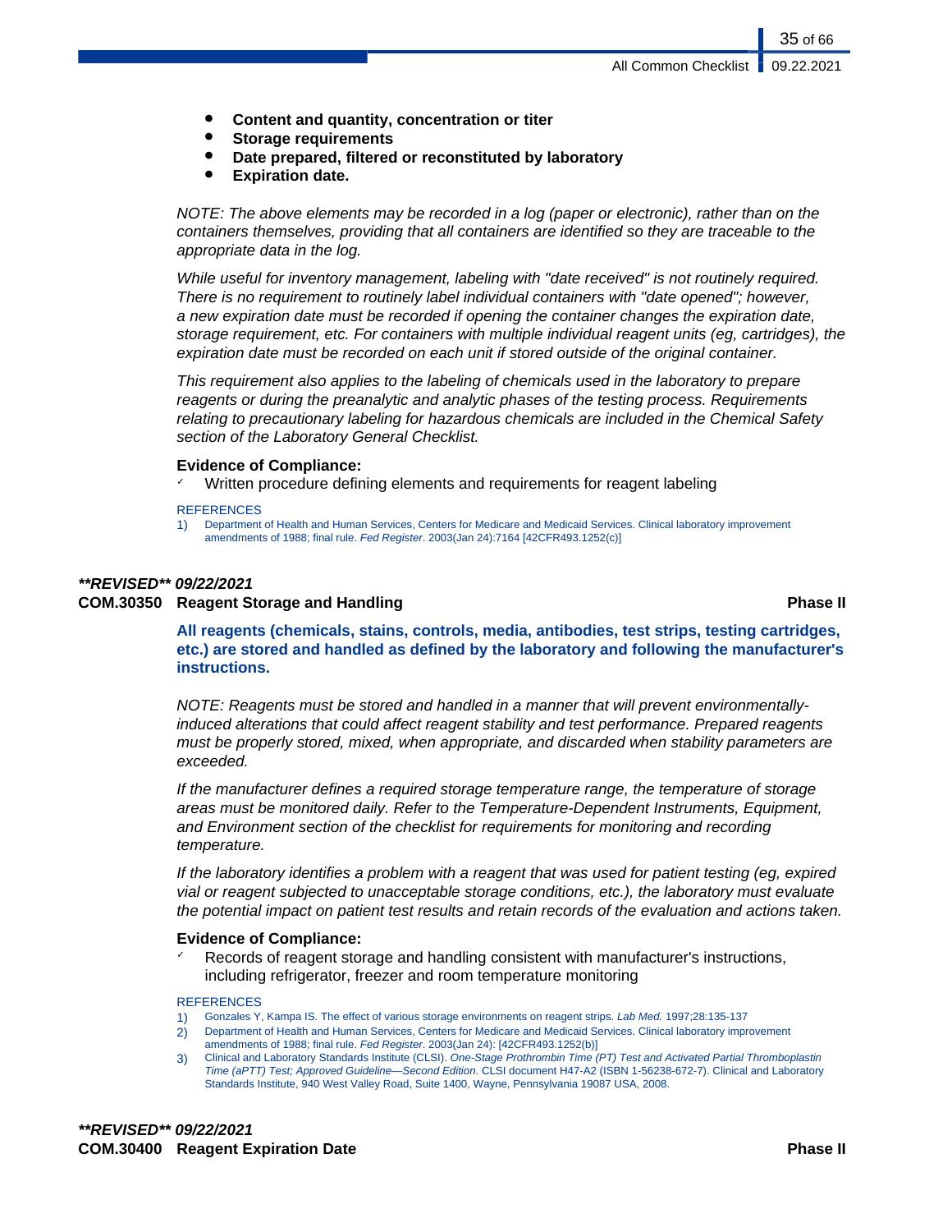- **Content and quantity, concentration or titer**
- **Storage requirements**
- **Date prepared, filtered or reconstituted by laboratory**
- **Expiration date.**

*NOTE: The above elements may be recorded in a log (paper or electronic), rather than on the containers themselves, providing that all containers are identified so they are traceable to the appropriate data in the log.*

*While useful for inventory management, labeling with "date received" is not routinely required. There is no requirement to routinely label individual containers with "date opened"; however, a new expiration date must be recorded if opening the container changes the expiration date, storage requirement, etc. For containers with multiple individual reagent units (eg, cartridges), the expiration date must be recorded on each unit if stored outside of the original container.*

*This requirement also applies to the labeling of chemicals used in the laboratory to prepare reagents or during the preanalytic and analytic phases of the testing process. Requirements relating to precautionary labeling for hazardous chemicals are included in the Chemical Safety section of the Laboratory General Checklist.*

**Evidence of Compliance:**

✓ Written procedure defining elements and requirements for reagent labeling

REFERENCES

1) Department of Health and Human Services, Centers for Medicare and Medicaid Services. Clinical laboratory improvement amendments of 1988; final rule. *Fed Register*. 2003(Jan 24):7164 [42CFR493.1252(c)]

***\*\*REVISED\*\* 09/22/2021***

**COM.30350 Reagent Storage and Handling — Phase II**

**All reagents (chemicals, stains, controls, media, antibodies, test strips, testing cartridges, etc.) are stored and handled as defined by the laboratory and following the manufacturer's instructions.**

*NOTE: Reagents must be stored and handled in a manner that will prevent environmentally-induced alterations that could affect reagent stability and test performance. Prepared reagents must be properly stored, mixed, when appropriate, and discarded when stability parameters are exceeded.*

*If the manufacturer defines a required storage temperature range, the temperature of storage areas must be monitored daily. Refer to the Temperature-Dependent Instruments, Equipment, and Environment section of the checklist for requirements for monitoring and recording temperature.*

*If the laboratory identifies a problem with a reagent that was used for patient testing (eg, expired vial or reagent subjected to unacceptable storage conditions, etc.), the laboratory must evaluate the potential impact on patient test results and retain records of the evaluation and actions taken.*

**Evidence of Compliance:**

✓ Records of reagent storage and handling consistent with manufacturer's instructions, including refrigerator, freezer and room temperature monitoring

REFERENCES

1) Gonzales Y, Kampa IS. The effect of various storage environments on reagent strips. *Lab Med.* 1997;28:135-137
2) Department of Health and Human Services, Centers for Medicare and Medicaid Services. Clinical laboratory improvement amendments of 1988; final rule. *Fed Register*. 2003(Jan 24): [42CFR493.1252(b)]
3) Clinical and Laboratory Standards Institute (CLSI). *One-Stage Prothrombin Time (PT) Test and Activated Partial Thromboplastin Time (aPTT) Test; Approved Guideline—Second Edition*. CLSI document H47-A2 (ISBN 1-56238-672-7). Clinical and Laboratory Standards Institute, 940 West Valley Road, Suite 1400, Wayne, Pennsylvania 19087 USA, 2008.

***\*\*REVISED\*\* 09/22/2021***

**COM.30400 Reagent Expiration Date — Phase II**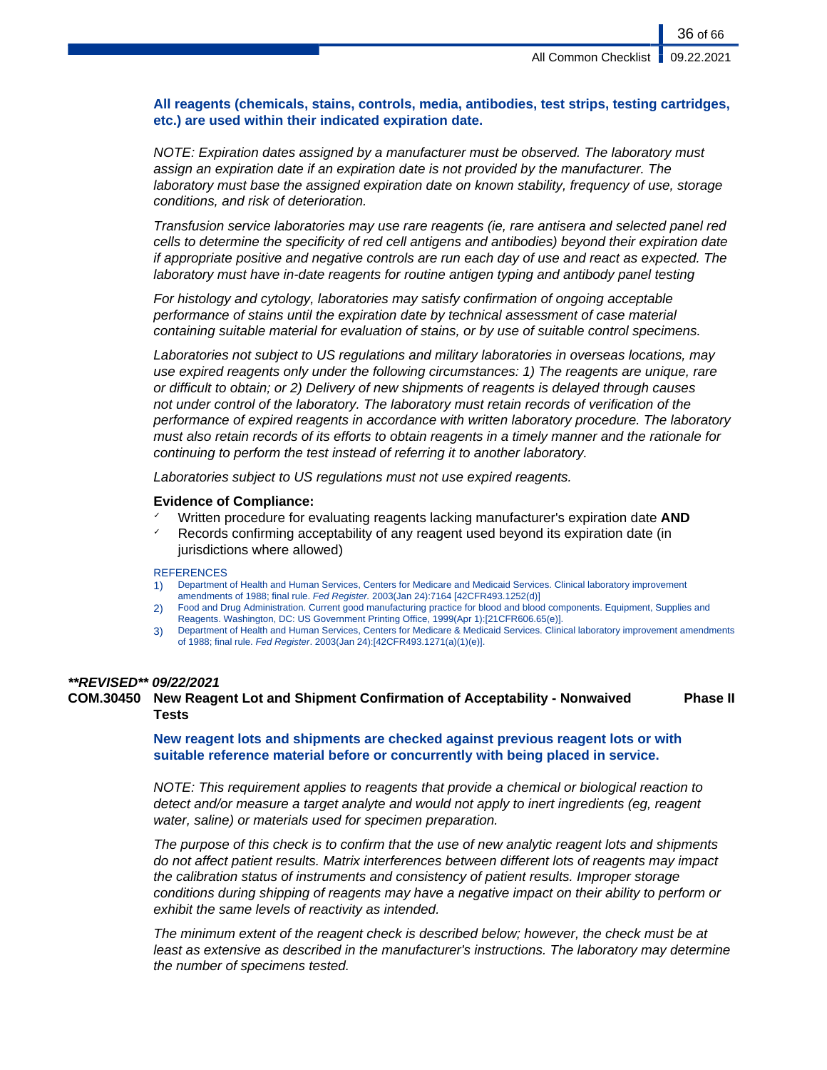**All reagents (chemicals, stains, controls, media, antibodies, test strips, testing cartridges, etc.) are used within their indicated expiration date.**

*NOTE: Expiration dates assigned by a manufacturer must be observed. The laboratory must assign an expiration date if an expiration date is not provided by the manufacturer. The laboratory must base the assigned expiration date on known stability, frequency of use, storage conditions, and risk of deterioration.*

*Transfusion service laboratories may use rare reagents (ie, rare antisera and selected panel red cells to determine the specificity of red cell antigens and antibodies) beyond their expiration date if appropriate positive and negative controls are run each day of use and react as expected. The laboratory must have in-date reagents for routine antigen typing and antibody panel testing*

*For histology and cytology, laboratories may satisfy confirmation of ongoing acceptable performance of stains until the expiration date by technical assessment of case material containing suitable material for evaluation of stains, or by use of suitable control specimens.*

*Laboratories not subject to US regulations and military laboratories in overseas locations, may use expired reagents only under the following circumstances: 1) The reagents are unique, rare or difficult to obtain; or 2) Delivery of new shipments of reagents is delayed through causes not under control of the laboratory. The laboratory must retain records of verification of the performance of expired reagents in accordance with written laboratory procedure. The laboratory must also retain records of its efforts to obtain reagents in a timely manner and the rationale for continuing to perform the test instead of referring it to another laboratory.*

*Laboratories subject to US regulations must not use expired reagents.*

**Evidence of Compliance:**

- ✓ Written procedure for evaluating reagents lacking manufacturer's expiration date **AND**
- ✓ Records confirming acceptability of any reagent used beyond its expiration date (in jurisdictions where allowed)

REFERENCES

1) Department of Health and Human Services, Centers for Medicare and Medicaid Services. Clinical laboratory improvement amendments of 1988; final rule. *Fed Register.* 2003(Jan 24):7164 [42CFR493.1252(d)]
2) Food and Drug Administration. Current good manufacturing practice for blood and blood components. Equipment, Supplies and Reagents. Washington, DC: US Government Printing Office, 1999(Apr 1):[21CFR606.65(e)].
3) Department of Health and Human Services, Centers for Medicare & Medicaid Services. Clinical laboratory improvement amendments of 1988; final rule. *Fed Register*. 2003(Jan 24):[42CFR493.1271(a)(1)(e)].

***\*\*REVISED\*\* 09/22/2021***

**COM.30450 New Reagent Lot and Shipment Confirmation of Acceptability - Nonwaived Tests** **Phase II**

**New reagent lots and shipments are checked against previous reagent lots or with suitable reference material before or concurrently with being placed in service.**

*NOTE: This requirement applies to reagents that provide a chemical or biological reaction to detect and/or measure a target analyte and would not apply to inert ingredients (eg, reagent water, saline) or materials used for specimen preparation.*

*The purpose of this check is to confirm that the use of new analytic reagent lots and shipments do not affect patient results. Matrix interferences between different lots of reagents may impact the calibration status of instruments and consistency of patient results. Improper storage conditions during shipping of reagents may have a negative impact on their ability to perform or exhibit the same levels of reactivity as intended.*

*The minimum extent of the reagent check is described below; however, the check must be at least as extensive as described in the manufacturer's instructions. The laboratory may determine the number of specimens tested.*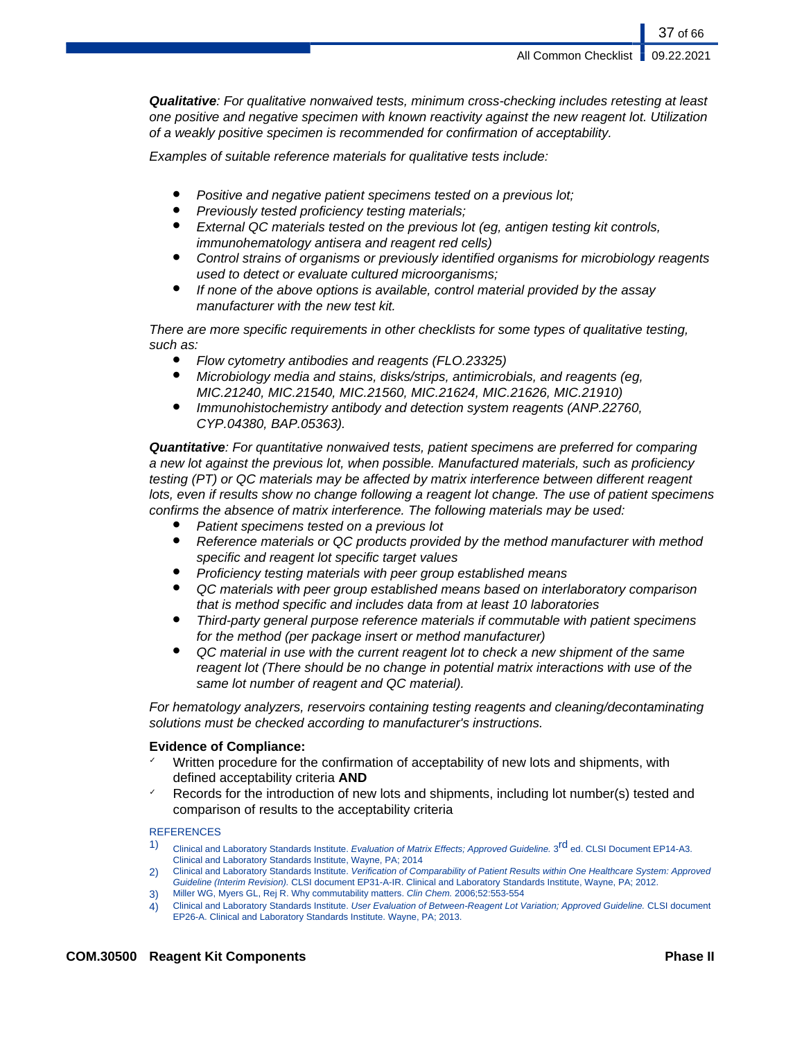***Qualitative**: For qualitative nonwaived tests, minimum cross-checking includes retesting at least one positive and negative specimen with known reactivity against the new reagent lot. Utilization of a weakly positive specimen is recommended for confirmation of acceptability.*

*Examples of suitable reference materials for qualitative tests include:*

- *Positive and negative patient specimens tested on a previous lot;*
- *Previously tested proficiency testing materials;*
- *External QC materials tested on the previous lot (eg, antigen testing kit controls, immunohematology antisera and reagent red cells)*
- *Control strains of organisms or previously identified organisms for microbiology reagents used to detect or evaluate cultured microorganisms;*
- *If none of the above options is available, control material provided by the assay manufacturer with the new test kit.*

*There are more specific requirements in other checklists for some types of qualitative testing, such as:*

- *Flow cytometry antibodies and reagents (FLO.23325)*
- *Microbiology media and stains, disks/strips, antimicrobials, and reagents (eg, MIC.21240, MIC.21540, MIC.21560, MIC.21624, MIC.21626, MIC.21910)*
- *Immunohistochemistry antibody and detection system reagents (ANP.22760, CYP.04380, BAP.05363).*

***Quantitative**: For quantitative nonwaived tests, patient specimens are preferred for comparing a new lot against the previous lot, when possible. Manufactured materials, such as proficiency testing (PT) or QC materials may be affected by matrix interference between different reagent lots, even if results show no change following a reagent lot change. The use of patient specimens confirms the absence of matrix interference. The following materials may be used:*

- *Patient specimens tested on a previous lot*
- *Reference materials or QC products provided by the method manufacturer with method specific and reagent lot specific target values*
- *Proficiency testing materials with peer group established means*
- *QC materials with peer group established means based on interlaboratory comparison that is method specific and includes data from at least 10 laboratories*
- *Third-party general purpose reference materials if commutable with patient specimens for the method (per package insert or method manufacturer)*
- *QC material in use with the current reagent lot to check a new shipment of the same reagent lot (There should be no change in potential matrix interactions with use of the same lot number of reagent and QC material).*

*For hematology analyzers, reservoirs containing testing reagents and cleaning/decontaminating solutions must be checked according to manufacturer's instructions.*

**Evidence of Compliance:**

- ✓ Written procedure for the confirmation of acceptability of new lots and shipments, with defined acceptability criteria **AND**
- ✓ Records for the introduction of new lots and shipments, including lot number(s) tested and comparison of results to the acceptability criteria

REFERENCES

1) Clinical and Laboratory Standards Institute. *Evaluation of Matrix Effects; Approved Guideline.* 3rd ed. CLSI Document EP14-A3. Clinical and Laboratory Standards Institute, Wayne, PA; 2014
2) Clinical and Laboratory Standards Institute. *Verification of Comparability of Patient Results within One Healthcare System: Approved Guideline (Interim Revision).* CLSI document EP31-A-IR. Clinical and Laboratory Standards Institute, Wayne, PA; 2012.
3) Miller WG, Myers GL, Rej R. Why commutability matters. *Clin Chem.* 2006;52:553-554
4) Clinical and Laboratory Standards Institute. *User Evaluation of Between-Reagent Lot Variation; Approved Guideline.* CLSI document EP26-A. Clinical and Laboratory Standards Institute. Wayne, PA; 2013.

## COM.30500 Reagent Kit Components — Phase II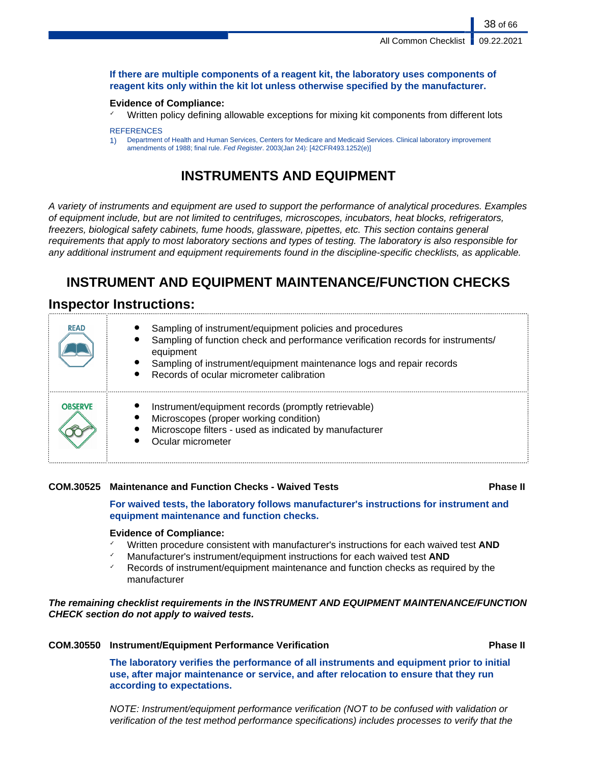**If there are multiple components of a reagent kit, the laboratory uses components of reagent kits only within the kit lot unless otherwise specified by the manufacturer.**

**Evidence of Compliance:**

- ✓ Written policy defining allowable exceptions for mixing kit components from different lots

REFERENCES

1) Department of Health and Human Services, Centers for Medicare and Medicaid Services. Clinical laboratory improvement amendments of 1988; final rule. *Fed Register*. 2003(Jan 24): [42CFR493.1252(e)]

# INSTRUMENTS AND EQUIPMENT

*A variety of instruments and equipment are used to support the performance of analytical procedures. Examples of equipment include, but are not limited to centrifuges, microscopes, incubators, heat blocks, refrigerators, freezers, biological safety cabinets, fume hoods, glassware, pipettes, etc. This section contains general requirements that apply to most laboratory sections and types of testing. The laboratory is also responsible for any additional instrument and equipment requirements found in the discipline-specific checklists, as applicable.*

## INSTRUMENT AND EQUIPMENT MAINTENANCE/FUNCTION CHECKS

### Inspector Instructions:

| | |
|---|---|
| READ | • Sampling of instrument/equipment policies and procedures<br>• Sampling of function check and performance verification records for instruments/ equipment<br>• Sampling of instrument/equipment maintenance logs and repair records<br>• Records of ocular micrometer calibration |
| OBSERVE | • Instrument/equipment records (promptly retrievable)<br>• Microscopes (proper working condition)<br>• Microscope filters - used as indicated by manufacturer<br>• Ocular micrometer |

**COM.30525 Maintenance and Function Checks - Waived Tests** **Phase II**

**For waived tests, the laboratory follows manufacturer's instructions for instrument and equipment maintenance and function checks.**

**Evidence of Compliance:**

- ✓ Written procedure consistent with manufacturer's instructions for each waived test **AND**
- ✓ Manufacturer's instrument/equipment instructions for each waived test **AND**
- ✓ Records of instrument/equipment maintenance and function checks as required by the manufacturer

***The remaining checklist requirements in the INSTRUMENT AND EQUIPMENT MAINTENANCE/FUNCTION CHECK section do not apply to waived tests.***

**COM.30550 Instrument/Equipment Performance Verification** **Phase II**

**The laboratory verifies the performance of all instruments and equipment prior to initial use, after major maintenance or service, and after relocation to ensure that they run according to expectations.**

*NOTE: Instrument/equipment performance verification (NOT to be confused with validation or verification of the test method performance specifications) includes processes to verify that the*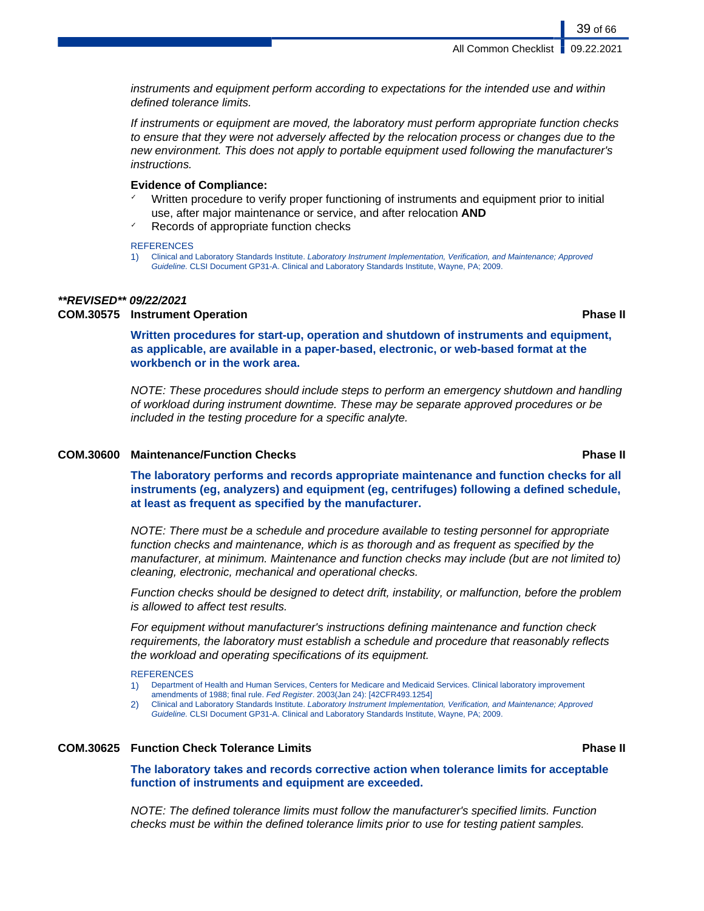*instruments and equipment perform according to expectations for the intended use and within defined tolerance limits.*

*If instruments or equipment are moved, the laboratory must perform appropriate function checks to ensure that they were not adversely affected by the relocation process or changes due to the new environment. This does not apply to portable equipment used following the manufacturer's instructions.*

**Evidence of Compliance:**

- ✓ Written procedure to verify proper functioning of instruments and equipment prior to initial use, after major maintenance or service, and after relocation **AND**
- ✓ Records of appropriate function checks

REFERENCES

1) Clinical and Laboratory Standards Institute. *Laboratory Instrument Implementation, Verification, and Maintenance; Approved Guideline.* CLSI Document GP31-A. Clinical and Laboratory Standards Institute, Wayne, PA; 2009.

***\*\*REVISED\*\* 09/22/2021***

### COM.30575 Instrument Operation — Phase II

**Written procedures for start-up, operation and shutdown of instruments and equipment, as applicable, are available in a paper-based, electronic, or web-based format at the workbench or in the work area.**

*NOTE: These procedures should include steps to perform an emergency shutdown and handling of workload during instrument downtime. These may be separate approved procedures or be included in the testing procedure for a specific analyte.*

### COM.30600 Maintenance/Function Checks — Phase II

**The laboratory performs and records appropriate maintenance and function checks for all instruments (eg, analyzers) and equipment (eg, centrifuges) following a defined schedule, at least as frequent as specified by the manufacturer.**

*NOTE: There must be a schedule and procedure available to testing personnel for appropriate function checks and maintenance, which is as thorough and as frequent as specified by the manufacturer, at minimum. Maintenance and function checks may include (but are not limited to) cleaning, electronic, mechanical and operational checks.*

*Function checks should be designed to detect drift, instability, or malfunction, before the problem is allowed to affect test results.*

*For equipment without manufacturer's instructions defining maintenance and function check requirements, the laboratory must establish a schedule and procedure that reasonably reflects the workload and operating specifications of its equipment.*

REFERENCES

1) Department of Health and Human Services, Centers for Medicare and Medicaid Services. Clinical laboratory improvement amendments of 1988; final rule. *Fed Register*. 2003(Jan 24): [42CFR493.1254]
2) Clinical and Laboratory Standards Institute. *Laboratory Instrument Implementation, Verification, and Maintenance; Approved Guideline.* CLSI Document GP31-A. Clinical and Laboratory Standards Institute, Wayne, PA; 2009.

### COM.30625 Function Check Tolerance Limits — Phase II

**The laboratory takes and records corrective action when tolerance limits for acceptable function of instruments and equipment are exceeded.**

*NOTE: The defined tolerance limits must follow the manufacturer's specified limits. Function checks must be within the defined tolerance limits prior to use for testing patient samples.*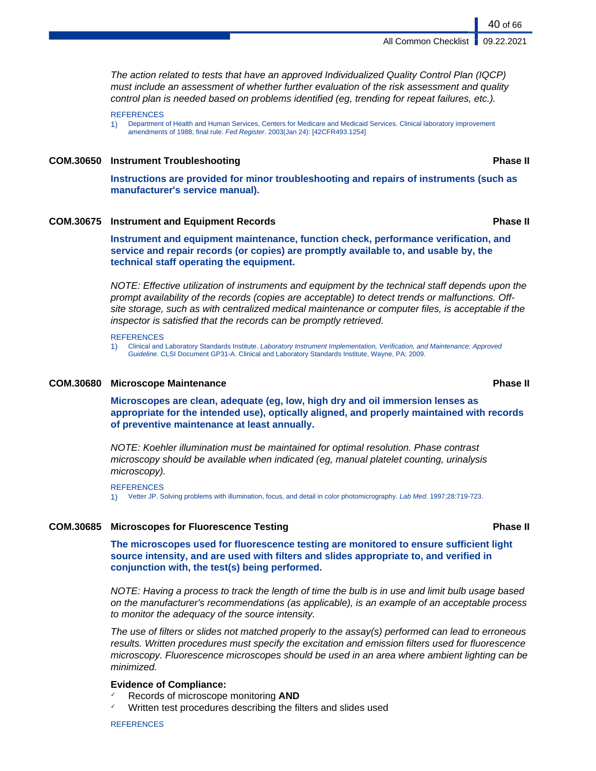*The action related to tests that have an approved Individualized Quality Control Plan (IQCP) must include an assessment of whether further evaluation of the risk assessment and quality control plan is needed based on problems identified (eg, trending for repeat failures, etc.).*

REFERENCES

1) Department of Health and Human Services, Centers for Medicare and Medicaid Services. Clinical laboratory improvement amendments of 1988; final rule. *Fed Register*. 2003(Jan 24): [42CFR493.1254]

### COM.30650 Instrument Troubleshooting — Phase II

**Instructions are provided for minor troubleshooting and repairs of instruments (such as manufacturer's service manual).**

### COM.30675 Instrument and Equipment Records — Phase II

**Instrument and equipment maintenance, function check, performance verification, and service and repair records (or copies) are promptly available to, and usable by, the technical staff operating the equipment.**

*NOTE: Effective utilization of instruments and equipment by the technical staff depends upon the prompt availability of the records (copies are acceptable) to detect trends or malfunctions. Off-site storage, such as with centralized medical maintenance or computer files, is acceptable if the inspector is satisfied that the records can be promptly retrieved.*

REFERENCES

1) Clinical and Laboratory Standards Institute. *Laboratory Instrument Implementation, Verification, and Maintenance; Approved Guideline.* CLSI Document GP31-A. Clinical and Laboratory Standards Institute, Wayne, PA; 2009.

### COM.30680 Microscope Maintenance — Phase II

**Microscopes are clean, adequate (eg, low, high dry and oil immersion lenses as appropriate for the intended use), optically aligned, and properly maintained with records of preventive maintenance at least annually.**

*NOTE: Koehler illumination must be maintained for optimal resolution. Phase contrast microscopy should be available when indicated (eg, manual platelet counting, urinalysis microscopy).*

REFERENCES

1) Vetter JP. Solving problems with illumination, focus, and detail in color photomicrography. *Lab Med*. 1997;28:719-723.

### COM.30685 Microscopes for Fluorescence Testing — Phase II

**The microscopes used for fluorescence testing are monitored to ensure sufficient light source intensity, and are used with filters and slides appropriate to, and verified in conjunction with, the test(s) being performed.**

*NOTE: Having a process to track the length of time the bulb is in use and limit bulb usage based on the manufacturer's recommendations (as applicable), is an example of an acceptable process to monitor the adequacy of the source intensity.*

*The use of filters or slides not matched properly to the assay(s) performed can lead to erroneous results. Written procedures must specify the excitation and emission filters used for fluorescence microscopy. Fluorescence microscopes should be used in an area where ambient lighting can be minimized.*

**Evidence of Compliance:**

- ✓ Records of microscope monitoring **AND**
- ✓ Written test procedures describing the filters and slides used

REFERENCES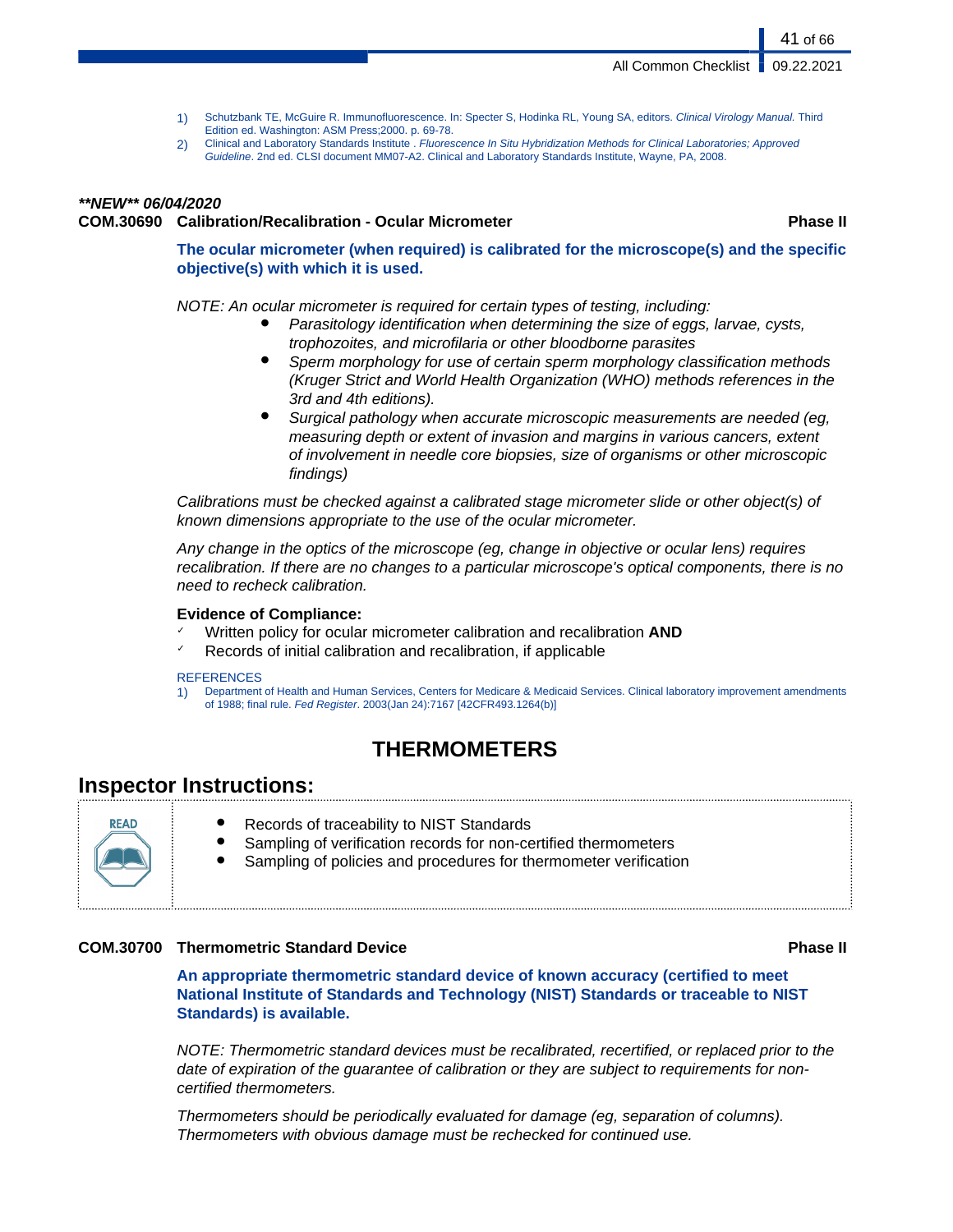1) Schutzbank TE, McGuire R. Immunofluorescence. In: Specter S, Hodinka RL, Young SA, editors. *Clinical Virology Manual.* Third Edition ed. Washington: ASM Press;2000. p. 69-78.
2) Clinical and Laboratory Standards Institute . *Fluorescence In Situ Hybridization Methods for Clinical Laboratories; Approved Guideline*. 2nd ed. CLSI document MM07-A2. Clinical and Laboratory Standards Institute, Wayne, PA, 2008.

***\*\*NEW\*\* 06/04/2020***

**COM.30690 Calibration/Recalibration - Ocular Micrometer** **Phase II**

**The ocular micrometer (when required) is calibrated for the microscope(s) and the specific objective(s) with which it is used.**

*NOTE: An ocular micrometer is required for certain types of testing, including:*

- *Parasitology identification when determining the size of eggs, larvae, cysts, trophozoites, and microfilaria or other bloodborne parasites*
- *Sperm morphology for use of certain sperm morphology classification methods (Kruger Strict and World Health Organization (WHO) methods references in the 3rd and 4th editions).*
- *Surgical pathology when accurate microscopic measurements are needed (eg, measuring depth or extent of invasion and margins in various cancers, extent of involvement in needle core biopsies, size of organisms or other microscopic findings)*

*Calibrations must be checked against a calibrated stage micrometer slide or other object(s) of known dimensions appropriate to the use of the ocular micrometer.*

*Any change in the optics of the microscope (eg, change in objective or ocular lens) requires recalibration. If there are no changes to a particular microscope's optical components, there is no need to recheck calibration.*

**Evidence of Compliance:**

- ✓ Written policy for ocular micrometer calibration and recalibration **AND**
- ✓ Records of initial calibration and recalibration, if applicable

REFERENCES

1) Department of Health and Human Services, Centers for Medicare & Medicaid Services. Clinical laboratory improvement amendments of 1988; final rule. *Fed Register*. 2003(Jan 24):7167 [42CFR493.1264(b)]

# THERMOMETERS

## Inspector Instructions:

READ

- Records of traceability to NIST Standards
- Sampling of verification records for non-certified thermometers
- Sampling of policies and procedures for thermometer verification

**COM.30700 Thermometric Standard Device** **Phase II**

**An appropriate thermometric standard device of known accuracy (certified to meet National Institute of Standards and Technology (NIST) Standards or traceable to NIST Standards) is available.**

*NOTE: Thermometric standard devices must be recalibrated, recertified, or replaced prior to the date of expiration of the guarantee of calibration or they are subject to requirements for non-certified thermometers.*

*Thermometers should be periodically evaluated for damage (eg, separation of columns). Thermometers with obvious damage must be rechecked for continued use.*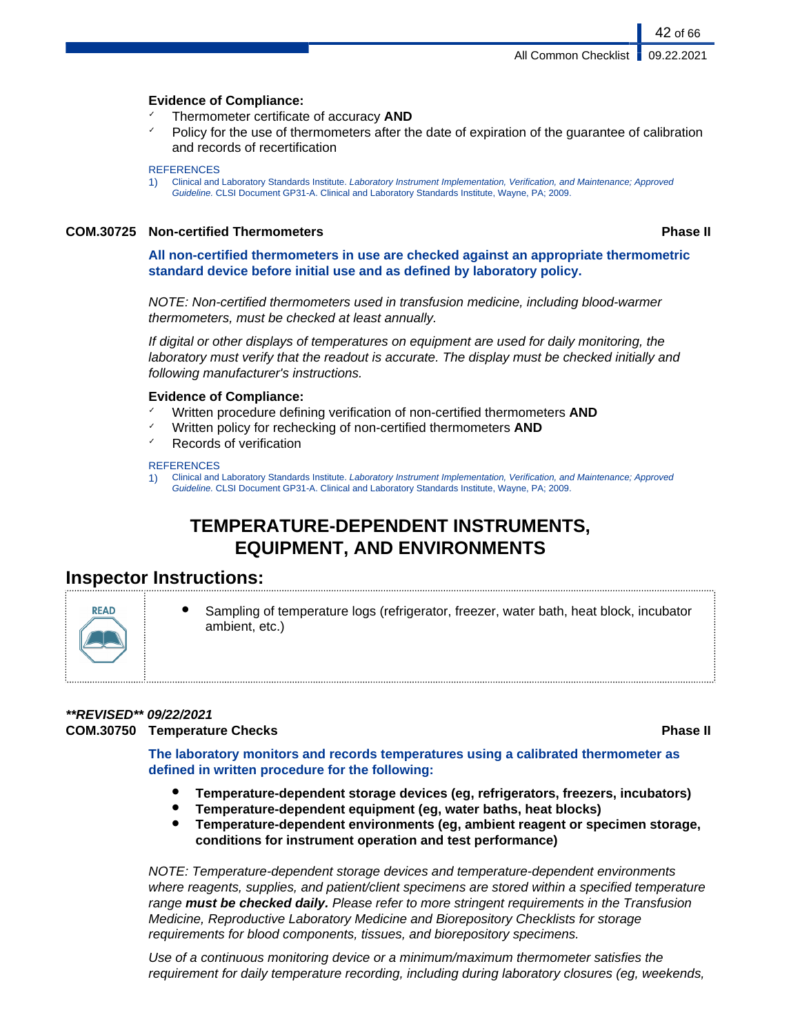**Evidence of Compliance:**

- Thermometer certificate of accuracy **AND**
- Policy for the use of thermometers after the date of expiration of the guarantee of calibration and records of recertification

REFERENCES

1) Clinical and Laboratory Standards Institute. *Laboratory Instrument Implementation, Verification, and Maintenance; Approved Guideline.* CLSI Document GP31-A. Clinical and Laboratory Standards Institute, Wayne, PA; 2009.

**COM.30725 Non-certified Thermometers** **Phase II**

**All non-certified thermometers in use are checked against an appropriate thermometric standard device before initial use and as defined by laboratory policy.**

*NOTE: Non-certified thermometers used in transfusion medicine, including blood-warmer thermometers, must be checked at least annually.*

*If digital or other displays of temperatures on equipment are used for daily monitoring, the laboratory must verify that the readout is accurate. The display must be checked initially and following manufacturer's instructions.*

**Evidence of Compliance:**

- Written procedure defining verification of non-certified thermometers **AND**
- Written policy for rechecking of non-certified thermometers **AND**
- Records of verification

REFERENCES

1) Clinical and Laboratory Standards Institute. *Laboratory Instrument Implementation, Verification, and Maintenance; Approved Guideline.* CLSI Document GP31-A. Clinical and Laboratory Standards Institute, Wayne, PA; 2009.

# TEMPERATURE-DEPENDENT INSTRUMENTS, EQUIPMENT, AND ENVIRONMENTS

## Inspector Instructions:

READ

- Sampling of temperature logs (refrigerator, freezer, water bath, heat block, incubator ambient, etc.)

***\*\*REVISED\*\* 09/22/2021***

**COM.30750 Temperature Checks** **Phase II**

**The laboratory monitors and records temperatures using a calibrated thermometer as defined in written procedure for the following:**

- **Temperature-dependent storage devices (eg, refrigerators, freezers, incubators)**
- **Temperature-dependent equipment (eg, water baths, heat blocks)**
- **Temperature-dependent environments (eg, ambient reagent or specimen storage, conditions for instrument operation and test performance)**

*NOTE: Temperature-dependent storage devices and temperature-dependent environments where reagents, supplies, and patient/client specimens are stored within a specified temperature range* ***must be checked daily.*** *Please refer to more stringent requirements in the Transfusion Medicine, Reproductive Laboratory Medicine and Biorepository Checklists for storage requirements for blood components, tissues, and biorepository specimens.*

*Use of a continuous monitoring device or a minimum/maximum thermometer satisfies the requirement for daily temperature recording, including during laboratory closures (eg, weekends,*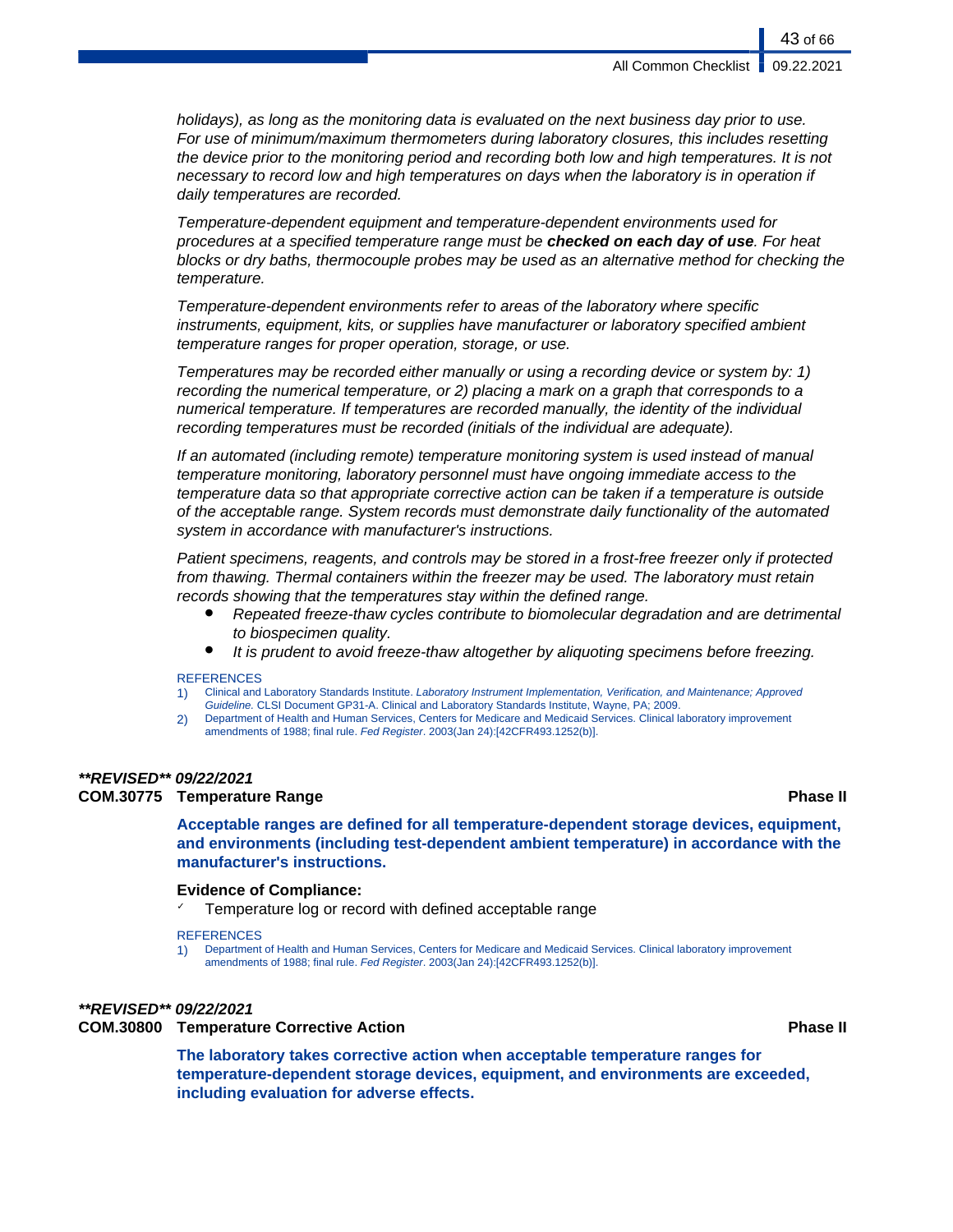*holidays), as long as the monitoring data is evaluated on the next business day prior to use. For use of minimum/maximum thermometers during laboratory closures, this includes resetting the device prior to the monitoring period and recording both low and high temperatures. It is not necessary to record low and high temperatures on days when the laboratory is in operation if daily temperatures are recorded.*

*Temperature-dependent equipment and temperature-dependent environments used for procedures at a specified temperature range must be* ***checked on each day of use****. For heat blocks or dry baths, thermocouple probes may be used as an alternative method for checking the temperature.*

*Temperature-dependent environments refer to areas of the laboratory where specific instruments, equipment, kits, or supplies have manufacturer or laboratory specified ambient temperature ranges for proper operation, storage, or use.*

*Temperatures may be recorded either manually or using a recording device or system by: 1) recording the numerical temperature, or 2) placing a mark on a graph that corresponds to a numerical temperature. If temperatures are recorded manually, the identity of the individual recording temperatures must be recorded (initials of the individual are adequate).*

*If an automated (including remote) temperature monitoring system is used instead of manual temperature monitoring, laboratory personnel must have ongoing immediate access to the temperature data so that appropriate corrective action can be taken if a temperature is outside of the acceptable range. System records must demonstrate daily functionality of the automated system in accordance with manufacturer's instructions.*

*Patient specimens, reagents, and controls may be stored in a frost-free freezer only if protected from thawing. Thermal containers within the freezer may be used. The laboratory must retain records showing that the temperatures stay within the defined range.*

- *Repeated freeze-thaw cycles contribute to biomolecular degradation and are detrimental to biospecimen quality.*
- *It is prudent to avoid freeze-thaw altogether by aliquoting specimens before freezing.*

REFERENCES

1) Clinical and Laboratory Standards Institute. *Laboratory Instrument Implementation, Verification, and Maintenance; Approved Guideline.* CLSI Document GP31-A. Clinical and Laboratory Standards Institute, Wayne, PA; 2009.
2) Department of Health and Human Services, Centers for Medicare and Medicaid Services. Clinical laboratory improvement amendments of 1988; final rule. *Fed Register*. 2003(Jan 24):[42CFR493.1252(b)].

***\*\*REVISED\*\* 09/22/2021***

**COM.30775 Temperature Range** **Phase II**

**Acceptable ranges are defined for all temperature-dependent storage devices, equipment, and environments (including test-dependent ambient temperature) in accordance with the manufacturer's instructions.**

**Evidence of Compliance:**

- ✓ Temperature log or record with defined acceptable range

REFERENCES

1) Department of Health and Human Services, Centers for Medicare and Medicaid Services. Clinical laboratory improvement amendments of 1988; final rule. *Fed Register*. 2003(Jan 24):[42CFR493.1252(b)].

***\*\*REVISED\*\* 09/22/2021***

**COM.30800 Temperature Corrective Action** **Phase II**

**The laboratory takes corrective action when acceptable temperature ranges for temperature-dependent storage devices, equipment, and environments are exceeded, including evaluation for adverse effects.**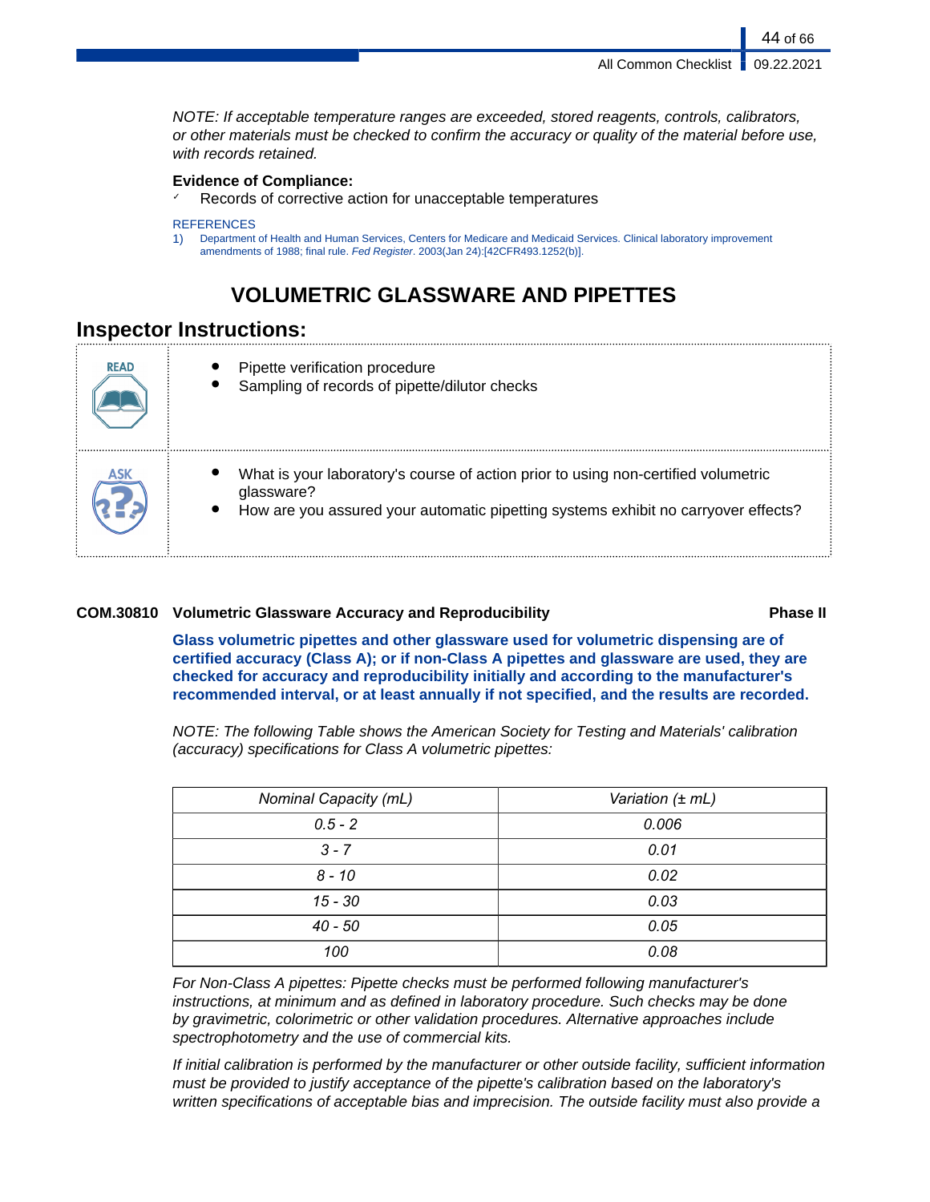*NOTE: If acceptable temperature ranges are exceeded, stored reagents, controls, calibrators, or other materials must be checked to confirm the accuracy or quality of the material before use, with records retained.*

**Evidence of Compliance:**

- ✓ Records of corrective action for unacceptable temperatures

REFERENCES

1) Department of Health and Human Services, Centers for Medicare and Medicaid Services. Clinical laboratory improvement amendments of 1988; final rule. *Fed Register*. 2003(Jan 24):[42CFR493.1252(b)].

# VOLUMETRIC GLASSWARE AND PIPETTES

## Inspector Instructions:

| | |
|---|---|
| READ | • Pipette verification procedure<br>• Sampling of records of pipette/dilutor checks |
| ASK | • What is your laboratory's course of action prior to using non-certified volumetric glassware?<br>• How are you assured your automatic pipetting systems exhibit no carryover effects? |

**COM.30810 Volumetric Glassware Accuracy and Reproducibility** **Phase II**

**Glass volumetric pipettes and other glassware used for volumetric dispensing are of certified accuracy (Class A); or if non-Class A pipettes and glassware are used, they are checked for accuracy and reproducibility initially and according to the manufacturer's recommended interval, or at least annually if not specified, and the results are recorded.**

*NOTE: The following Table shows the American Society for Testing and Materials' calibration (accuracy) specifications for Class A volumetric pipettes:*

| *Nominal Capacity (mL)* | *Variation (± mL)* |
|---|---|
| *0.5 - 2* | *0.006* |
| *3 - 7* | *0.01* |
| *8 - 10* | *0.02* |
| *15 - 30* | *0.03* |
| *40 - 50* | *0.05* |
| *100* | *0.08* |

*For Non-Class A pipettes: Pipette checks must be performed following manufacturer's instructions, at minimum and as defined in laboratory procedure. Such checks may be done by gravimetric, colorimetric or other validation procedures. Alternative approaches include spectrophotometry and the use of commercial kits.*

*If initial calibration is performed by the manufacturer or other outside facility, sufficient information must be provided to justify acceptance of the pipette's calibration based on the laboratory's written specifications of acceptable bias and imprecision. The outside facility must also provide a*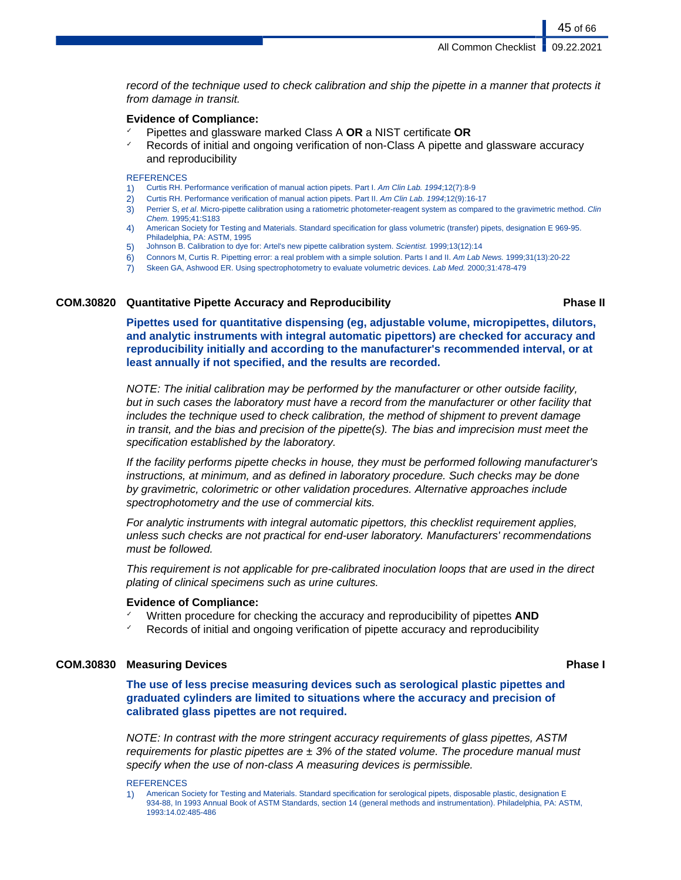*record of the technique used to check calibration and ship the pipette in a manner that protects it from damage in transit.*

**Evidence of Compliance:**

- ✓ Pipettes and glassware marked Class A **OR** a NIST certificate **OR**
- ✓ Records of initial and ongoing verification of non-Class A pipette and glassware accuracy and reproducibility

REFERENCES

1) Curtis RH. Performance verification of manual action pipets. Part I. *Am Clin Lab. 1994*;12(7):8-9
2) Curtis RH. Performance verification of manual action pipets. Part II. *Am Clin Lab. 1994*;12(9):16-17
3) Perrier S, *et al*. Micro-pipette calibration using a ratiometric photometer-reagent system as compared to the gravimetric method. *Clin Chem.* 1995;41:S183
4) American Society for Testing and Materials. Standard specification for glass volumetric (transfer) pipets, designation E 969-95. Philadelphia, PA: ASTM, 1995
5) Johnson B. Calibration to dye for: Artel's new pipette calibration system. *Scientist.* 1999;13(12):14
6) Connors M, Curtis R. Pipetting error: a real problem with a simple solution. Parts I and II. *Am Lab News.* 1999;31(13):20-22
7) Skeen GA, Ashwood ER. Using spectrophotometry to evaluate volumetric devices. *Lab Med.* 2000;31:478-479

### COM.30820 Quantitative Pipette Accuracy and Reproducibility — Phase II

**Pipettes used for quantitative dispensing (eg, adjustable volume, micropipettes, dilutors, and analytic instruments with integral automatic pipettors) are checked for accuracy and reproducibility initially and according to the manufacturer's recommended interval, or at least annually if not specified, and the results are recorded.**

*NOTE: The initial calibration may be performed by the manufacturer or other outside facility, but in such cases the laboratory must have a record from the manufacturer or other facility that includes the technique used to check calibration, the method of shipment to prevent damage in transit, and the bias and precision of the pipette(s). The bias and imprecision must meet the specification established by the laboratory.*

*If the facility performs pipette checks in house, they must be performed following manufacturer's instructions, at minimum, and as defined in laboratory procedure. Such checks may be done by gravimetric, colorimetric or other validation procedures. Alternative approaches include spectrophotometry and the use of commercial kits.*

*For analytic instruments with integral automatic pipettors, this checklist requirement applies, unless such checks are not practical for end-user laboratory. Manufacturers' recommendations must be followed.*

*This requirement is not applicable for pre-calibrated inoculation loops that are used in the direct plating of clinical specimens such as urine cultures.*

**Evidence of Compliance:**

- ✓ Written procedure for checking the accuracy and reproducibility of pipettes **AND**
- ✓ Records of initial and ongoing verification of pipette accuracy and reproducibility

### COM.30830 Measuring Devices — Phase I

**The use of less precise measuring devices such as serological plastic pipettes and graduated cylinders are limited to situations where the accuracy and precision of calibrated glass pipettes are not required.**

*NOTE: In contrast with the more stringent accuracy requirements of glass pipettes, ASTM requirements for plastic pipettes are ± 3% of the stated volume. The procedure manual must specify when the use of non-class A measuring devices is permissible.*

REFERENCES

1) American Society for Testing and Materials. Standard specification for serological pipets, disposable plastic, designation E 934-88, In 1993 Annual Book of ASTM Standards, section 14 (general methods and instrumentation). Philadelphia, PA: ASTM, 1993:14.02:485-486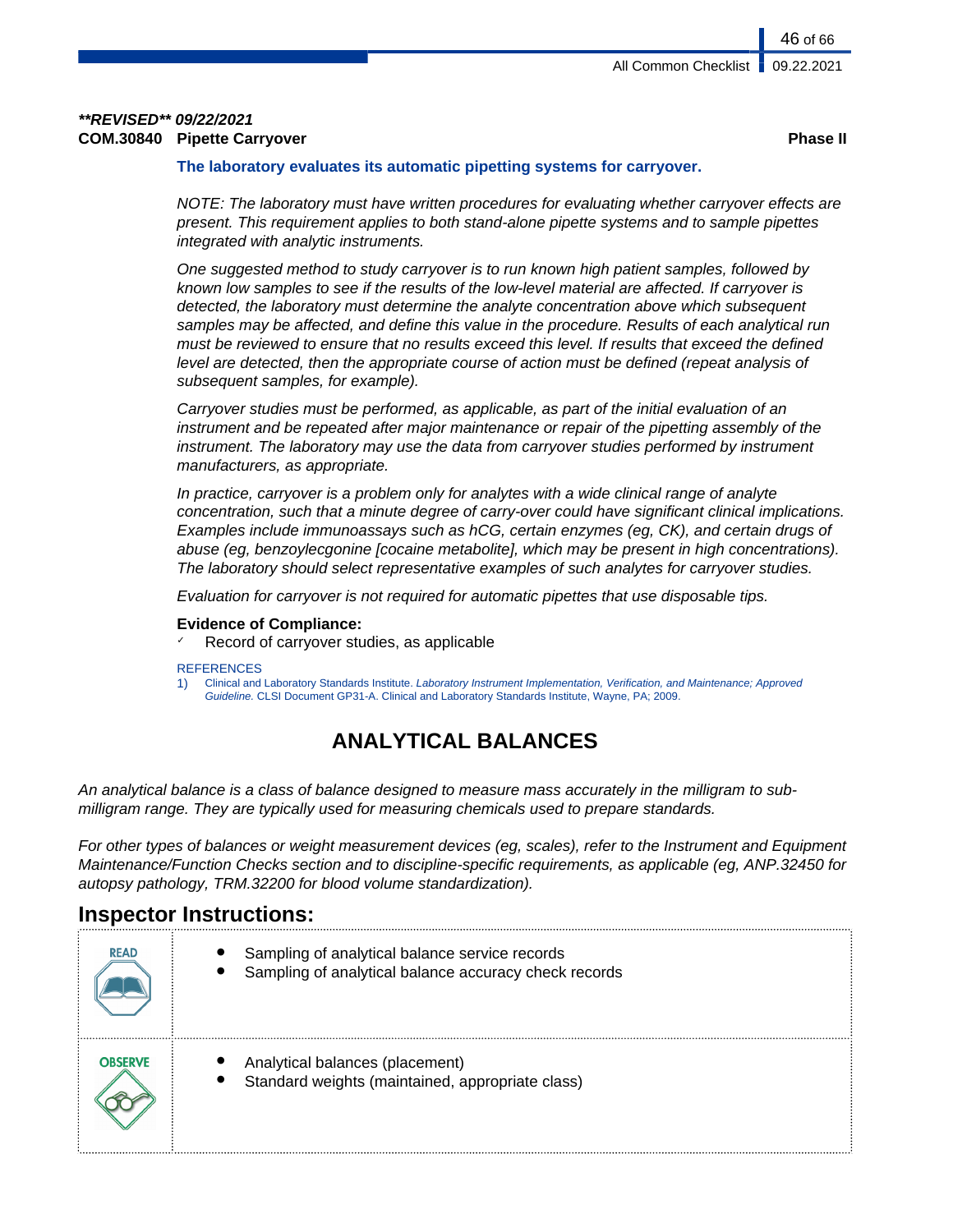***REVISED** 09/22/2021***

**COM.30840 Pipette Carryover** **Phase II**

**The laboratory evaluates its automatic pipetting systems for carryover.**

*NOTE: The laboratory must have written procedures for evaluating whether carryover effects are present. This requirement applies to both stand-alone pipette systems and to sample pipettes integrated with analytic instruments.*

*One suggested method to study carryover is to run known high patient samples, followed by known low samples to see if the results of the low-level material are affected. If carryover is detected, the laboratory must determine the analyte concentration above which subsequent samples may be affected, and define this value in the procedure. Results of each analytical run must be reviewed to ensure that no results exceed this level. If results that exceed the defined level are detected, then the appropriate course of action must be defined (repeat analysis of subsequent samples, for example).*

*Carryover studies must be performed, as applicable, as part of the initial evaluation of an instrument and be repeated after major maintenance or repair of the pipetting assembly of the instrument. The laboratory may use the data from carryover studies performed by instrument manufacturers, as appropriate.*

*In practice, carryover is a problem only for analytes with a wide clinical range of analyte concentration, such that a minute degree of carry-over could have significant clinical implications. Examples include immunoassays such as hCG, certain enzymes (eg, CK), and certain drugs of abuse (eg, benzoylecgonine [cocaine metabolite], which may be present in high concentrations). The laboratory should select representative examples of such analytes for carryover studies.*

*Evaluation for carryover is not required for automatic pipettes that use disposable tips.*

**Evidence of Compliance:**

- ✓ Record of carryover studies, as applicable

REFERENCES

1) Clinical and Laboratory Standards Institute. *Laboratory Instrument Implementation, Verification, and Maintenance; Approved Guideline.* CLSI Document GP31-A. Clinical and Laboratory Standards Institute, Wayne, PA; 2009.

# ANALYTICAL BALANCES

*An analytical balance is a class of balance designed to measure mass accurately in the milligram to sub-milligram range. They are typically used for measuring chemicals used to prepare standards.*

*For other types of balances or weight measurement devices (eg, scales), refer to the Instrument and Equipment Maintenance/Function Checks section and to discipline-specific requirements, as applicable (eg, ANP.32450 for autopsy pathology, TRM.32200 for blood volume standardization).*

## Inspector Instructions:

| | |
|---|---|
| READ | • Sampling of analytical balance service records<br>• Sampling of analytical balance accuracy check records |
| OBSERVE | • Analytical balances (placement)<br>• Standard weights (maintained, appropriate class) |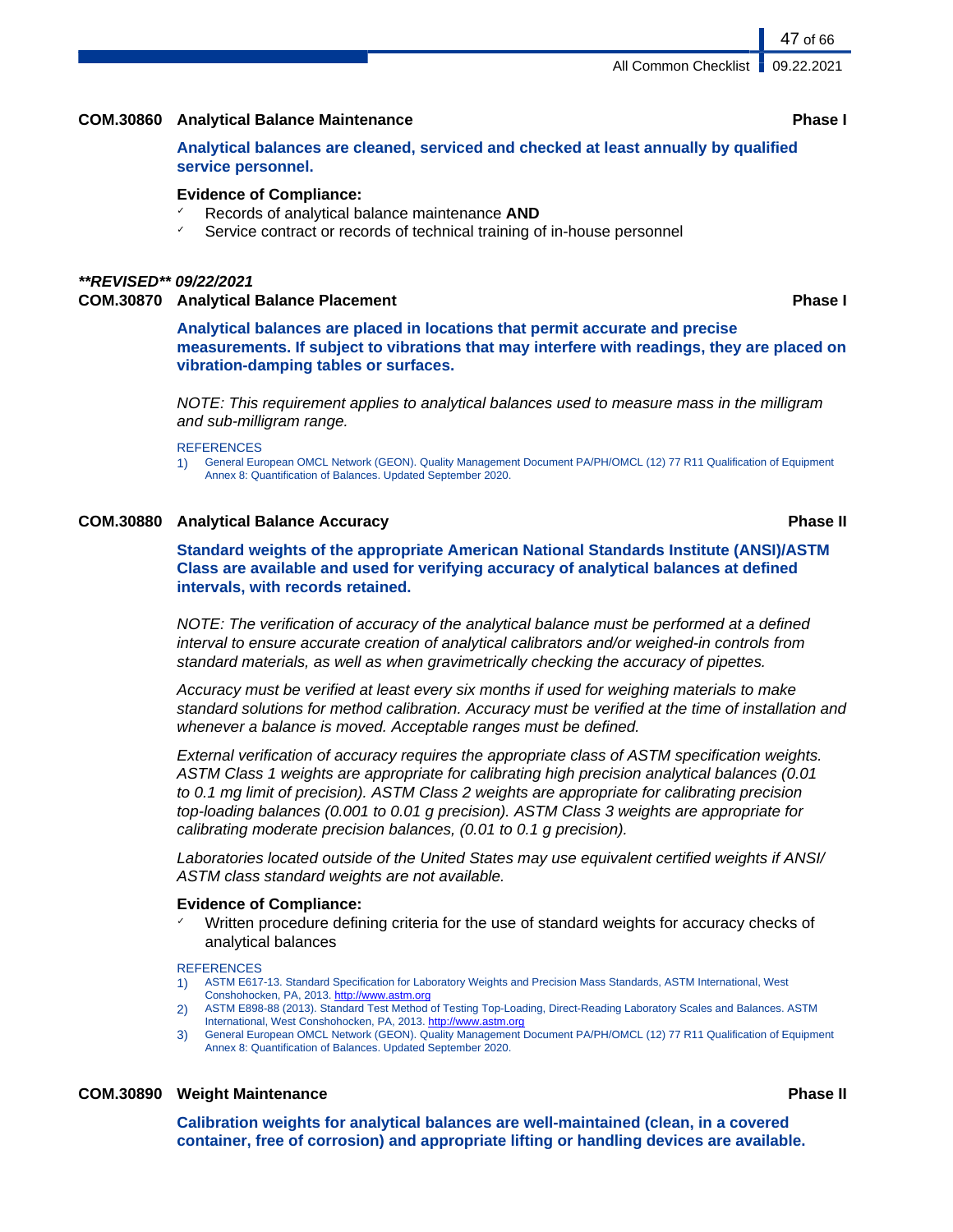### COM.30860 Analytical Balance Maintenance Phase I

**Analytical balances are cleaned, serviced and checked at least annually by qualified service personnel.**

**Evidence of Compliance:**
- ✓ Records of analytical balance maintenance **AND**
- ✓ Service contract or records of technical training of in-house personnel

***\*\*REVISED\*\* 09/22/2021***

### COM.30870 Analytical Balance Placement Phase I

**Analytical balances are placed in locations that permit accurate and precise measurements. If subject to vibrations that may interfere with readings, they are placed on vibration-damping tables or surfaces.**

*NOTE: This requirement applies to analytical balances used to measure mass in the milligram and sub-milligram range.*

REFERENCES
1) General European OMCL Network (GEON). Quality Management Document PA/PH/OMCL (12) 77 R11 Qualification of Equipment Annex 8: Quantification of Balances. Updated September 2020.

### COM.30880 Analytical Balance Accuracy Phase II

**Standard weights of the appropriate American National Standards Institute (ANSI)/ASTM Class are available and used for verifying accuracy of analytical balances at defined intervals, with records retained.**

*NOTE: The verification of accuracy of the analytical balance must be performed at a defined interval to ensure accurate creation of analytical calibrators and/or weighed-in controls from standard materials, as well as when gravimetrically checking the accuracy of pipettes.*

*Accuracy must be verified at least every six months if used for weighing materials to make standard solutions for method calibration. Accuracy must be verified at the time of installation and whenever a balance is moved. Acceptable ranges must be defined.*

*External verification of accuracy requires the appropriate class of ASTM specification weights. ASTM Class 1 weights are appropriate for calibrating high precision analytical balances (0.01 to 0.1 mg limit of precision). ASTM Class 2 weights are appropriate for calibrating precision top-loading balances (0.001 to 0.01 g precision). ASTM Class 3 weights are appropriate for calibrating moderate precision balances, (0.01 to 0.1 g precision).*

*Laboratories located outside of the United States may use equivalent certified weights if ANSI/ ASTM class standard weights are not available.*

**Evidence of Compliance:**
- ✓ Written procedure defining criteria for the use of standard weights for accuracy checks of analytical balances

REFERENCES
1) ASTM E617-13. Standard Specification for Laboratory Weights and Precision Mass Standards, ASTM International, West Conshohocken, PA, 2013. http://www.astm.org
2) ASTM E898-88 (2013). Standard Test Method of Testing Top-Loading, Direct-Reading Laboratory Scales and Balances. ASTM International, West Conshohocken, PA, 2013. http://www.astm.org
3) General European OMCL Network (GEON). Quality Management Document PA/PH/OMCL (12) 77 R11 Qualification of Equipment Annex 8: Quantification of Balances. Updated September 2020.

### COM.30890 Weight Maintenance Phase II

**Calibration weights for analytical balances are well-maintained (clean, in a covered container, free of corrosion) and appropriate lifting or handling devices are available.**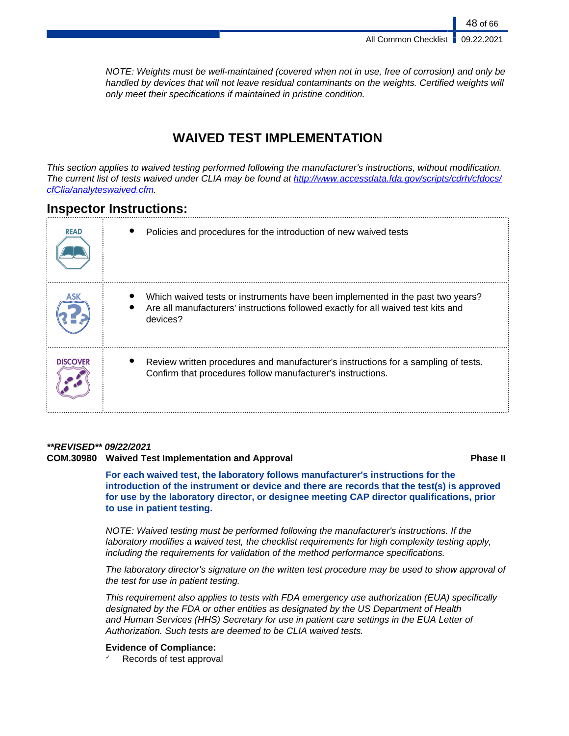*NOTE: Weights must be well-maintained (covered when not in use, free of corrosion) and only be handled by devices that will not leave residual contaminants on the weights. Certified weights will only meet their specifications if maintained in pristine condition.*

## WAIVED TEST IMPLEMENTATION

*This section applies to waived testing performed following the manufacturer's instructions, without modification. The current list of tests waived under CLIA may be found at [http://www.accessdata.fda.gov/scripts/cdrh/cfdocs/cfClia/analyteswaived.cfm](http://www.accessdata.fda.gov/scripts/cdrh/cfdocs/cfClia/analyteswaived.cfm).*

## Inspector Instructions:

| | |
|---|---|
| READ | • Policies and procedures for the introduction of new waived tests |
| ASK | • Which waived tests or instruments have been implemented in the past two years?<br>• Are all manufacturers' instructions followed exactly for all waived test kits and devices? |
| DISCOVER | • Review written procedures and manufacturer's instructions for a sampling of tests. Confirm that procedures follow manufacturer's instructions. |

***REVISED** 09/22/2021*

**COM.30980 Waived Test Implementation and Approval** — **Phase II**

**For each waived test, the laboratory follows manufacturer's instructions for the introduction of the instrument or device and there are records that the test(s) is approved for use by the laboratory director, or designee meeting CAP director qualifications, prior to use in patient testing.**

*NOTE: Waived testing must be performed following the manufacturer's instructions. If the laboratory modifies a waived test, the checklist requirements for high complexity testing apply, including the requirements for validation of the method performance specifications.*

*The laboratory director's signature on the written test procedure may be used to show approval of the test for use in patient testing.*

*This requirement also applies to tests with FDA emergency use authorization (EUA) specifically designated by the FDA or other entities as designated by the US Department of Health and Human Services (HHS) Secretary for use in patient care settings in the EUA Letter of Authorization. Such tests are deemed to be CLIA waived tests.*

**Evidence of Compliance:**

✓ Records of test approval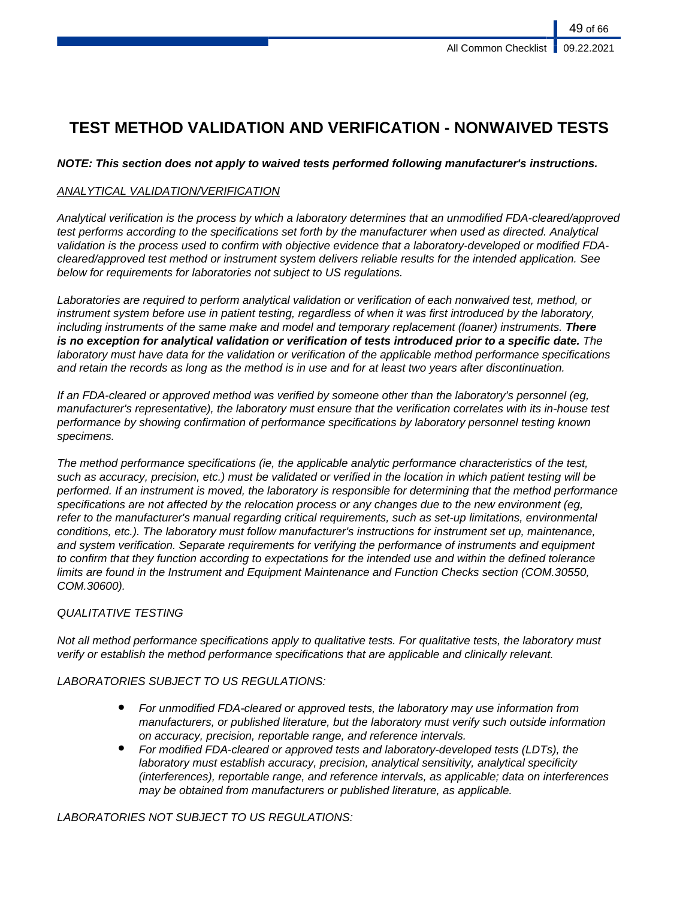# TEST METHOD VALIDATION AND VERIFICATION - NONWAIVED TESTS

***NOTE: This section does not apply to waived tests performed following manufacturer's instructions.***

*ANALYTICAL VALIDATION/VERIFICATION*

*Analytical verification is the process by which a laboratory determines that an unmodified FDA-cleared/approved test performs according to the specifications set forth by the manufacturer when used as directed. Analytical validation is the process used to confirm with objective evidence that a laboratory-developed or modified FDA-cleared/approved test method or instrument system delivers reliable results for the intended application. See below for requirements for laboratories not subject to US regulations.*

*Laboratories are required to perform analytical validation or verification of each nonwaived test, method, or instrument system before use in patient testing, regardless of when it was first introduced by the laboratory, including instruments of the same make and model and temporary replacement (loaner) instruments.* ***There is no exception for analytical validation or verification of tests introduced prior to a specific date.*** *The laboratory must have data for the validation or verification of the applicable method performance specifications and retain the records as long as the method is in use and for at least two years after discontinuation.*

*If an FDA-cleared or approved method was verified by someone other than the laboratory's personnel (eg, manufacturer's representative), the laboratory must ensure that the verification correlates with its in-house test performance by showing confirmation of performance specifications by laboratory personnel testing known specimens.*

*The method performance specifications (ie, the applicable analytic performance characteristics of the test, such as accuracy, precision, etc.) must be validated or verified in the location in which patient testing will be performed. If an instrument is moved, the laboratory is responsible for determining that the method performance specifications are not affected by the relocation process or any changes due to the new environment (eg, refer to the manufacturer's manual regarding critical requirements, such as set-up limitations, environmental conditions, etc.). The laboratory must follow manufacturer's instructions for instrument set up, maintenance, and system verification. Separate requirements for verifying the performance of instruments and equipment to confirm that they function according to expectations for the intended use and within the defined tolerance limits are found in the Instrument and Equipment Maintenance and Function Checks section (COM.30550, COM.30600).*

*QUALITATIVE TESTING*

*Not all method performance specifications apply to qualitative tests. For qualitative tests, the laboratory must verify or establish the method performance specifications that are applicable and clinically relevant.*

*LABORATORIES SUBJECT TO US REGULATIONS:*

- *For unmodified FDA-cleared or approved tests, the laboratory may use information from manufacturers, or published literature, but the laboratory must verify such outside information on accuracy, precision, reportable range, and reference intervals.*
- *For modified FDA-cleared or approved tests and laboratory-developed tests (LDTs), the laboratory must establish accuracy, precision, analytical sensitivity, analytical specificity (interferences), reportable range, and reference intervals, as applicable; data on interferences may be obtained from manufacturers or published literature, as applicable.*

*LABORATORIES NOT SUBJECT TO US REGULATIONS:*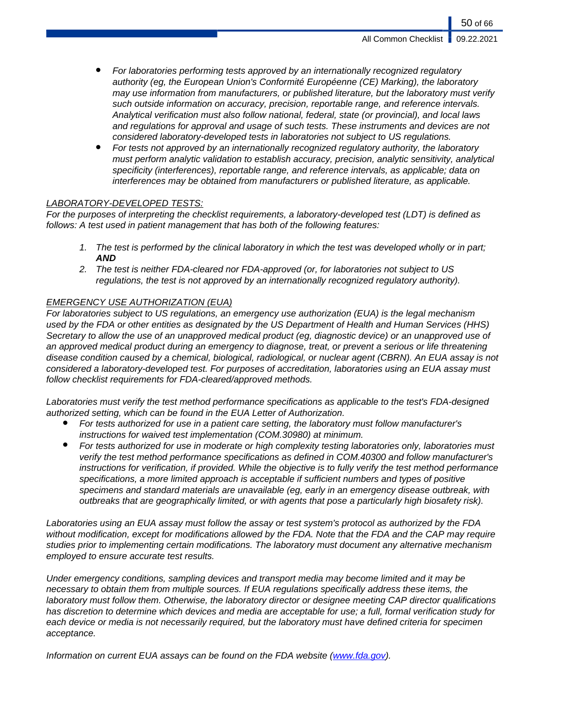- *For laboratories performing tests approved by an internationally recognized regulatory authority (eg, the European Union's Conformité Européenne (CE) Marking), the laboratory may use information from manufacturers, or published literature, but the laboratory must verify such outside information on accuracy, precision, reportable range, and reference intervals. Analytical verification must also follow national, federal, state (or provincial), and local laws and regulations for approval and usage of such tests. These instruments and devices are not considered laboratory-developed tests in laboratories not subject to US regulations.*
- *For tests not approved by an internationally recognized regulatory authority, the laboratory must perform analytic validation to establish accuracy, precision, analytic sensitivity, analytical specificity (interferences), reportable range, and reference intervals, as applicable; data on interferences may be obtained from manufacturers or published literature, as applicable.*

*LABORATORY-DEVELOPED TESTS:*

*For the purposes of interpreting the checklist requirements, a laboratory-developed test (LDT) is defined as follows: A test used in patient management that has both of the following features:*

1. *The test is performed by the clinical laboratory in which the test was developed wholly or in part;* ***AND***
2. *The test is neither FDA-cleared nor FDA-approved (or, for laboratories not subject to US regulations, the test is not approved by an internationally recognized regulatory authority).*

*EMERGENCY USE AUTHORIZATION (EUA)*

*For laboratories subject to US regulations, an emergency use authorization (EUA) is the legal mechanism used by the FDA or other entities as designated by the US Department of Health and Human Services (HHS) Secretary to allow the use of an unapproved medical product (eg, diagnostic device) or an unapproved use of an approved medical product during an emergency to diagnose, treat, or prevent a serious or life threatening disease condition caused by a chemical, biological, radiological, or nuclear agent (CBRN). An EUA assay is not considered a laboratory-developed test. For purposes of accreditation, laboratories using an EUA assay must follow checklist requirements for FDA-cleared/approved methods.*

*Laboratories must verify the test method performance specifications as applicable to the test's FDA-designed authorized setting, which can be found in the EUA Letter of Authorization.*

- *For tests authorized for use in a patient care setting, the laboratory must follow manufacturer's instructions for waived test implementation (COM.30980) at minimum.*
- *For tests authorized for use in moderate or high complexity testing laboratories only, laboratories must verify the test method performance specifications as defined in COM.40300 and follow manufacturer's instructions for verification, if provided. While the objective is to fully verify the test method performance specifications, a more limited approach is acceptable if sufficient numbers and types of positive specimens and standard materials are unavailable (eg, early in an emergency disease outbreak, with outbreaks that are geographically limited, or with agents that pose a particularly high biosafety risk).*

*Laboratories using an EUA assay must follow the assay or test system's protocol as authorized by the FDA without modification, except for modifications allowed by the FDA. Note that the FDA and the CAP may require studies prior to implementing certain modifications. The laboratory must document any alternative mechanism employed to ensure accurate test results.*

*Under emergency conditions, sampling devices and transport media may become limited and it may be necessary to obtain them from multiple sources. If EUA regulations specifically address these items, the laboratory must follow them. Otherwise, the laboratory director or designee meeting CAP director qualifications has discretion to determine which devices and media are acceptable for use; a full, formal verification study for each device or media is not necessarily required, but the laboratory must have defined criteria for specimen acceptance.*

*Information on current EUA assays can be found on the FDA website ([www.fda.gov](www.fda.gov)).*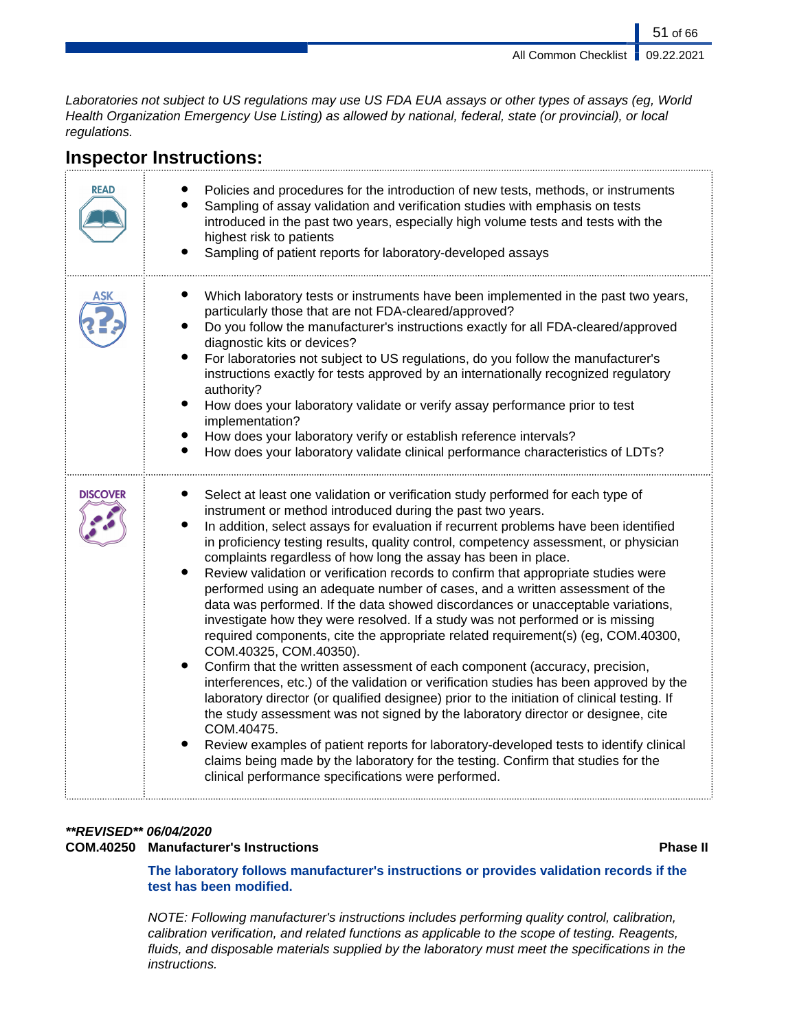*Laboratories not subject to US regulations may use US FDA EUA assays or other types of assays (eg, World Health Organization Emergency Use Listing) as allowed by national, federal, state (or provincial), or local regulations.*

## Inspector Instructions:

| | |
|---|---|
| READ | • Policies and procedures for the introduction of new tests, methods, or instruments<br>• Sampling of assay validation and verification studies with emphasis on tests introduced in the past two years, especially high volume tests and tests with the highest risk to patients<br>• Sampling of patient reports for laboratory-developed assays |
| ASK | • Which laboratory tests or instruments have been implemented in the past two years, particularly those that are not FDA-cleared/approved?<br>• Do you follow the manufacturer's instructions exactly for all FDA-cleared/approved diagnostic kits or devices?<br>• For laboratories not subject to US regulations, do you follow the manufacturer's instructions exactly for tests approved by an internationally recognized regulatory authority?<br>• How does your laboratory validate or verify assay performance prior to test implementation?<br>• How does your laboratory verify or establish reference intervals?<br>• How does your laboratory validate clinical performance characteristics of LDTs? |
| DISCOVER | • Select at least one validation or verification study performed for each type of instrument or method introduced during the past two years.<br>• In addition, select assays for evaluation if recurrent problems have been identified in proficiency testing results, quality control, competency assessment, or physician complaints regardless of how long the assay has been in place.<br>• Review validation or verification records to confirm that appropriate studies were performed using an adequate number of cases, and a written assessment of the data was performed. If the data showed discordances or unacceptable variations, investigate how they were resolved. If a study was not performed or is missing required components, cite the appropriate related requirement(s) (eg, COM.40300, COM.40325, COM.40350).<br>• Confirm that the written assessment of each component (accuracy, precision, interferences, etc.) of the validation or verification studies has been approved by the laboratory director (or qualified designee) prior to the initiation of clinical testing. If the study assessment was not signed by the laboratory director or designee, cite COM.40475.<br>• Review examples of patient reports for laboratory-developed tests to identify clinical claims being made by the laboratory for the testing. Confirm that studies for the clinical performance specifications were performed. |

***REVISED** 06/04/2020*

**COM.40250 Manufacturer's Instructions** **Phase II**

**The laboratory follows manufacturer's instructions or provides validation records if the test has been modified.**

*NOTE: Following manufacturer's instructions includes performing quality control, calibration, calibration verification, and related functions as applicable to the scope of testing. Reagents, fluids, and disposable materials supplied by the laboratory must meet the specifications in the instructions.*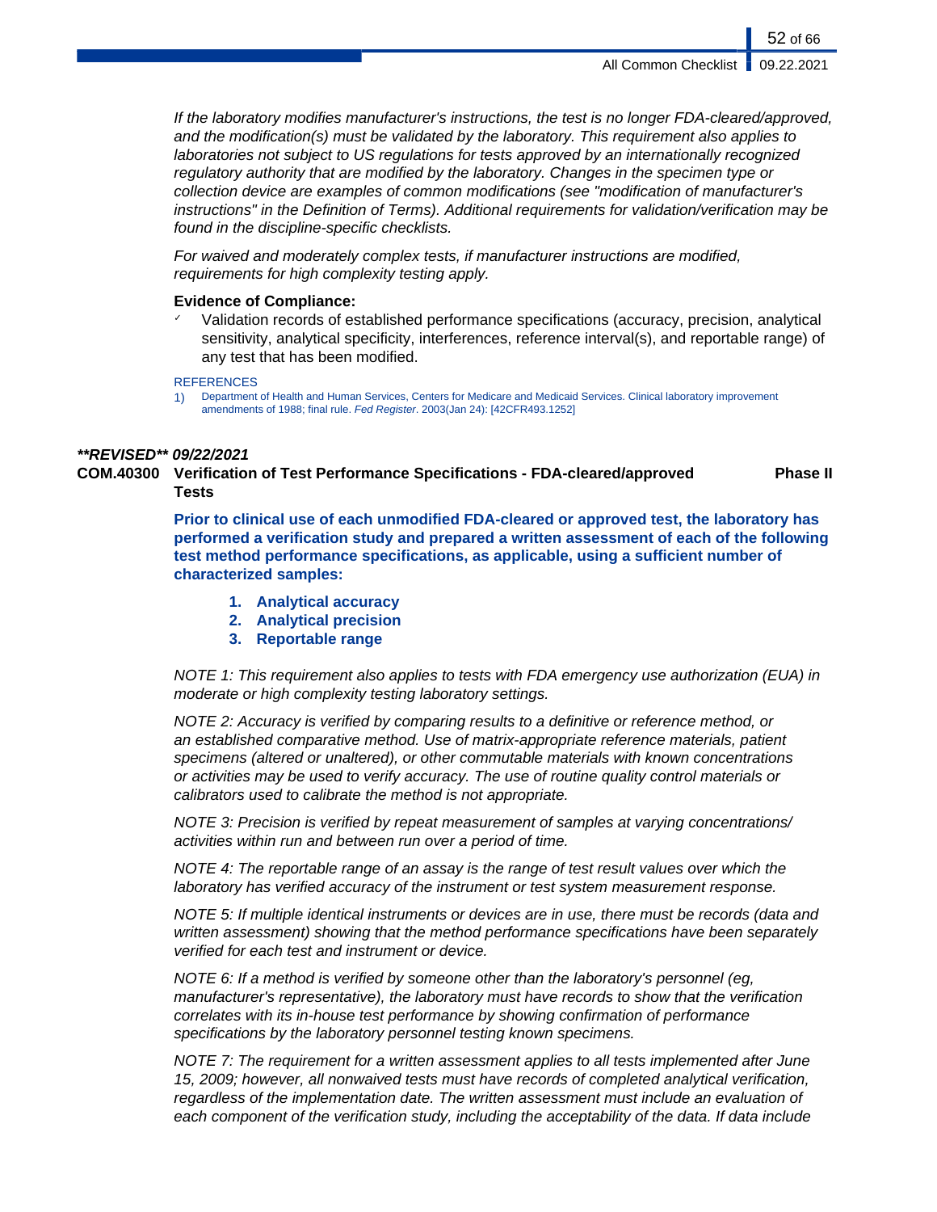*If the laboratory modifies manufacturer's instructions, the test is no longer FDA-cleared/approved, and the modification(s) must be validated by the laboratory. This requirement also applies to laboratories not subject to US regulations for tests approved by an internationally recognized regulatory authority that are modified by the laboratory. Changes in the specimen type or collection device are examples of common modifications (see "modification of manufacturer's instructions" in the Definition of Terms). Additional requirements for validation/verification may be found in the discipline-specific checklists.*

*For waived and moderately complex tests, if manufacturer instructions are modified, requirements for high complexity testing apply.*

**Evidence of Compliance:**

- ✓ Validation records of established performance specifications (accuracy, precision, analytical sensitivity, analytical specificity, interferences, reference interval(s), and reportable range) of any test that has been modified.

REFERENCES

1) Department of Health and Human Services, Centers for Medicare and Medicaid Services. Clinical laboratory improvement amendments of 1988; final rule. *Fed Register*. 2003(Jan 24): [42CFR493.1252]

***\*\*REVISED\*\* 09/22/2021***

**COM.40300 Verification of Test Performance Specifications - FDA-cleared/approved Tests** — **Phase II**

**Prior to clinical use of each unmodified FDA-cleared or approved test, the laboratory has performed a verification study and prepared a written assessment of each of the following test method performance specifications, as applicable, using a sufficient number of characterized samples:**

1. **Analytical accuracy**
2. **Analytical precision**
3. **Reportable range**

*NOTE 1: This requirement also applies to tests with FDA emergency use authorization (EUA) in moderate or high complexity testing laboratory settings.*

*NOTE 2: Accuracy is verified by comparing results to a definitive or reference method, or an established comparative method. Use of matrix-appropriate reference materials, patient specimens (altered or unaltered), or other commutable materials with known concentrations or activities may be used to verify accuracy. The use of routine quality control materials or calibrators used to calibrate the method is not appropriate.*

*NOTE 3: Precision is verified by repeat measurement of samples at varying concentrations/ activities within run and between run over a period of time.*

*NOTE 4: The reportable range of an assay is the range of test result values over which the laboratory has verified accuracy of the instrument or test system measurement response.*

*NOTE 5: If multiple identical instruments or devices are in use, there must be records (data and written assessment) showing that the method performance specifications have been separately verified for each test and instrument or device.*

*NOTE 6: If a method is verified by someone other than the laboratory's personnel (eg, manufacturer's representative), the laboratory must have records to show that the verification correlates with its in-house test performance by showing confirmation of performance specifications by the laboratory personnel testing known specimens.*

*NOTE 7: The requirement for a written assessment applies to all tests implemented after June 15, 2009; however, all nonwaived tests must have records of completed analytical verification, regardless of the implementation date. The written assessment must include an evaluation of each component of the verification study, including the acceptability of the data. If data include*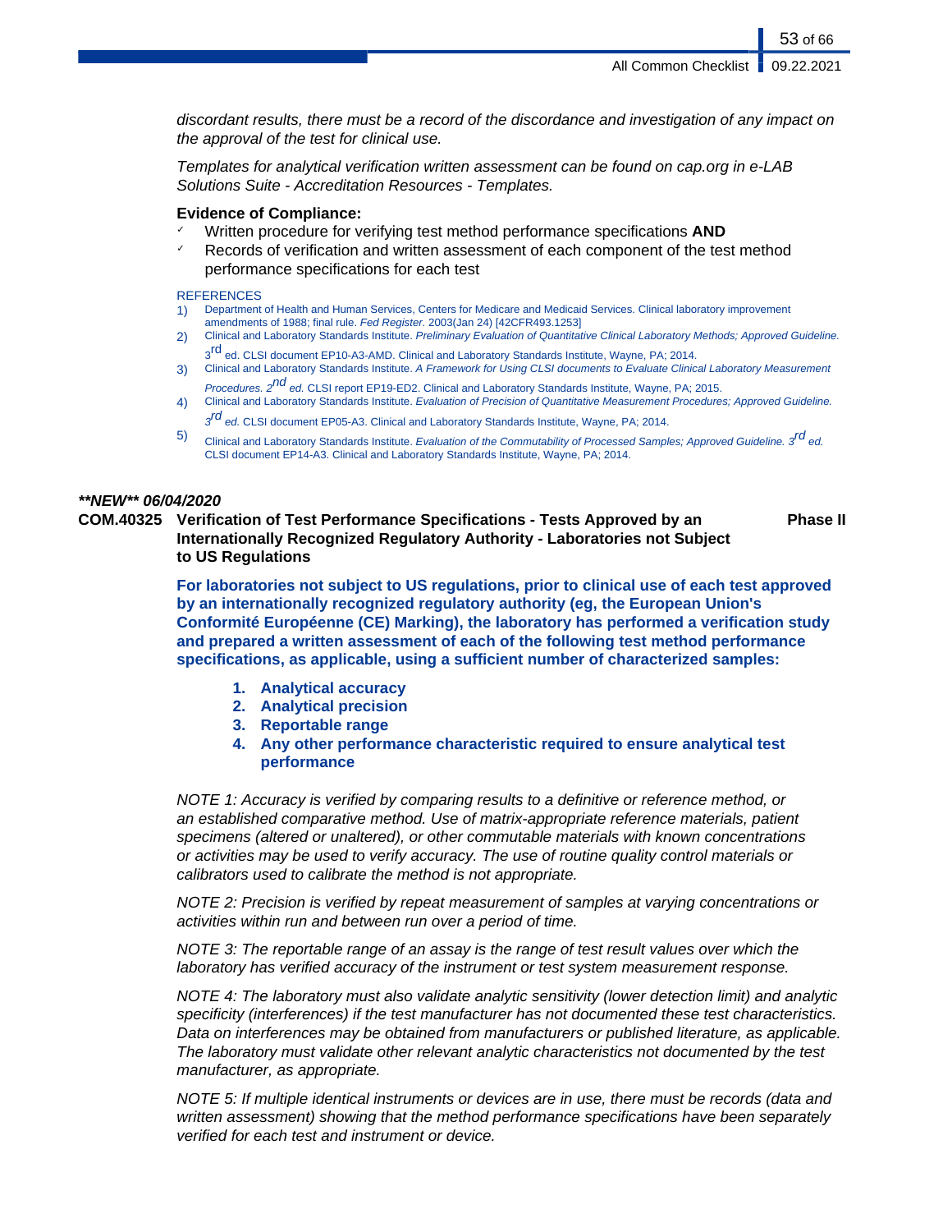*discordant results, there must be a record of the discordance and investigation of any impact on the approval of the test for clinical use.*

*Templates for analytical verification written assessment can be found on cap.org in e-LAB Solutions Suite - Accreditation Resources - Templates.*

**Evidence of Compliance:**

- ✓ Written procedure for verifying test method performance specifications **AND**
- ✓ Records of verification and written assessment of each component of the test method performance specifications for each test

REFERENCES

1) Department of Health and Human Services, Centers for Medicare and Medicaid Services. Clinical laboratory improvement amendments of 1988; final rule. *Fed Register.* 2003(Jan 24) [42CFR493.1253]
2) Clinical and Laboratory Standards Institute. *Preliminary Evaluation of Quantitative Clinical Laboratory Methods; Approved Guideline.* 3rd ed. CLSI document EP10-A3-AMD. Clinical and Laboratory Standards Institute, Wayne, PA; 2014.
3) Clinical and Laboratory Standards Institute. *A Framework for Using CLSI documents to Evaluate Clinical Laboratory Measurement Procedures. 2nd ed.* CLSI report EP19-ED2. Clinical and Laboratory Standards Institute, Wayne, PA; 2015.
4) Clinical and Laboratory Standards Institute. *Evaluation of Precision of Quantitative Measurement Procedures; Approved Guideline. 3rd ed.* CLSI document EP05-A3. Clinical and Laboratory Standards Institute, Wayne, PA; 2014.
5) Clinical and Laboratory Standards Institute. *Evaluation of the Commutability of Processed Samples; Approved Guideline. 3rd ed.* CLSI document EP14-A3. Clinical and Laboratory Standards Institute, Wayne, PA; 2014.

***\*\*NEW\*\* 06/04/2020***

**COM.40325 Verification of Test Performance Specifications - Tests Approved by an Internationally Recognized Regulatory Authority - Laboratories not Subject to US Regulations** — **Phase II**

**For laboratories not subject to US regulations, prior to clinical use of each test approved by an internationally recognized regulatory authority (eg, the European Union's Conformité Européenne (CE) Marking), the laboratory has performed a verification study and prepared a written assessment of each of the following test method performance specifications, as applicable, using a sufficient number of characterized samples:**

1. **Analytical accuracy**
2. **Analytical precision**
3. **Reportable range**
4. **Any other performance characteristic required to ensure analytical test performance**

*NOTE 1: Accuracy is verified by comparing results to a definitive or reference method, or an established comparative method. Use of matrix-appropriate reference materials, patient specimens (altered or unaltered), or other commutable materials with known concentrations or activities may be used to verify accuracy. The use of routine quality control materials or calibrators used to calibrate the method is not appropriate.*

*NOTE 2: Precision is verified by repeat measurement of samples at varying concentrations or activities within run and between run over a period of time.*

*NOTE 3: The reportable range of an assay is the range of test result values over which the laboratory has verified accuracy of the instrument or test system measurement response.*

*NOTE 4: The laboratory must also validate analytic sensitivity (lower detection limit) and analytic specificity (interferences) if the test manufacturer has not documented these test characteristics. Data on interferences may be obtained from manufacturers or published literature, as applicable. The laboratory must validate other relevant analytic characteristics not documented by the test manufacturer, as appropriate.*

*NOTE 5: If multiple identical instruments or devices are in use, there must be records (data and written assessment) showing that the method performance specifications have been separately verified for each test and instrument or device.*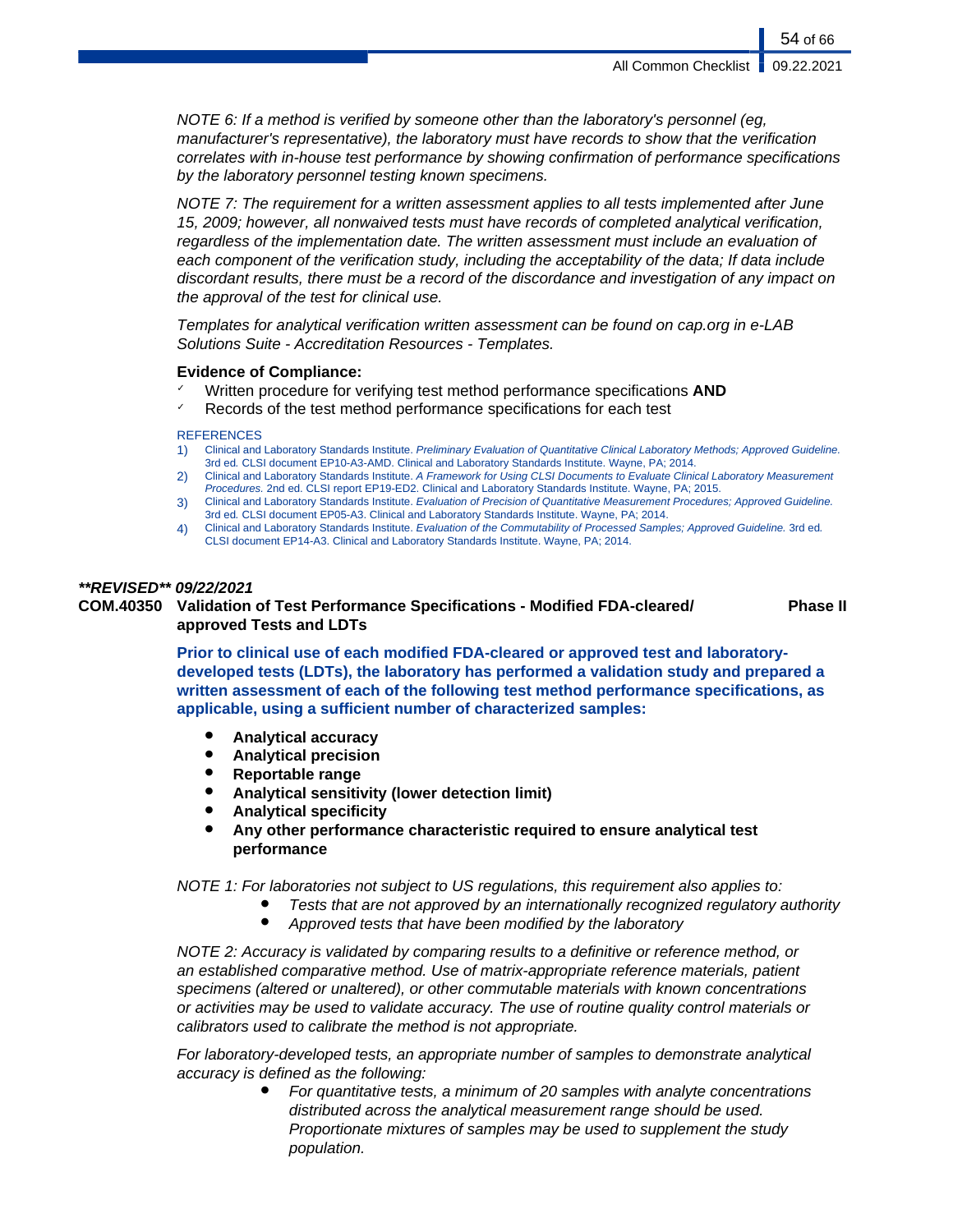*NOTE 6: If a method is verified by someone other than the laboratory's personnel (eg, manufacturer's representative), the laboratory must have records to show that the verification correlates with in-house test performance by showing confirmation of performance specifications by the laboratory personnel testing known specimens.*

*NOTE 7: The requirement for a written assessment applies to all tests implemented after June 15, 2009; however, all nonwaived tests must have records of completed analytical verification, regardless of the implementation date. The written assessment must include an evaluation of each component of the verification study, including the acceptability of the data; If data include discordant results, there must be a record of the discordance and investigation of any impact on the approval of the test for clinical use.*

*Templates for analytical verification written assessment can be found on cap.org in e-LAB Solutions Suite - Accreditation Resources - Templates.*

**Evidence of Compliance:**

- ✓ Written procedure for verifying test method performance specifications **AND**
- ✓ Records of the test method performance specifications for each test

REFERENCES

1) Clinical and Laboratory Standards Institute. *Preliminary Evaluation of Quantitative Clinical Laboratory Methods; Approved Guideline.* 3rd ed. CLSI document EP10-A3-AMD. Clinical and Laboratory Standards Institute. Wayne, PA; 2014.
2) Clinical and Laboratory Standards Institute. *A Framework for Using CLSI Documents to Evaluate Clinical Laboratory Measurement Procedures.* 2nd ed. CLSI report EP19-ED2. Clinical and Laboratory Standards Institute. Wayne, PA; 2015.
3) Clinical and Laboratory Standards Institute. *Evaluation of Precision of Quantitative Measurement Procedures; Approved Guideline.* 3rd ed. CLSI document EP05-A3. Clinical and Laboratory Standards Institute. Wayne, PA; 2014.
4) Clinical and Laboratory Standards Institute. *Evaluation of the Commutability of Processed Samples; Approved Guideline.* 3rd ed. CLSI document EP14-A3. Clinical and Laboratory Standards Institute. Wayne, PA; 2014.

***\*\*REVISED\*\* 09/22/2021***

**COM.40350 Validation of Test Performance Specifications - Modified FDA-cleared/ approved Tests and LDTs** — **Phase II**

**Prior to clinical use of each modified FDA-cleared or approved test and laboratory-developed tests (LDTs), the laboratory has performed a validation study and prepared a written assessment of each of the following test method performance specifications, as applicable, using a sufficient number of characterized samples:**

- **Analytical accuracy**
- **Analytical precision**
- **Reportable range**
- **Analytical sensitivity (lower detection limit)**
- **Analytical specificity**
- **Any other performance characteristic required to ensure analytical test performance**

*NOTE 1: For laboratories not subject to US regulations, this requirement also applies to:*

- *Tests that are not approved by an internationally recognized regulatory authority*
- *Approved tests that have been modified by the laboratory*

*NOTE 2: Accuracy is validated by comparing results to a definitive or reference method, or an established comparative method. Use of matrix-appropriate reference materials, patient specimens (altered or unaltered), or other commutable materials with known concentrations or activities may be used to validate accuracy. The use of routine quality control materials or calibrators used to calibrate the method is not appropriate.*

*For laboratory-developed tests, an appropriate number of samples to demonstrate analytical accuracy is defined as the following:*

- *For quantitative tests, a minimum of 20 samples with analyte concentrations distributed across the analytical measurement range should be used. Proportionate mixtures of samples may be used to supplement the study population.*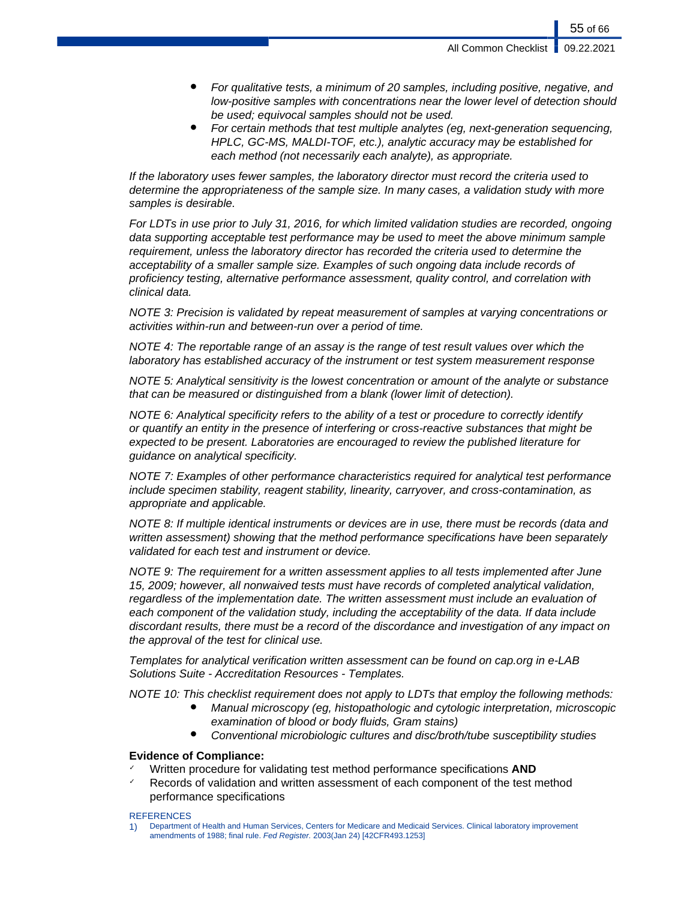- *For qualitative tests, a minimum of 20 samples, including positive, negative, and low-positive samples with concentrations near the lower level of detection should be used; equivocal samples should not be used.*
- *For certain methods that test multiple analytes (eg, next-generation sequencing, HPLC, GC-MS, MALDI-TOF, etc.), analytic accuracy may be established for each method (not necessarily each analyte), as appropriate.*

*If the laboratory uses fewer samples, the laboratory director must record the criteria used to determine the appropriateness of the sample size. In many cases, a validation study with more samples is desirable.*

*For LDTs in use prior to July 31, 2016, for which limited validation studies are recorded, ongoing data supporting acceptable test performance may be used to meet the above minimum sample requirement, unless the laboratory director has recorded the criteria used to determine the acceptability of a smaller sample size. Examples of such ongoing data include records of proficiency testing, alternative performance assessment, quality control, and correlation with clinical data.*

*NOTE 3: Precision is validated by repeat measurement of samples at varying concentrations or activities within-run and between-run over a period of time.*

*NOTE 4: The reportable range of an assay is the range of test result values over which the laboratory has established accuracy of the instrument or test system measurement response*

*NOTE 5: Analytical sensitivity is the lowest concentration or amount of the analyte or substance that can be measured or distinguished from a blank (lower limit of detection).*

*NOTE 6: Analytical specificity refers to the ability of a test or procedure to correctly identify or quantify an entity in the presence of interfering or cross-reactive substances that might be expected to be present. Laboratories are encouraged to review the published literature for guidance on analytical specificity.*

*NOTE 7: Examples of other performance characteristics required for analytical test performance include specimen stability, reagent stability, linearity, carryover, and cross-contamination, as appropriate and applicable.*

*NOTE 8: If multiple identical instruments or devices are in use, there must be records (data and written assessment) showing that the method performance specifications have been separately validated for each test and instrument or device.*

*NOTE 9: The requirement for a written assessment applies to all tests implemented after June 15, 2009; however, all nonwaived tests must have records of completed analytical validation, regardless of the implementation date. The written assessment must include an evaluation of each component of the validation study, including the acceptability of the data. If data include discordant results, there must be a record of the discordance and investigation of any impact on the approval of the test for clinical use.*

*Templates for analytical verification written assessment can be found on cap.org in e-LAB Solutions Suite - Accreditation Resources - Templates.*

*NOTE 10: This checklist requirement does not apply to LDTs that employ the following methods:*

- *Manual microscopy (eg, histopathologic and cytologic interpretation, microscopic examination of blood or body fluids, Gram stains)*
- *Conventional microbiologic cultures and disc/broth/tube susceptibility studies*

**Evidence of Compliance:**

- ✓ Written procedure for validating test method performance specifications **AND**
- ✓ Records of validation and written assessment of each component of the test method performance specifications

REFERENCES

1) Department of Health and Human Services, Centers for Medicare and Medicaid Services. Clinical laboratory improvement amendments of 1988; final rule. *Fed Register.* 2003(Jan 24) [42CFR493.1253]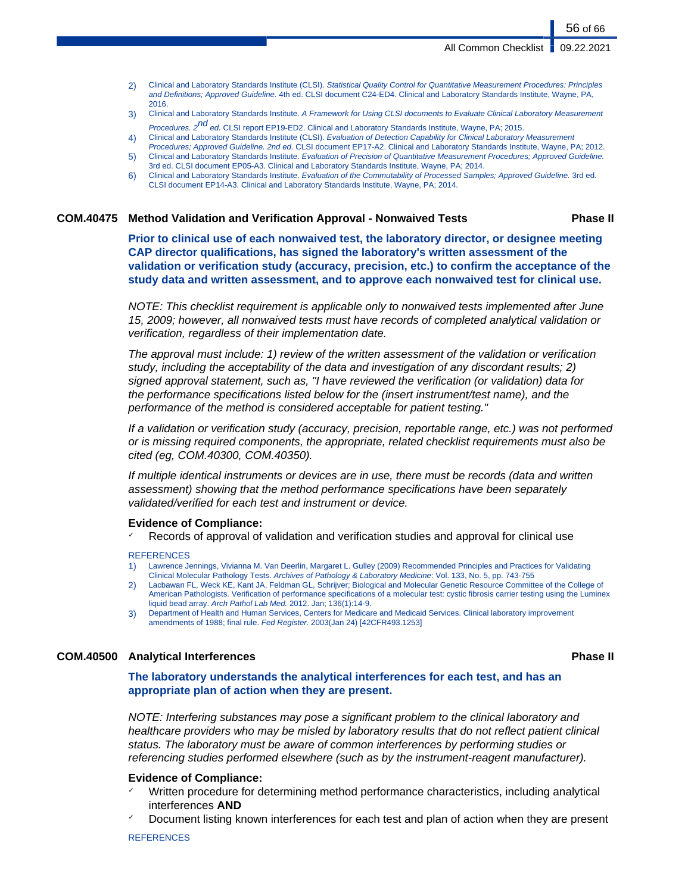2) Clinical and Laboratory Standards Institute (CLSI). *Statistical Quality Control for Quantitative Measurement Procedures: Principles and Definitions; Approved Guideline.* 4th ed. CLSI document C24-ED4. Clinical and Laboratory Standards Institute, Wayne, PA, 2016.
3) Clinical and Laboratory Standards Institute. *A Framework for Using CLSI documents to Evaluate Clinical Laboratory Measurement Procedures. 2nd ed.* CLSI report EP19-ED2. Clinical and Laboratory Standards Institute, Wayne, PA; 2015.
4) Clinical and Laboratory Standards Institute (CLSI). *Evaluation of Detection Capability for Clinical Laboratory Measurement Procedures; Approved Guideline. 2nd ed.* CLSI document EP17-A2. Clinical and Laboratory Standards Institute, Wayne, PA; 2012.
5) Clinical and Laboratory Standards Institute. *Evaluation of Precision of Quantitative Measurement Procedures; Approved Guideline.* 3rd ed. CLSI document EP05-A3. Clinical and Laboratory Standards Institute, Wayne, PA; 2014.
6) Clinical and Laboratory Standards Institute. *Evaluation of the Commutability of Processed Samples; Approved Guideline.* 3rd ed. CLSI document EP14-A3. Clinical and Laboratory Standards Institute, Wayne, PA; 2014.

### COM.40475 Method Validation and Verification Approval - Nonwaived Tests — Phase II

**Prior to clinical use of each nonwaived test, the laboratory director, or designee meeting CAP director qualifications, has signed the laboratory's written assessment of the validation or verification study (accuracy, precision, etc.) to confirm the acceptance of the study data and written assessment, and to approve each nonwaived test for clinical use.**

*NOTE: This checklist requirement is applicable only to nonwaived tests implemented after June 15, 2009; however, all nonwaived tests must have records of completed analytical validation or verification, regardless of their implementation date.*

*The approval must include: 1) review of the written assessment of the validation or verification study, including the acceptability of the data and investigation of any discordant results; 2) signed approval statement, such as, "I have reviewed the verification (or validation) data for the performance specifications listed below for the (insert instrument/test name), and the performance of the method is considered acceptable for patient testing."*

*If a validation or verification study (accuracy, precision, reportable range, etc.) was not performed or is missing required components, the appropriate, related checklist requirements must also be cited (eg, COM.40300, COM.40350).*

*If multiple identical instruments or devices are in use, there must be records (data and written assessment) showing that the method performance specifications have been separately validated/verified for each test and instrument or device.*

**Evidence of Compliance:**

- ✓ Records of approval of validation and verification studies and approval for clinical use

REFERENCES

1) Lawrence Jennings, Vivianna M. Van Deerlin, Margaret L. Gulley (2009) Recommended Principles and Practices for Validating Clinical Molecular Pathology Tests. *Archives of Pathology & Laboratory Medicine*: Vol. 133, No. 5, pp. 743-755
2) Lacbawan FL, Weck KE, Kant JA, Feldman GL, Schrijver; Biological and Molecular Genetic Resource Committee of the College of American Pathologists. Verification of performance specifications of a molecular test: cystic fibrosis carrier testing using the Luminex liquid bead array. *Arch Pathol Lab Med.* 2012. Jan; 136(1):14-9.
3) Department of Health and Human Services, Centers for Medicare and Medicaid Services. Clinical laboratory improvement amendments of 1988; final rule. *Fed Register.* 2003(Jan 24) [42CFR493.1253]

### COM.40500 Analytical Interferences — Phase II

**The laboratory understands the analytical interferences for each test, and has an appropriate plan of action when they are present.**

*NOTE: Interfering substances may pose a significant problem to the clinical laboratory and healthcare providers who may be misled by laboratory results that do not reflect patient clinical status. The laboratory must be aware of common interferences by performing studies or referencing studies performed elsewhere (such as by the instrument-reagent manufacturer).*

**Evidence of Compliance:**

- ✓ Written procedure for determining method performance characteristics, including analytical interferences **AND**
- ✓ Document listing known interferences for each test and plan of action when they are present

REFERENCES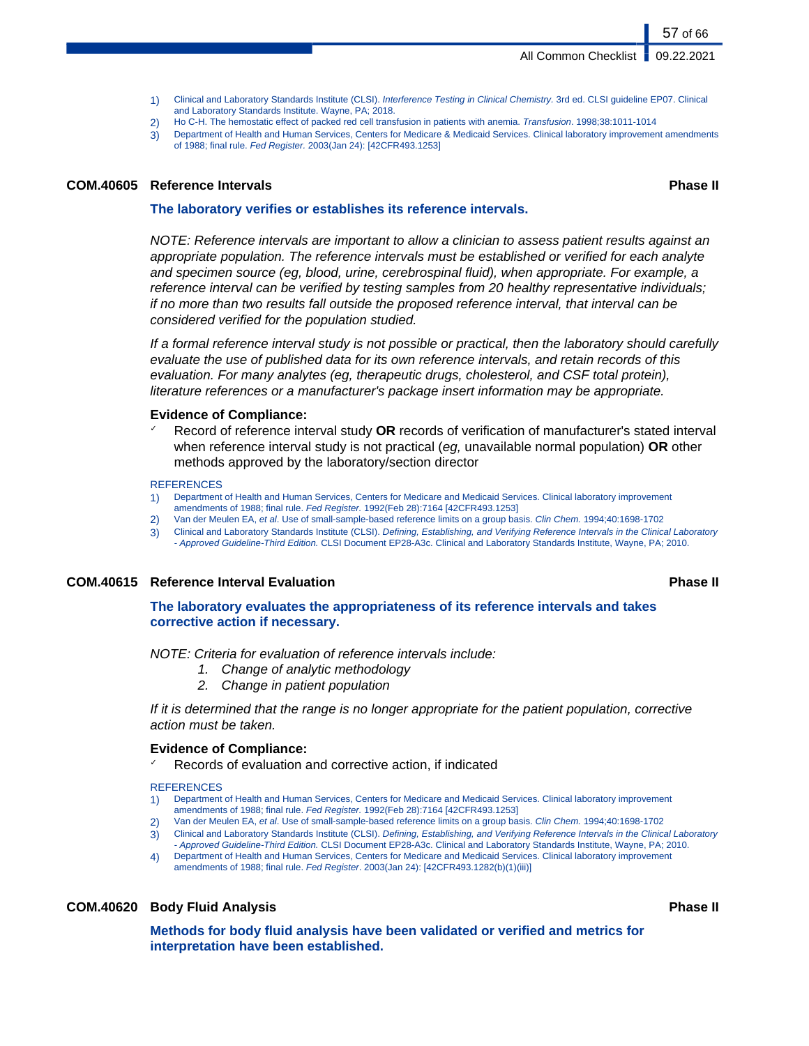1) Clinical and Laboratory Standards Institute (CLSI). *Interference Testing in Clinical Chemistry.* 3rd ed. CLSI guideline EP07. Clinical and Laboratory Standards Institute. Wayne, PA; 2018.
2) Ho C-H. The hemostatic effect of packed red cell transfusion in patients with anemia. *Transfusion*. 1998;38:1011-1014
3) Department of Health and Human Services, Centers for Medicare & Medicaid Services. Clinical laboratory improvement amendments of 1988; final rule. *Fed Register.* 2003(Jan 24): [42CFR493.1253]

### COM.40605 Reference Intervals — Phase II

**The laboratory verifies or establishes its reference intervals.**

*NOTE: Reference intervals are important to allow a clinician to assess patient results against an appropriate population. The reference intervals must be established or verified for each analyte and specimen source (eg, blood, urine, cerebrospinal fluid), when appropriate. For example, a reference interval can be verified by testing samples from 20 healthy representative individuals; if no more than two results fall outside the proposed reference interval, that interval can be considered verified for the population studied.*

*If a formal reference interval study is not possible or practical, then the laboratory should carefully evaluate the use of published data for its own reference intervals, and retain records of this evaluation. For many analytes (eg, therapeutic drugs, cholesterol, and CSF total protein), literature references or a manufacturer's package insert information may be appropriate.*

**Evidence of Compliance:**

- ✓ Record of reference interval study **OR** records of verification of manufacturer's stated interval when reference interval study is not practical (*eg,* unavailable normal population) **OR** other methods approved by the laboratory/section director

REFERENCES

1) Department of Health and Human Services, Centers for Medicare and Medicaid Services. Clinical laboratory improvement amendments of 1988; final rule. *Fed Register.* 1992(Feb 28):7164 [42CFR493.1253]
2) Van der Meulen EA, *et al*. Use of small-sample-based reference limits on a group basis. *Clin Chem.* 1994;40:1698-1702
3) Clinical and Laboratory Standards Institute (CLSI). *Defining, Establishing, and Verifying Reference Intervals in the Clinical Laboratory - Approved Guideline-Third Edition.* CLSI Document EP28-A3c. Clinical and Laboratory Standards Institute, Wayne, PA; 2010.

### COM.40615 Reference Interval Evaluation — Phase II

**The laboratory evaluates the appropriateness of its reference intervals and takes corrective action if necessary.**

*NOTE: Criteria for evaluation of reference intervals include:*

1. *Change of analytic methodology*
2. *Change in patient population*

*If it is determined that the range is no longer appropriate for the patient population, corrective action must be taken.*

**Evidence of Compliance:**

- ✓ Records of evaluation and corrective action, if indicated

REFERENCES

1) Department of Health and Human Services, Centers for Medicare and Medicaid Services. Clinical laboratory improvement amendments of 1988; final rule. *Fed Register.* 1992(Feb 28):7164 [42CFR493.1253]
2) Van der Meulen EA, *et al*. Use of small-sample-based reference limits on a group basis. *Clin Chem.* 1994;40:1698-1702
3) Clinical and Laboratory Standards Institute (CLSI). *Defining, Establishing, and Verifying Reference Intervals in the Clinical Laboratory - Approved Guideline-Third Edition.* CLSI Document EP28-A3c. Clinical and Laboratory Standards Institute, Wayne, PA; 2010.
4) Department of Health and Human Services, Centers for Medicare and Medicaid Services. Clinical laboratory improvement amendments of 1988; final rule. *Fed Register*. 2003(Jan 24): [42CFR493.1282(b)(1)(iii)]

### COM.40620 Body Fluid Analysis — Phase II

**Methods for body fluid analysis have been validated or verified and metrics for interpretation have been established.**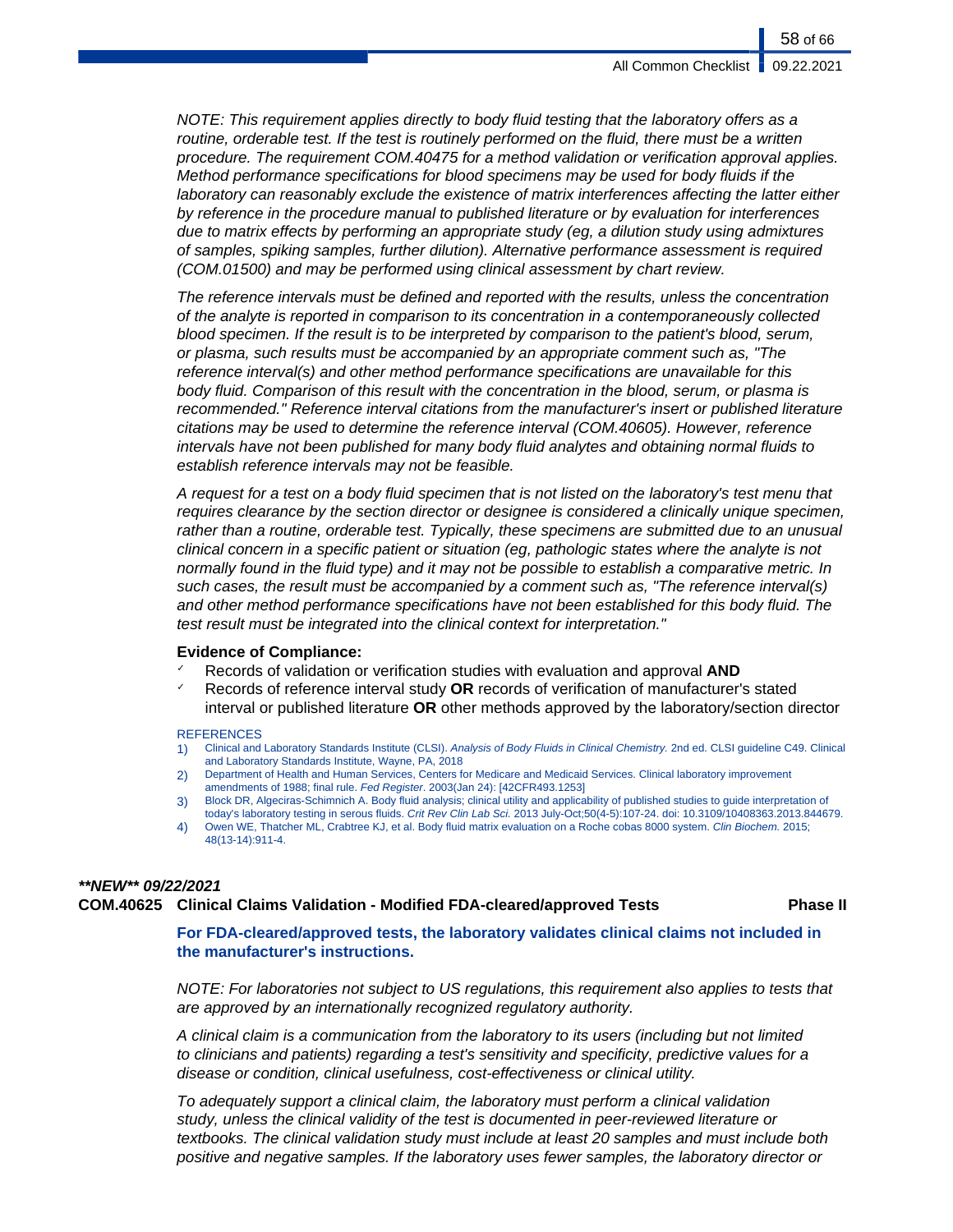*NOTE: This requirement applies directly to body fluid testing that the laboratory offers as a routine, orderable test. If the test is routinely performed on the fluid, there must be a written procedure. The requirement COM.40475 for a method validation or verification approval applies. Method performance specifications for blood specimens may be used for body fluids if the laboratory can reasonably exclude the existence of matrix interferences affecting the latter either by reference in the procedure manual to published literature or by evaluation for interferences due to matrix effects by performing an appropriate study (eg, a dilution study using admixtures of samples, spiking samples, further dilution). Alternative performance assessment is required (COM.01500) and may be performed using clinical assessment by chart review.*

*The reference intervals must be defined and reported with the results, unless the concentration of the analyte is reported in comparison to its concentration in a contemporaneously collected blood specimen. If the result is to be interpreted by comparison to the patient's blood, serum, or plasma, such results must be accompanied by an appropriate comment such as, "The reference interval(s) and other method performance specifications are unavailable for this body fluid. Comparison of this result with the concentration in the blood, serum, or plasma is recommended." Reference interval citations from the manufacturer's insert or published literature citations may be used to determine the reference interval (COM.40605). However, reference intervals have not been published for many body fluid analytes and obtaining normal fluids to establish reference intervals may not be feasible.*

*A request for a test on a body fluid specimen that is not listed on the laboratory's test menu that requires clearance by the section director or designee is considered a clinically unique specimen, rather than a routine, orderable test. Typically, these specimens are submitted due to an unusual clinical concern in a specific patient or situation (eg, pathologic states where the analyte is not normally found in the fluid type) and it may not be possible to establish a comparative metric. In such cases, the result must be accompanied by a comment such as, "The reference interval(s) and other method performance specifications have not been established for this body fluid. The test result must be integrated into the clinical context for interpretation."*

**Evidence of Compliance:**

- ✓ Records of validation or verification studies with evaluation and approval **AND**
- ✓ Records of reference interval study **OR** records of verification of manufacturer's stated interval or published literature **OR** other methods approved by the laboratory/section director

REFERENCES

1) Clinical and Laboratory Standards Institute (CLSI). *Analysis of Body Fluids in Clinical Chemistry.* 2nd ed. CLSI guideline C49. Clinical and Laboratory Standards Institute, Wayne, PA, 2018
2) Department of Health and Human Services, Centers for Medicare and Medicaid Services. Clinical laboratory improvement amendments of 1988; final rule. *Fed Register*. 2003(Jan 24): [42CFR493.1253]
3) Block DR, Algeciras-Schimnich A. Body fluid analysis; clinical utility and applicability of published studies to guide interpretation of today's laboratory testing in serous fluids. *Crit Rev Clin Lab Sci.* 2013 July-Oct;50(4-5):107-24. doi: 10.3109/10408363.2013.844679.
4) Owen WE, Thatcher ML, Crabtree KJ, et al. Body fluid matrix evaluation on a Roche cobas 8000 system. *Clin Biochem.* 2015; 48(13-14):911-4.

***\*\*NEW\*\* 09/22/2021***

### COM.40625 Clinical Claims Validation - Modified FDA-cleared/approved Tests — Phase II

**For FDA-cleared/approved tests, the laboratory validates clinical claims not included in the manufacturer's instructions.**

*NOTE: For laboratories not subject to US regulations, this requirement also applies to tests that are approved by an internationally recognized regulatory authority.*

*A clinical claim is a communication from the laboratory to its users (including but not limited to clinicians and patients) regarding a test's sensitivity and specificity, predictive values for a disease or condition, clinical usefulness, cost-effectiveness or clinical utility.*

*To adequately support a clinical claim, the laboratory must perform a clinical validation study, unless the clinical validity of the test is documented in peer-reviewed literature or textbooks. The clinical validation study must include at least 20 samples and must include both positive and negative samples. If the laboratory uses fewer samples, the laboratory director or*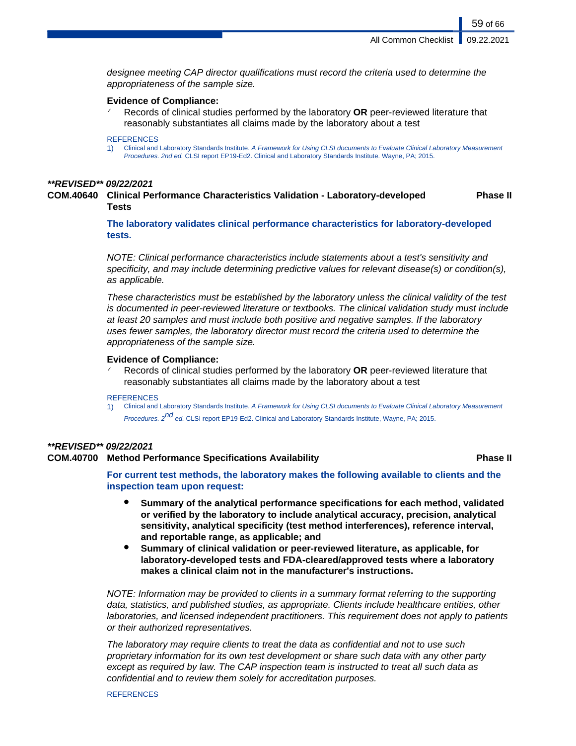*designee meeting CAP director qualifications must record the criteria used to determine the appropriateness of the sample size.*

**Evidence of Compliance:**

- ✓ Records of clinical studies performed by the laboratory **OR** peer-reviewed literature that reasonably substantiates all claims made by the laboratory about a test

REFERENCES

1) Clinical and Laboratory Standards Institute. *A Framework for Using CLSI documents to Evaluate Clinical Laboratory Measurement Procedures. 2nd ed.* CLSI report EP19-Ed2. Clinical and Laboratory Standards Institute. Wayne, PA; 2015.

***\*\*REVISED\*\* 09/22/2021***

**COM.40640 Clinical Performance Characteristics Validation - Laboratory-developed Tests** **Phase II**

**The laboratory validates clinical performance characteristics for laboratory-developed tests.**

*NOTE: Clinical performance characteristics include statements about a test's sensitivity and specificity, and may include determining predictive values for relevant disease(s) or condition(s), as applicable.*

*These characteristics must be established by the laboratory unless the clinical validity of the test is documented in peer-reviewed literature or textbooks. The clinical validation study must include at least 20 samples and must include both positive and negative samples. If the laboratory uses fewer samples, the laboratory director must record the criteria used to determine the appropriateness of the sample size.*

**Evidence of Compliance:**

- ✓ Records of clinical studies performed by the laboratory **OR** peer-reviewed literature that reasonably substantiates all claims made by the laboratory about a test

REFERENCES

1) Clinical and Laboratory Standards Institute. *A Framework for Using CLSI documents to Evaluate Clinical Laboratory Measurement Procedures. 2nd ed.* CLSI report EP19-Ed2. Clinical and Laboratory Standards Institute, Wayne, PA; 2015.

***\*\*REVISED\*\* 09/22/2021***

**COM.40700 Method Performance Specifications Availability** **Phase II**

**For current test methods, the laboratory makes the following available to clients and the inspection team upon request:**

- **Summary of the analytical performance specifications for each method, validated or verified by the laboratory to include analytical accuracy, precision, analytical sensitivity, analytical specificity (test method interferences), reference interval, and reportable range, as applicable; and**
- **Summary of clinical validation or peer-reviewed literature, as applicable, for laboratory-developed tests and FDA-cleared/approved tests where a laboratory makes a clinical claim not in the manufacturer's instructions.**

*NOTE: Information may be provided to clients in a summary format referring to the supporting data, statistics, and published studies, as appropriate. Clients include healthcare entities, other laboratories, and licensed independent practitioners. This requirement does not apply to patients or their authorized representatives.*

*The laboratory may require clients to treat the data as confidential and not to use such proprietary information for its own test development or share such data with any other party except as required by law. The CAP inspection team is instructed to treat all such data as confidential and to review them solely for accreditation purposes.*

REFERENCES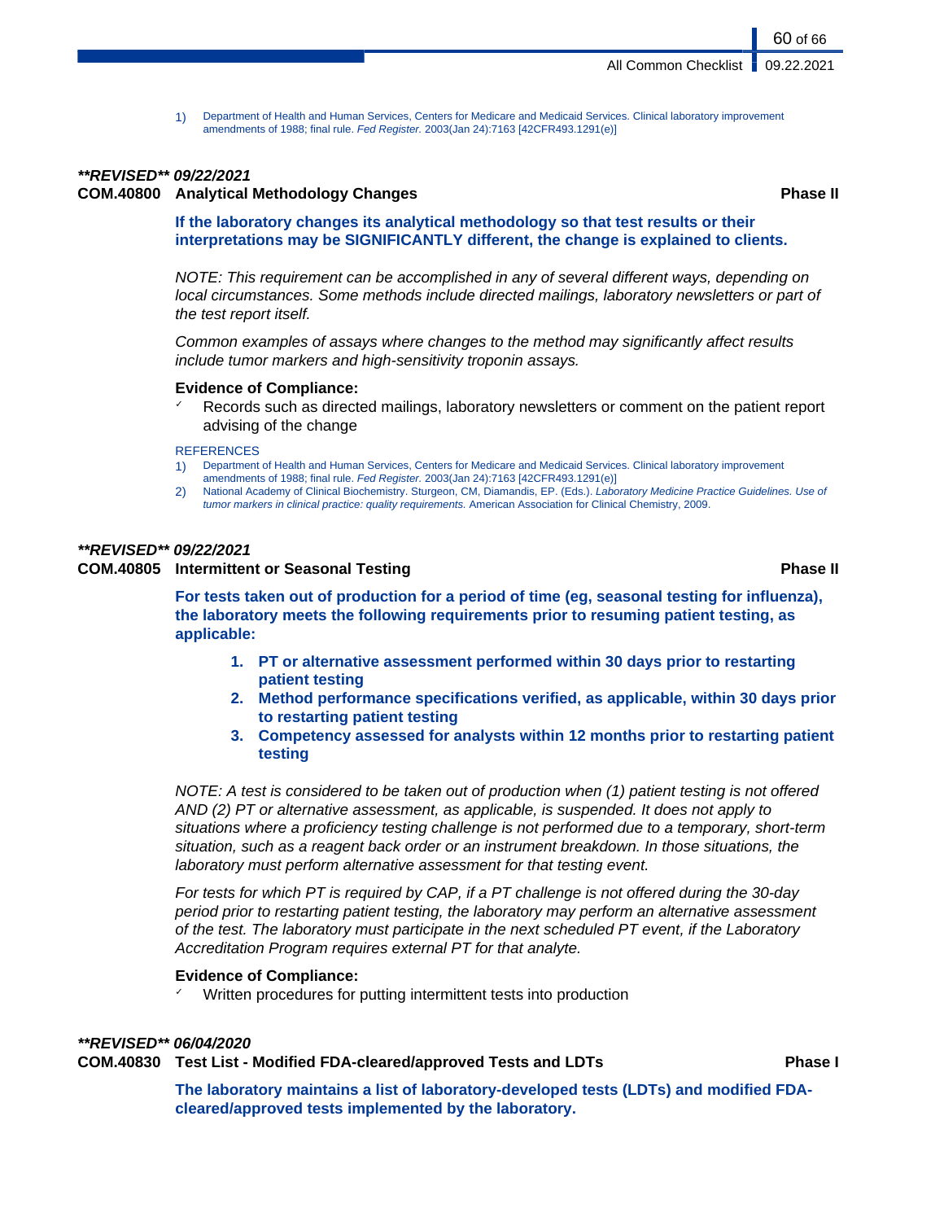1) Department of Health and Human Services, Centers for Medicare and Medicaid Services. Clinical laboratory improvement amendments of 1988; final rule. *Fed Register.* 2003(Jan 24):7163 [42CFR493.1291(e)]

***\*REVISED\** 09/22/2021**

### COM.40800 Analytical Methodology Changes — Phase II

**If the laboratory changes its analytical methodology so that test results or their interpretations may be SIGNIFICANTLY different, the change is explained to clients.**

*NOTE: This requirement can be accomplished in any of several different ways, depending on local circumstances. Some methods include directed mailings, laboratory newsletters or part of the test report itself.*

*Common examples of assays where changes to the method may significantly affect results include tumor markers and high-sensitivity troponin assays.*

**Evidence of Compliance:**

- ✓ Records such as directed mailings, laboratory newsletters or comment on the patient report advising of the change

REFERENCES

1) Department of Health and Human Services, Centers for Medicare and Medicaid Services. Clinical laboratory improvement amendments of 1988; final rule. *Fed Register.* 2003(Jan 24):7163 [42CFR493.1291(e)]
2) National Academy of Clinical Biochemistry. Sturgeon, CM, Diamandis, EP. (Eds.). *Laboratory Medicine Practice Guidelines. Use of tumor markers in clinical practice: quality requirements.* American Association for Clinical Chemistry, 2009.

***\*REVISED\** 09/22/2021**

### COM.40805 Intermittent or Seasonal Testing — Phase II

**For tests taken out of production for a period of time (eg, seasonal testing for influenza), the laboratory meets the following requirements prior to resuming patient testing, as applicable:**

1. **PT or alternative assessment performed within 30 days prior to restarting patient testing**
2. **Method performance specifications verified, as applicable, within 30 days prior to restarting patient testing**
3. **Competency assessed for analysts within 12 months prior to restarting patient testing**

*NOTE: A test is considered to be taken out of production when (1) patient testing is not offered AND (2) PT or alternative assessment, as applicable, is suspended. It does not apply to situations where a proficiency testing challenge is not performed due to a temporary, short-term situation, such as a reagent back order or an instrument breakdown. In those situations, the laboratory must perform alternative assessment for that testing event.*

*For tests for which PT is required by CAP, if a PT challenge is not offered during the 30-day period prior to restarting patient testing, the laboratory may perform an alternative assessment of the test. The laboratory must participate in the next scheduled PT event, if the Laboratory Accreditation Program requires external PT for that analyte.*

**Evidence of Compliance:**

- ✓ Written procedures for putting intermittent tests into production

***\*REVISED\** 06/04/2020**

### COM.40830 Test List - Modified FDA-cleared/approved Tests and LDTs — Phase I

**The laboratory maintains a list of laboratory-developed tests (LDTs) and modified FDA-cleared/approved tests implemented by the laboratory.**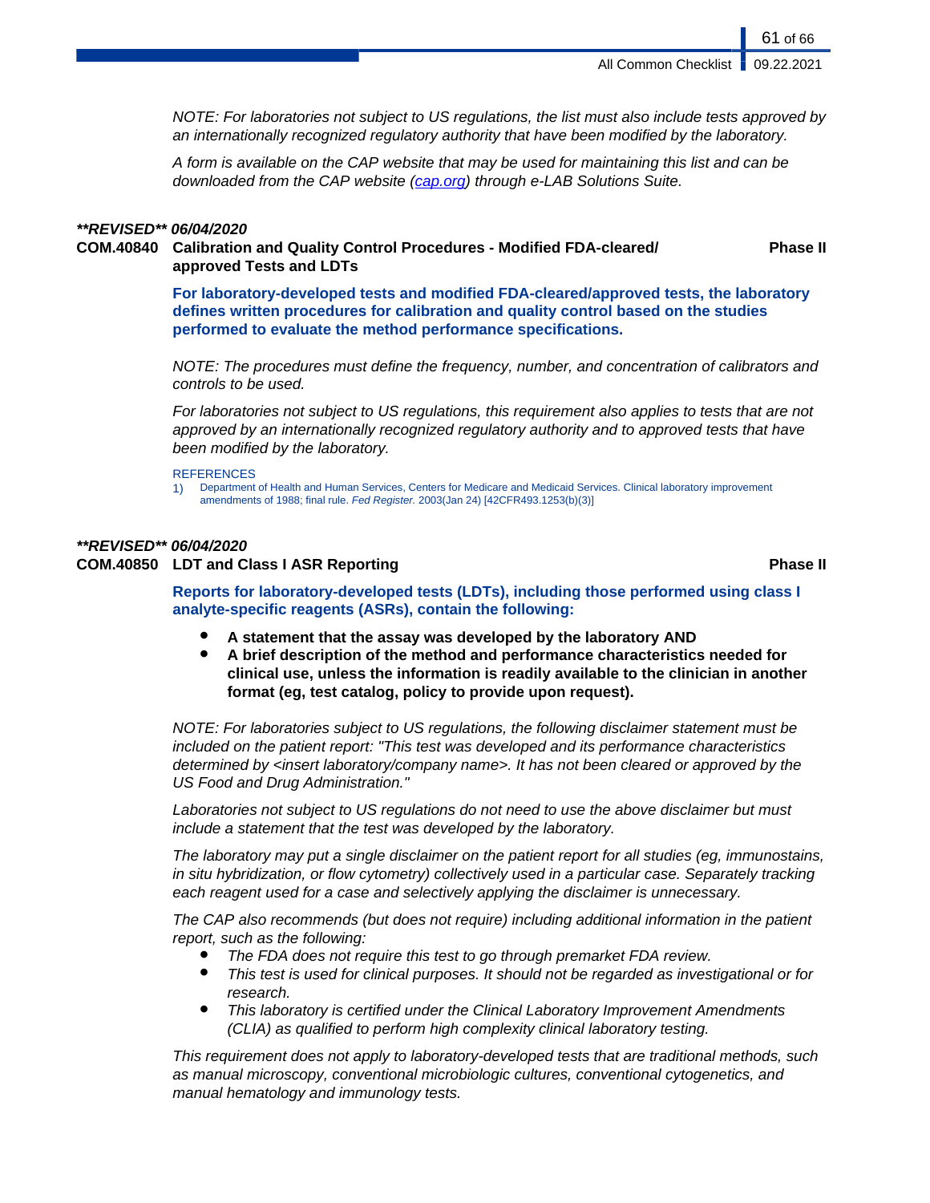*NOTE: For laboratories not subject to US regulations, the list must also include tests approved by an internationally recognized regulatory authority that have been modified by the laboratory.*

*A form is available on the CAP website that may be used for maintaining this list and can be downloaded from the CAP website (cap.org) through e-LAB Solutions Suite.*

***\*\*REVISED\*\* 06/04/2020***

**COM.40840 Calibration and Quality Control Procedures - Modified FDA-cleared/ approved Tests and LDTs** **Phase II**

**For laboratory-developed tests and modified FDA-cleared/approved tests, the laboratory defines written procedures for calibration and quality control based on the studies performed to evaluate the method performance specifications.**

*NOTE: The procedures must define the frequency, number, and concentration of calibrators and controls to be used.*

*For laboratories not subject to US regulations, this requirement also applies to tests that are not approved by an internationally recognized regulatory authority and to approved tests that have been modified by the laboratory.*

REFERENCES

1) Department of Health and Human Services, Centers for Medicare and Medicaid Services. Clinical laboratory improvement amendments of 1988; final rule. *Fed Register.* 2003(Jan 24) [42CFR493.1253(b)(3)]

***\*\*REVISED\*\* 06/04/2020***

**COM.40850 LDT and Class I ASR Reporting** **Phase II**

**Reports for laboratory-developed tests (LDTs), including those performed using class I analyte-specific reagents (ASRs), contain the following:**

- **A statement that the assay was developed by the laboratory AND**
- **A brief description of the method and performance characteristics needed for clinical use, unless the information is readily available to the clinician in another format (eg, test catalog, policy to provide upon request).**

*NOTE: For laboratories subject to US regulations, the following disclaimer statement must be included on the patient report: "This test was developed and its performance characteristics determined by <insert laboratory/company name>. It has not been cleared or approved by the US Food and Drug Administration."*

*Laboratories not subject to US regulations do not need to use the above disclaimer but must include a statement that the test was developed by the laboratory.*

*The laboratory may put a single disclaimer on the patient report for all studies (eg, immunostains, in situ hybridization, or flow cytometry) collectively used in a particular case. Separately tracking each reagent used for a case and selectively applying the disclaimer is unnecessary.*

*The CAP also recommends (but does not require) including additional information in the patient report, such as the following:*

- *The FDA does not require this test to go through premarket FDA review.*
- *This test is used for clinical purposes. It should not be regarded as investigational or for research.*
- *This laboratory is certified under the Clinical Laboratory Improvement Amendments (CLIA) as qualified to perform high complexity clinical laboratory testing.*

*This requirement does not apply to laboratory-developed tests that are traditional methods, such as manual microscopy, conventional microbiologic cultures, conventional cytogenetics, and manual hematology and immunology tests.*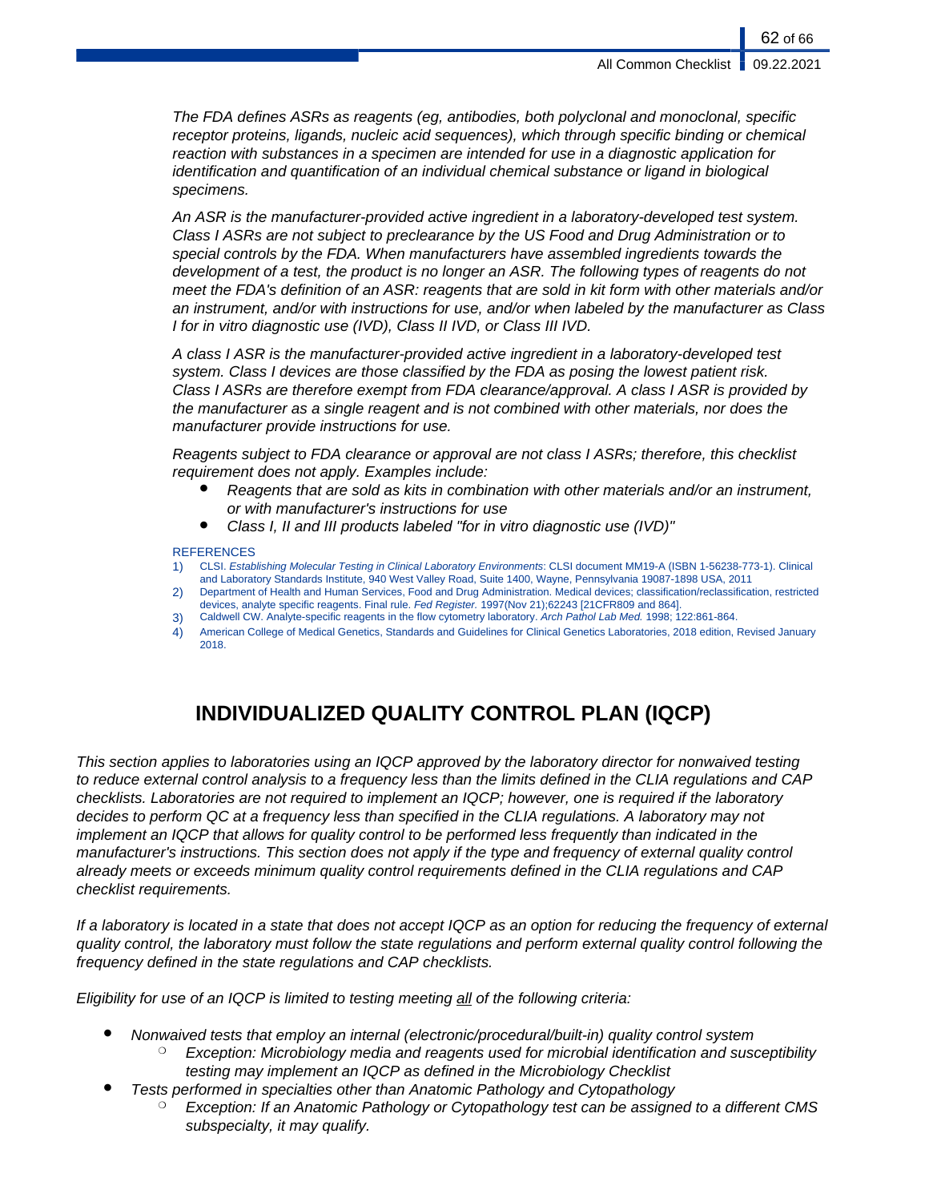*The FDA defines ASRs as reagents (eg, antibodies, both polyclonal and monoclonal, specific receptor proteins, ligands, nucleic acid sequences), which through specific binding or chemical reaction with substances in a specimen are intended for use in a diagnostic application for identification and quantification of an individual chemical substance or ligand in biological specimens.*

*An ASR is the manufacturer-provided active ingredient in a laboratory-developed test system. Class I ASRs are not subject to preclearance by the US Food and Drug Administration or to special controls by the FDA. When manufacturers have assembled ingredients towards the development of a test, the product is no longer an ASR. The following types of reagents do not meet the FDA's definition of an ASR: reagents that are sold in kit form with other materials and/or an instrument, and/or with instructions for use, and/or when labeled by the manufacturer as Class I for in vitro diagnostic use (IVD), Class II IVD, or Class III IVD.*

*A class I ASR is the manufacturer-provided active ingredient in a laboratory-developed test system. Class I devices are those classified by the FDA as posing the lowest patient risk. Class I ASRs are therefore exempt from FDA clearance/approval. A class I ASR is provided by the manufacturer as a single reagent and is not combined with other materials, nor does the manufacturer provide instructions for use.*

*Reagents subject to FDA clearance or approval are not class I ASRs; therefore, this checklist requirement does not apply. Examples include:*

- *Reagents that are sold as kits in combination with other materials and/or an instrument, or with manufacturer's instructions for use*
- *Class I, II and III products labeled "for in vitro diagnostic use (IVD)"*

REFERENCES

1) CLSI. *Establishing Molecular Testing in Clinical Laboratory Environments*: CLSI document MM19-A (ISBN 1-56238-773-1). Clinical and Laboratory Standards Institute, 940 West Valley Road, Suite 1400, Wayne, Pennsylvania 19087-1898 USA, 2011
2) Department of Health and Human Services, Food and Drug Administration. Medical devices; classification/reclassification, restricted devices, analyte specific reagents. Final rule. *Fed Register.* 1997(Nov 21);62243 [21CFR809 and 864].
3) Caldwell CW. Analyte-specific reagents in the flow cytometry laboratory. *Arch Pathol Lab Med.* 1998; 122:861-864.
4) American College of Medical Genetics, Standards and Guidelines for Clinical Genetics Laboratories, 2018 edition, Revised January 2018.

# INDIVIDUALIZED QUALITY CONTROL PLAN (IQCP)

*This section applies to laboratories using an IQCP approved by the laboratory director for nonwaived testing to reduce external control analysis to a frequency less than the limits defined in the CLIA regulations and CAP checklists. Laboratories are not required to implement an IQCP; however, one is required if the laboratory decides to perform QC at a frequency less than specified in the CLIA regulations. A laboratory may not implement an IQCP that allows for quality control to be performed less frequently than indicated in the manufacturer's instructions. This section does not apply if the type and frequency of external quality control already meets or exceeds minimum quality control requirements defined in the CLIA regulations and CAP checklist requirements.*

*If a laboratory is located in a state that does not accept IQCP as an option for reducing the frequency of external quality control, the laboratory must follow the state regulations and perform external quality control following the frequency defined in the state regulations and CAP checklists.*

*Eligibility for use of an IQCP is limited to testing meeting all of the following criteria:*

- *Nonwaived tests that employ an internal (electronic/procedural/built-in) quality control system*
  - *Exception: Microbiology media and reagents used for microbial identification and susceptibility testing may implement an IQCP as defined in the Microbiology Checklist*
- *Tests performed in specialties other than Anatomic Pathology and Cytopathology*
  - *Exception: If an Anatomic Pathology or Cytopathology test can be assigned to a different CMS subspecialty, it may qualify.*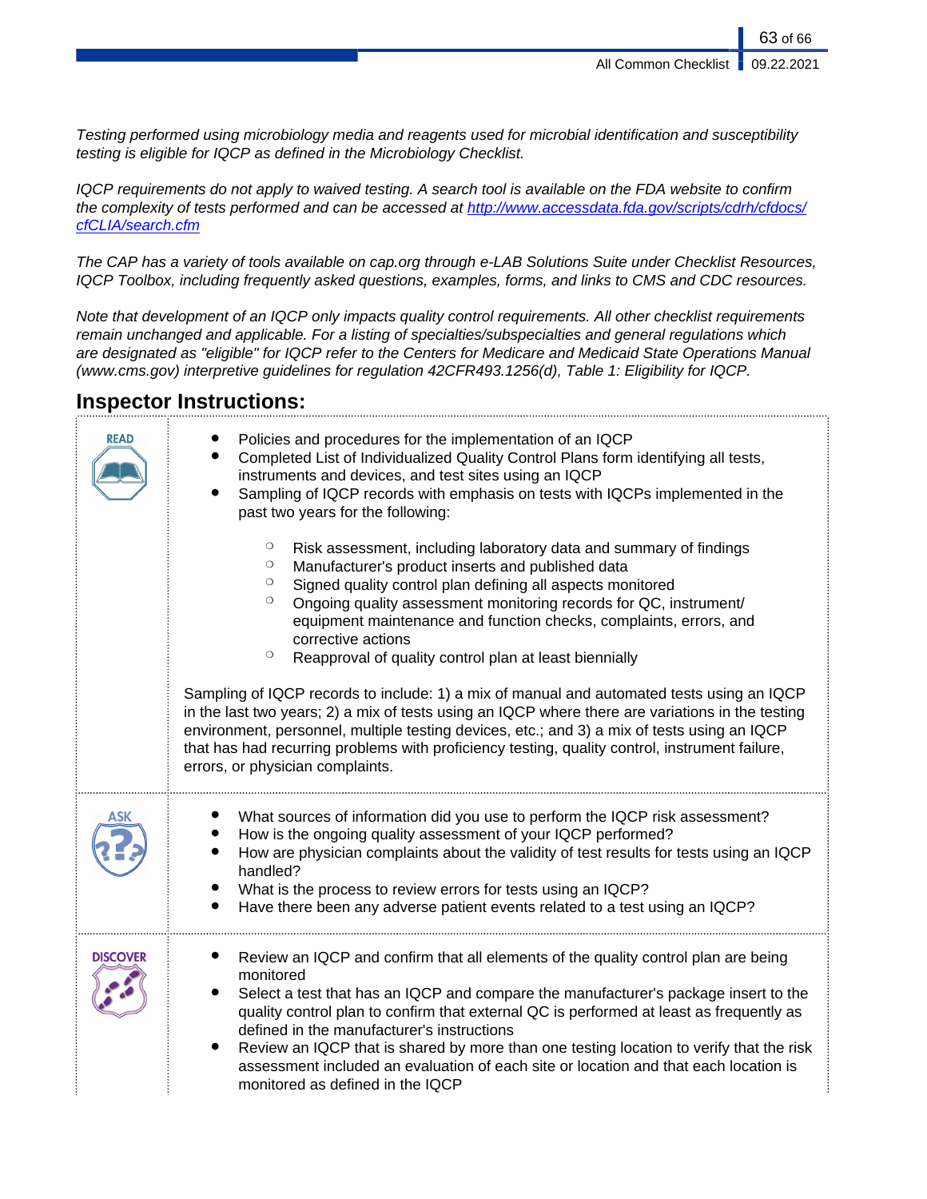*Testing performed using microbiology media and reagents used for microbial identification and susceptibility testing is eligible for IQCP as defined in the Microbiology Checklist.*

*IQCP requirements do not apply to waived testing. A search tool is available on the FDA website to confirm the complexity of tests performed and can be accessed at [http://www.accessdata.fda.gov/scripts/cdrh/cfdocs/cfCLIA/search.cfm](http://www.accessdata.fda.gov/scripts/cdrh/cfdocs/cfCLIA/search.cfm)*

*The CAP has a variety of tools available on cap.org through e-LAB Solutions Suite under Checklist Resources, IQCP Toolbox, including frequently asked questions, examples, forms, and links to CMS and CDC resources.*

*Note that development of an IQCP only impacts quality control requirements. All other checklist requirements remain unchanged and applicable. For a listing of specialties/subspecialties and general regulations which are designated as "eligible" for IQCP refer to the Centers for Medicare and Medicaid State Operations Manual (www.cms.gov) interpretive guidelines for regulation 42CFR493.1256(d), Table 1: Eligibility for IQCP.*

## Inspector Instructions:

**READ**

- Policies and procedures for the implementation of an IQCP
- Completed List of Individualized Quality Control Plans form identifying all tests, instruments and devices, and test sites using an IQCP
- Sampling of IQCP records with emphasis on tests with IQCPs implemented in the past two years for the following:
  - Risk assessment, including laboratory data and summary of findings
  - Manufacturer's product inserts and published data
  - Signed quality control plan defining all aspects monitored
  - Ongoing quality assessment monitoring records for QC, instrument/equipment maintenance and function checks, complaints, errors, and corrective actions
  - Reapproval of quality control plan at least biennially

Sampling of IQCP records to include: 1) a mix of manual and automated tests using an IQCP in the last two years; 2) a mix of tests using an IQCP where there are variations in the testing environment, personnel, multiple testing devices, etc.; and 3) a mix of tests using an IQCP that has had recurring problems with proficiency testing, quality control, instrument failure, errors, or physician complaints.

**ASK**

- What sources of information did you use to perform the IQCP risk assessment?
- How is the ongoing quality assessment of your IQCP performed?
- How are physician complaints about the validity of test results for tests using an IQCP handled?
- What is the process to review errors for tests using an IQCP?
- Have there been any adverse patient events related to a test using an IQCP?

**DISCOVER**

- Review an IQCP and confirm that all elements of the quality control plan are being monitored
- Select a test that has an IQCP and compare the manufacturer's package insert to the quality control plan to confirm that external QC is performed at least as frequently as defined in the manufacturer's instructions
- Review an IQCP that is shared by more than one testing location to verify that the risk assessment included an evaluation of each site or location and that each location is monitored as defined in the IQCP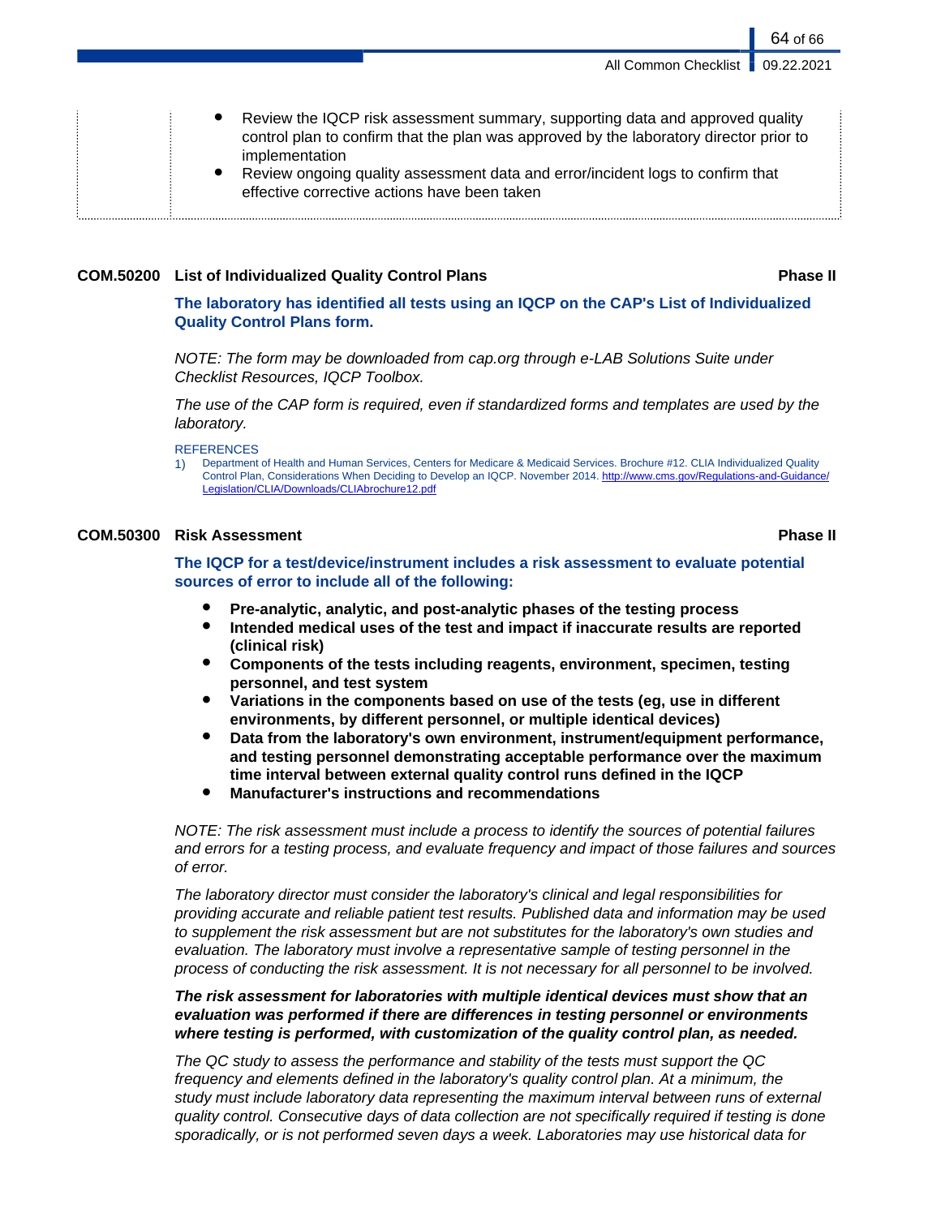- Review the IQCP risk assessment summary, supporting data and approved quality control plan to confirm that the plan was approved by the laboratory director prior to implementation
- Review ongoing quality assessment data and error/incident logs to confirm that effective corrective actions have been taken

### COM.50200 List of Individualized Quality Control Plans — Phase II

**The laboratory has identified all tests using an IQCP on the CAP's List of Individualized Quality Control Plans form.**

*NOTE: The form may be downloaded from cap.org through e-LAB Solutions Suite under Checklist Resources, IQCP Toolbox.*

*The use of the CAP form is required, even if standardized forms and templates are used by the laboratory.*

REFERENCES

1) Department of Health and Human Services, Centers for Medicare & Medicaid Services. Brochure #12. CLIA Individualized Quality Control Plan, Considerations When Deciding to Develop an IQCP. November 2014. http://www.cms.gov/Regulations-and-Guidance/Legislation/CLIA/Downloads/CLIAbrochure12.pdf

### COM.50300 Risk Assessment — Phase II

**The IQCP for a test/device/instrument includes a risk assessment to evaluate potential sources of error to include all of the following:**

- **Pre-analytic, analytic, and post-analytic phases of the testing process**
- **Intended medical uses of the test and impact if inaccurate results are reported (clinical risk)**
- **Components of the tests including reagents, environment, specimen, testing personnel, and test system**
- **Variations in the components based on use of the tests (eg, use in different environments, by different personnel, or multiple identical devices)**
- **Data from the laboratory's own environment, instrument/equipment performance, and testing personnel demonstrating acceptable performance over the maximum time interval between external quality control runs defined in the IQCP**
- **Manufacturer's instructions and recommendations**

*NOTE: The risk assessment must include a process to identify the sources of potential failures and errors for a testing process, and evaluate frequency and impact of those failures and sources of error.*

*The laboratory director must consider the laboratory's clinical and legal responsibilities for providing accurate and reliable patient test results. Published data and information may be used to supplement the risk assessment but are not substitutes for the laboratory's own studies and evaluation. The laboratory must involve a representative sample of testing personnel in the process of conducting the risk assessment. It is not necessary for all personnel to be involved.*

***The risk assessment for laboratories with multiple identical devices must show that an evaluation was performed if there are differences in testing personnel or environments where testing is performed, with customization of the quality control plan, as needed.***

*The QC study to assess the performance and stability of the tests must support the QC frequency and elements defined in the laboratory's quality control plan. At a minimum, the study must include laboratory data representing the maximum interval between runs of external quality control. Consecutive days of data collection are not specifically required if testing is done sporadically, or is not performed seven days a week. Laboratories may use historical data for*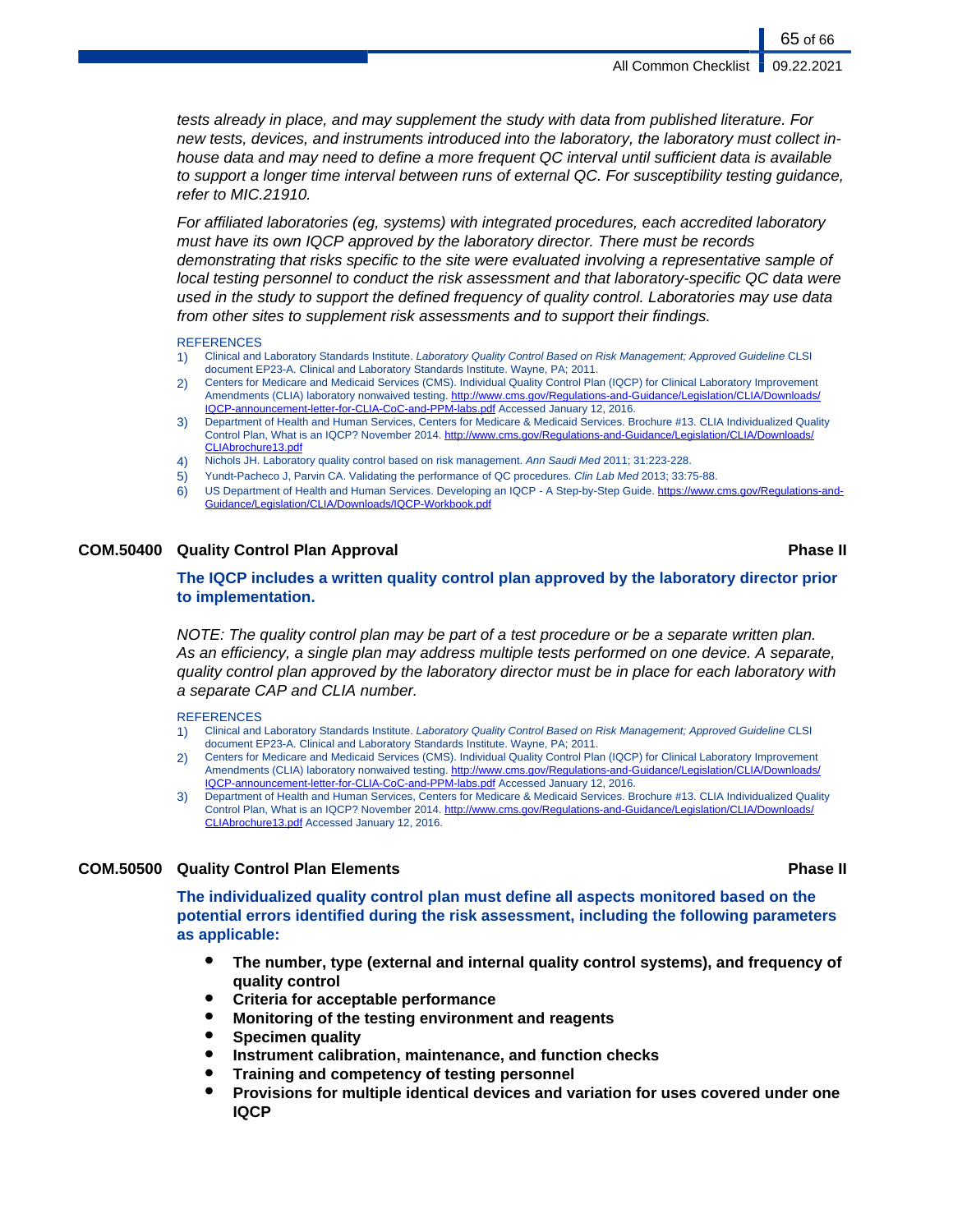*tests already in place, and may supplement the study with data from published literature. For new tests, devices, and instruments introduced into the laboratory, the laboratory must collect in-house data and may need to define a more frequent QC interval until sufficient data is available to support a longer time interval between runs of external QC. For susceptibility testing guidance, refer to MIC.21910.*

*For affiliated laboratories (eg, systems) with integrated procedures, each accredited laboratory must have its own IQCP approved by the laboratory director. There must be records demonstrating that risks specific to the site were evaluated involving a representative sample of local testing personnel to conduct the risk assessment and that laboratory-specific QC data were used in the study to support the defined frequency of quality control. Laboratories may use data from other sites to supplement risk assessments and to support their findings.*

REFERENCES

1) Clinical and Laboratory Standards Institute. *Laboratory Quality Control Based on Risk Management; Approved Guideline* CLSI document EP23-A. Clinical and Laboratory Standards Institute. Wayne, PA; 2011.
2) Centers for Medicare and Medicaid Services (CMS). Individual Quality Control Plan (IQCP) for Clinical Laboratory Improvement Amendments (CLIA) laboratory nonwaived testing. http://www.cms.gov/Regulations-and-Guidance/Legislation/CLIA/Downloads/IQCP-announcement-letter-for-CLIA-CoC-and-PPM-labs.pdf Accessed January 12, 2016.
3) Department of Health and Human Services, Centers for Medicare & Medicaid Services. Brochure #13. CLIA Individualized Quality Control Plan, What is an IQCP? November 2014. http://www.cms.gov/Regulations-and-Guidance/Legislation/CLIA/Downloads/CLIAbrochure13.pdf
4) Nichols JH. Laboratory quality control based on risk management. *Ann Saudi Med* 2011; 31:223-228.
5) Yundt-Pacheco J, Parvin CA. Validating the performance of QC procedures. *Clin Lab Med* 2013; 33:75-88.
6) US Department of Health and Human Services. Developing an IQCP - A Step-by-Step Guide. https://www.cms.gov/Regulations-and-Guidance/Legislation/CLIA/Downloads/IQCP-Workbook.pdf

## COM.50400 Quality Control Plan Approval — Phase II

**The IQCP includes a written quality control plan approved by the laboratory director prior to implementation.**

*NOTE: The quality control plan may be part of a test procedure or be a separate written plan. As an efficiency, a single plan may address multiple tests performed on one device. A separate, quality control plan approved by the laboratory director must be in place for each laboratory with a separate CAP and CLIA number.*

REFERENCES

1) Clinical and Laboratory Standards Institute. *Laboratory Quality Control Based on Risk Management; Approved Guideline* CLSI document EP23-A. Clinical and Laboratory Standards Institute. Wayne, PA; 2011.
2) Centers for Medicare and Medicaid Services (CMS). Individual Quality Control Plan (IQCP) for Clinical Laboratory Improvement Amendments (CLIA) laboratory nonwaived testing. http://www.cms.gov/Regulations-and-Guidance/Legislation/CLIA/Downloads/IQCP-announcement-letter-for-CLIA-CoC-and-PPM-labs.pdf Accessed January 12, 2016.
3) Department of Health and Human Services, Centers for Medicare & Medicaid Services. Brochure #13. CLIA Individualized Quality Control Plan, What is an IQCP? November 2014. http://www.cms.gov/Regulations-and-Guidance/Legislation/CLIA/Downloads/CLIAbrochure13.pdf Accessed January 12, 2016.

## COM.50500 Quality Control Plan Elements — Phase II

**The individualized quality control plan must define all aspects monitored based on the potential errors identified during the risk assessment, including the following parameters as applicable:**

- **The number, type (external and internal quality control systems), and frequency of quality control**
- **Criteria for acceptable performance**
- **Monitoring of the testing environment and reagents**
- **Specimen quality**
- **Instrument calibration, maintenance, and function checks**
- **Training and competency of testing personnel**
- **Provisions for multiple identical devices and variation for uses covered under one IQCP**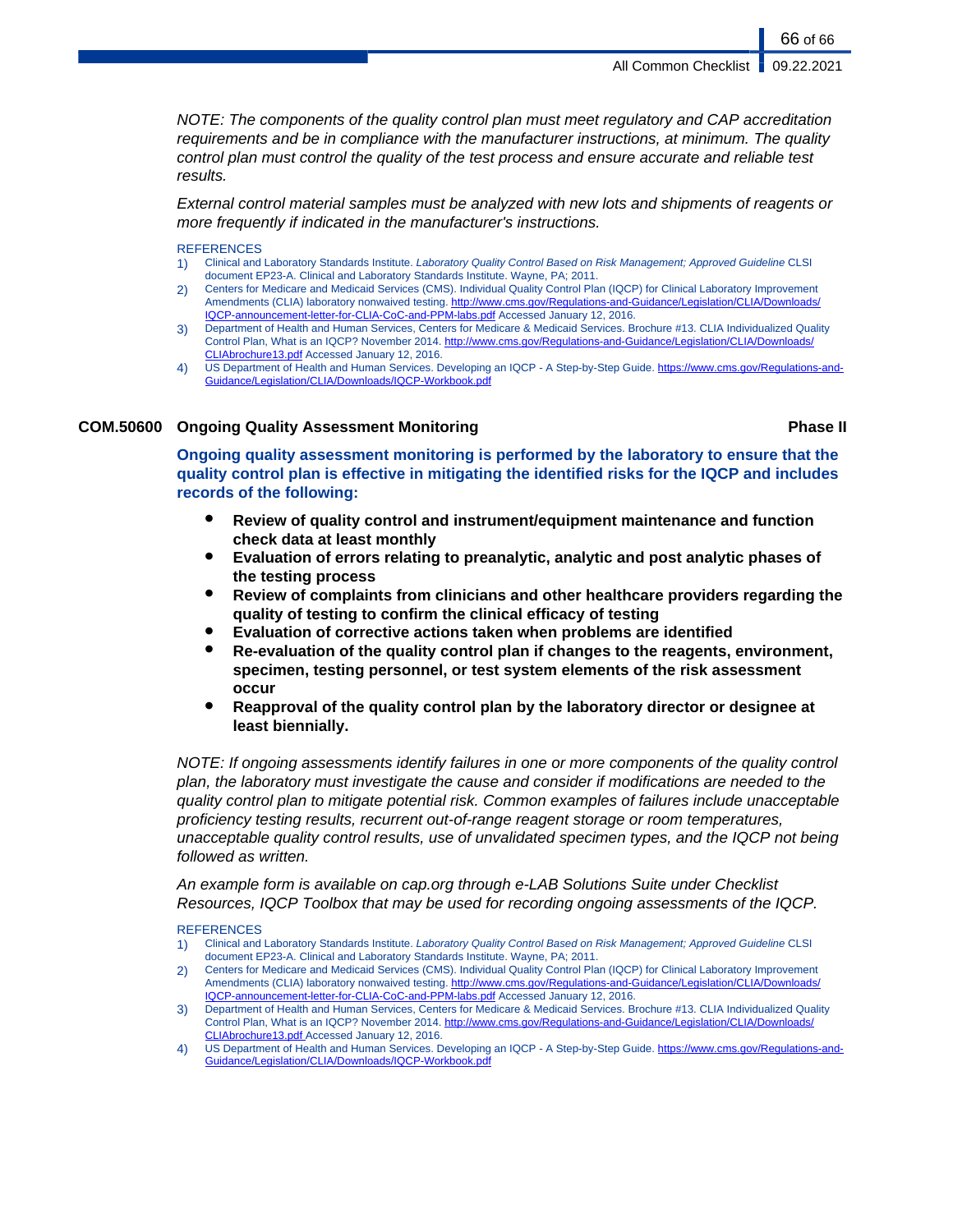*NOTE: The components of the quality control plan must meet regulatory and CAP accreditation requirements and be in compliance with the manufacturer instructions, at minimum. The quality control plan must control the quality of the test process and ensure accurate and reliable test results.*

*External control material samples must be analyzed with new lots and shipments of reagents or more frequently if indicated in the manufacturer's instructions.*

REFERENCES

1) Clinical and Laboratory Standards Institute. *Laboratory Quality Control Based on Risk Management; Approved Guideline* CLSI document EP23-A. Clinical and Laboratory Standards Institute. Wayne, PA; 2011.
2) Centers for Medicare and Medicaid Services (CMS). Individual Quality Control Plan (IQCP) for Clinical Laboratory Improvement Amendments (CLIA) laboratory nonwaived testing. http://www.cms.gov/Regulations-and-Guidance/Legislation/CLIA/Downloads/IQCP-announcement-letter-for-CLIA-CoC-and-PPM-labs.pdf Accessed January 12, 2016.
3) Department of Health and Human Services, Centers for Medicare & Medicaid Services. Brochure #13. CLIA Individualized Quality Control Plan, What is an IQCP? November 2014. http://www.cms.gov/Regulations-and-Guidance/Legislation/CLIA/Downloads/CLIAbrochure13.pdf Accessed January 12, 2016.
4) US Department of Health and Human Services. Developing an IQCP - A Step-by-Step Guide. https://www.cms.gov/Regulations-and-Guidance/Legislation/CLIA/Downloads/IQCP-Workbook.pdf

### COM.50600 Ongoing Quality Assessment Monitoring — Phase II

**Ongoing quality assessment monitoring is performed by the laboratory to ensure that the quality control plan is effective in mitigating the identified risks for the IQCP and includes records of the following:**

- **Review of quality control and instrument/equipment maintenance and function check data at least monthly**
- **Evaluation of errors relating to preanalytic, analytic and post analytic phases of the testing process**
- **Review of complaints from clinicians and other healthcare providers regarding the quality of testing to confirm the clinical efficacy of testing**
- **Evaluation of corrective actions taken when problems are identified**
- **Re-evaluation of the quality control plan if changes to the reagents, environment, specimen, testing personnel, or test system elements of the risk assessment occur**
- **Reapproval of the quality control plan by the laboratory director or designee at least biennially.**

*NOTE: If ongoing assessments identify failures in one or more components of the quality control plan, the laboratory must investigate the cause and consider if modifications are needed to the quality control plan to mitigate potential risk. Common examples of failures include unacceptable proficiency testing results, recurrent out-of-range reagent storage or room temperatures, unacceptable quality control results, use of unvalidated specimen types, and the IQCP not being followed as written.*

*An example form is available on cap.org through e-LAB Solutions Suite under Checklist Resources, IQCP Toolbox that may be used for recording ongoing assessments of the IQCP.*

REFERENCES

1) Clinical and Laboratory Standards Institute. *Laboratory Quality Control Based on Risk Management; Approved Guideline* CLSI document EP23-A. Clinical and Laboratory Standards Institute. Wayne, PA; 2011.
2) Centers for Medicare and Medicaid Services (CMS). Individual Quality Control Plan (IQCP) for Clinical Laboratory Improvement Amendments (CLIA) laboratory nonwaived testing. http://www.cms.gov/Regulations-and-Guidance/Legislation/CLIA/Downloads/IQCP-announcement-letter-for-CLIA-CoC-and-PPM-labs.pdf Accessed January 12, 2016.
3) Department of Health and Human Services, Centers for Medicare & Medicaid Services. Brochure #13. CLIA Individualized Quality Control Plan, What is an IQCP? November 2014. http://www.cms.gov/Regulations-and-Guidance/Legislation/CLIA/Downloads/CLIAbrochure13.pdf Accessed January 12, 2016.
4) US Department of Health and Human Services. Developing an IQCP - A Step-by-Step Guide. https://www.cms.gov/Regulations-and-Guidance/Legislation/CLIA/Downloads/IQCP-Workbook.pdf